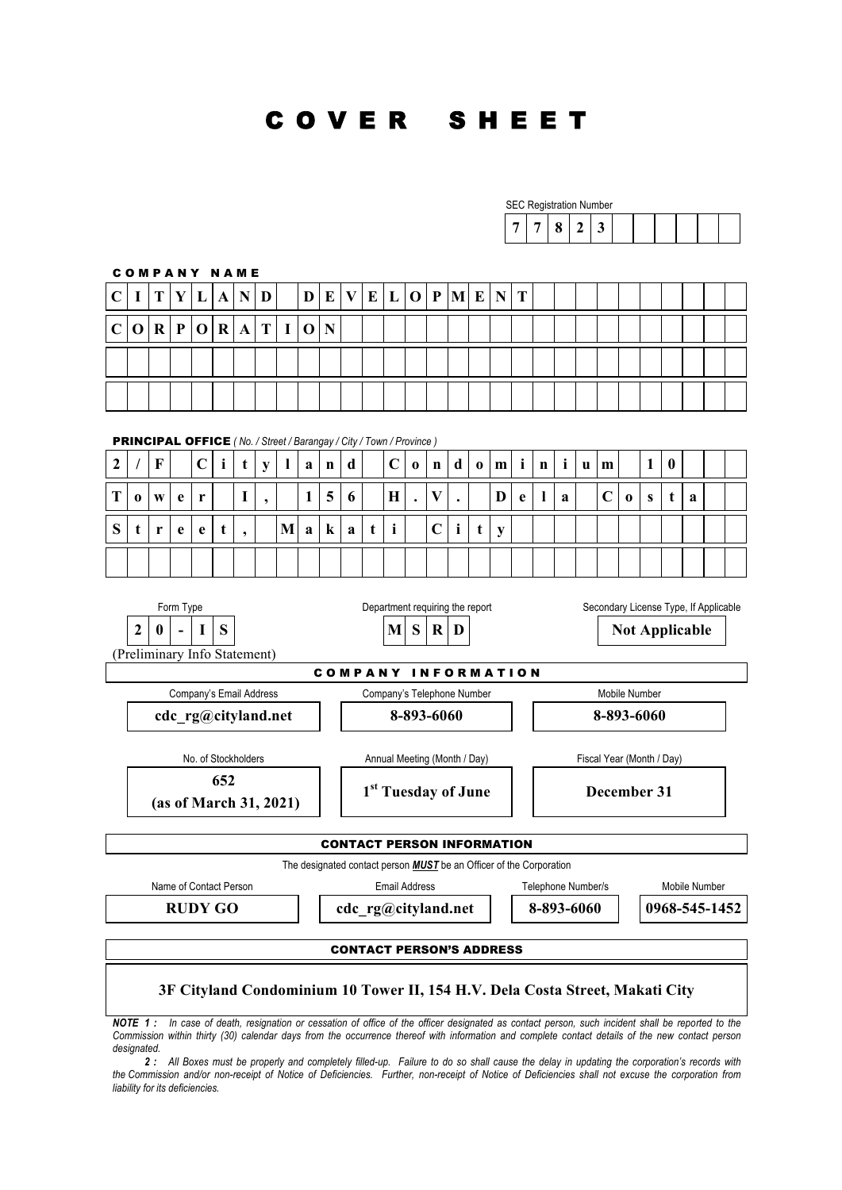# COVER SHEET

SEC Registration Number

**77823**

**COMPANY NAME**

**CITYLAND DEVELOPMENT CORPORATION**

**PRINCIPAL OFFICE** *( No. / Street / Barangay / City / Town / Province )*

**2/F Cityland Condominium 10 Tower I, 156 H.V. Dela Costa Street, Makati City**

| Form Type | Department requiring the report | Secondary License Type, If Applicable |
|---|---|---|
| **20-IS** (Preliminary Info Statement) | **MSRD** | **Not Applicable** |

**COMPANY INFORMATION**

| Company's Email Address | Company's Telephone Number | Mobile Number |
|---|---|---|
| **cdc_rg@cityland.net** | **8-893-6060** | **8-893-6060** |

| No. of Stockholders | Annual Meeting (Month / Day) | Fiscal Year (Month / Day) |
|---|---|---|
| **652 (as of March 31, 2021)** | **1st Tuesday of June** | **December 31** |

**CONTACT PERSON INFORMATION**

The designated contact person ***MUST*** be an Officer of the Corporation

| Name of Contact Person | Email Address | Telephone Number/s | Mobile Number |
|---|---|---|---|
| **RUDY GO** | **cdc_rg@cityland.net** | **8-893-6060** | **0968-545-1452** |

**CONTACT PERSON'S ADDRESS**

**3F Cityland Condominium 10 Tower II, 154 H.V. Dela Costa Street, Makati City**

***NOTE 1 :*** *In case of death, resignation or cessation of office of the officer designated as contact person, such incident shall be reported to the Commission within thirty (30) calendar days from the occurrence thereof with information and complete contact details of the new contact person designated.*

***2 :*** *All Boxes must be properly and completely filled-up. Failure to do so shall cause the delay in updating the corporation's records with the Commission and/or non-receipt of Notice of Deficiencies. Further, non-receipt of Notice of Deficiencies shall not excuse the corporation from liability for its deficiencies.*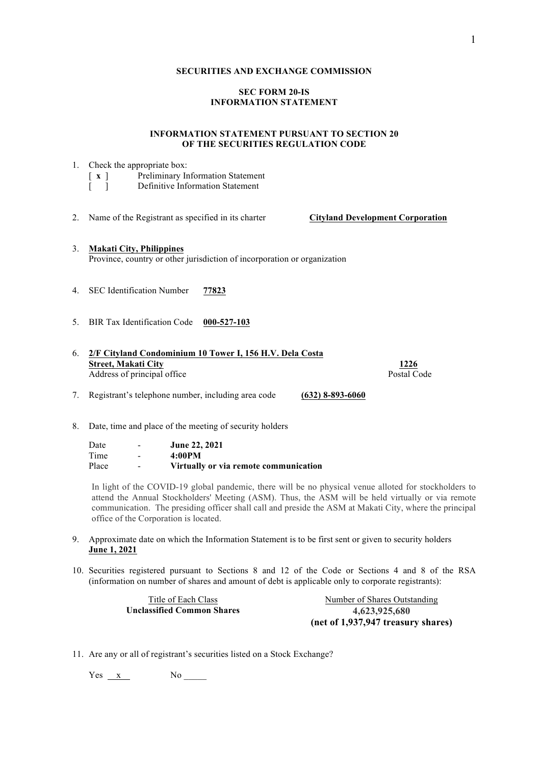**SECURITIES AND EXCHANGE COMMISSION**

**SEC FORM 20-IS**
**INFORMATION STATEMENT**

**INFORMATION STATEMENT PURSUANT TO SECTION 20**
**OF THE SECURITIES REGULATION CODE**

1. Check the appropriate box:
   [ **x** ] Preliminary Information Statement
   [ ] Definitive Information Statement

2. Name of the Registrant as specified in its charter **Cityland Development Corporation**

3. **Makati City, Philippines**
   Province, country or other jurisdiction of incorporation or organization

4. SEC Identification Number **77823**

5. BIR Tax Identification Code **000-527-103**

6. **2/F Cityland Condominium 10 Tower I, 156 H.V. Dela Costa Street, Makati City** **1226**
   Address of principal office Postal Code

7. Registrant's telephone number, including area code **(632) 8-893-6060**

8. Date, time and place of the meeting of security holders

   Date - **June 22, 2021**
   Time - **4:00PM**
   Place - **Virtually or via remote communication**

   In light of the COVID-19 global pandemic, there will be no physical venue alloted for stockholders to attend the Annual Stockholders' Meeting (ASM). Thus, the ASM will be held virtually or via remote communication. The presiding officer shall call and preside the ASM at Makati City, where the principal office of the Corporation is located.

9. Approximate date on which the Information Statement is to be first sent or given to security holders
   **June 1, 2021**

10. Securities registered pursuant to Sections 8 and 12 of the Code or Sections 4 and 8 of the RSA (information on number of shares and amount of debt is applicable only to corporate registrants):

| Title of Each Class | Number of Shares Outstanding |
|---|---|
| **Unclassified Common Shares** | **4,623,925,680** **(net of 1,937,947 treasury shares)** |

11. Are any or all of registrant's securities listed on a Stock Exchange?

    Yes x No _____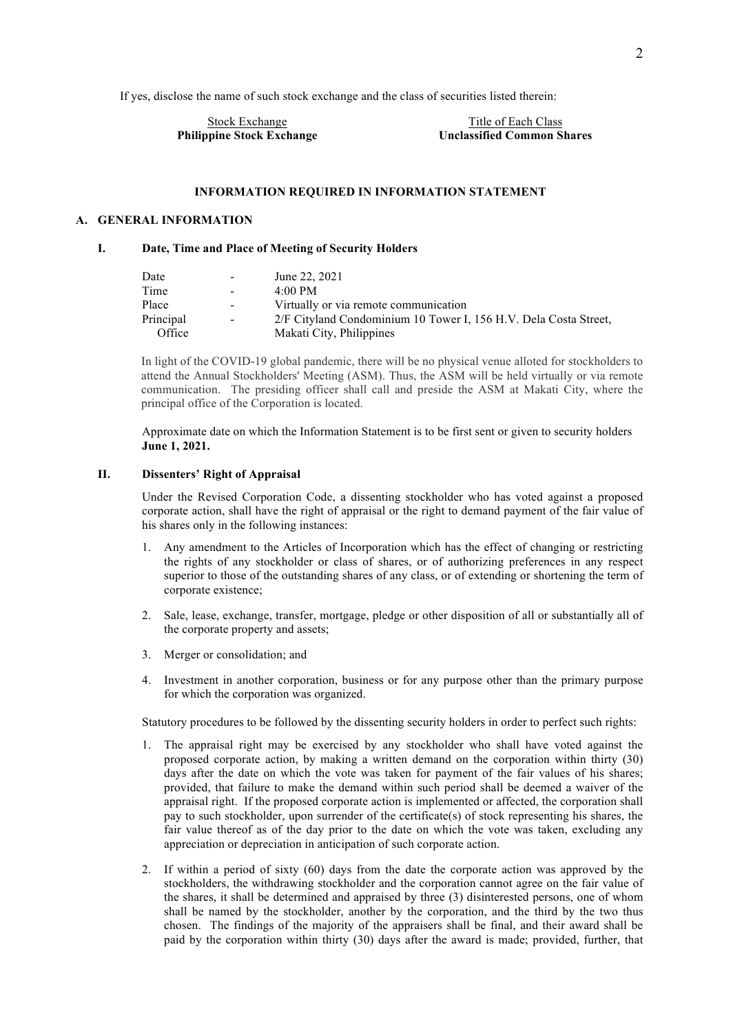If yes, disclose the name of such stock exchange and the class of securities listed therein:

| Stock Exchange | Title of Each Class |
|---|---|
| **Philippine Stock Exchange** | **Unclassified Common Shares** |

**INFORMATION REQUIRED IN INFORMATION STATEMENT**

## A. GENERAL INFORMATION

### I. Date, Time and Place of Meeting of Security Holders

| | | |
|---|---|---|
| Date | - | June 22, 2021 |
| Time | - | 4:00 PM |
| Place | - | Virtually or via remote communication |
| Principal Office | - | 2/F Cityland Condominium 10 Tower I, 156 H.V. Dela Costa Street, Makati City, Philippines |

In light of the COVID-19 global pandemic, there will be no physical venue alloted for stockholders to attend the Annual Stockholders' Meeting (ASM). Thus, the ASM will be held virtually or via remote communication. The presiding officer shall call and preside the ASM at Makati City, where the principal office of the Corporation is located.

Approximate date on which the Information Statement is to be first sent or given to security holders **June 1, 2021.**

### II. Dissenters' Right of Appraisal

Under the Revised Corporation Code, a dissenting stockholder who has voted against a proposed corporate action, shall have the right of appraisal or the right to demand payment of the fair value of his shares only in the following instances:

1. Any amendment to the Articles of Incorporation which has the effect of changing or restricting the rights of any stockholder or class of shares, or of authorizing preferences in any respect superior to those of the outstanding shares of any class, or of extending or shortening the term of corporate existence;

2. Sale, lease, exchange, transfer, mortgage, pledge or other disposition of all or substantially all of the corporate property and assets;

3. Merger or consolidation; and

4. Investment in another corporation, business or for any purpose other than the primary purpose for which the corporation was organized.

Statutory procedures to be followed by the dissenting security holders in order to perfect such rights:

1. The appraisal right may be exercised by any stockholder who shall have voted against the proposed corporate action, by making a written demand on the corporation within thirty (30) days after the date on which the vote was taken for payment of the fair values of his shares; provided, that failure to make the demand within such period shall be deemed a waiver of the appraisal right. If the proposed corporate action is implemented or affected, the corporation shall pay to such stockholder, upon surrender of the certificate(s) of stock representing his shares, the fair value thereof as of the day prior to the date on which the vote was taken, excluding any appreciation or depreciation in anticipation of such corporate action.

2. If within a period of sixty (60) days from the date the corporate action was approved by the stockholders, the withdrawing stockholder and the corporation cannot agree on the fair value of the shares, it shall be determined and appraised by three (3) disinterested persons, one of whom shall be named by the stockholder, another by the corporation, and the third by the two thus chosen. The findings of the majority of the appraisers shall be final, and their award shall be paid by the corporation within thirty (30) days after the award is made; provided, further, that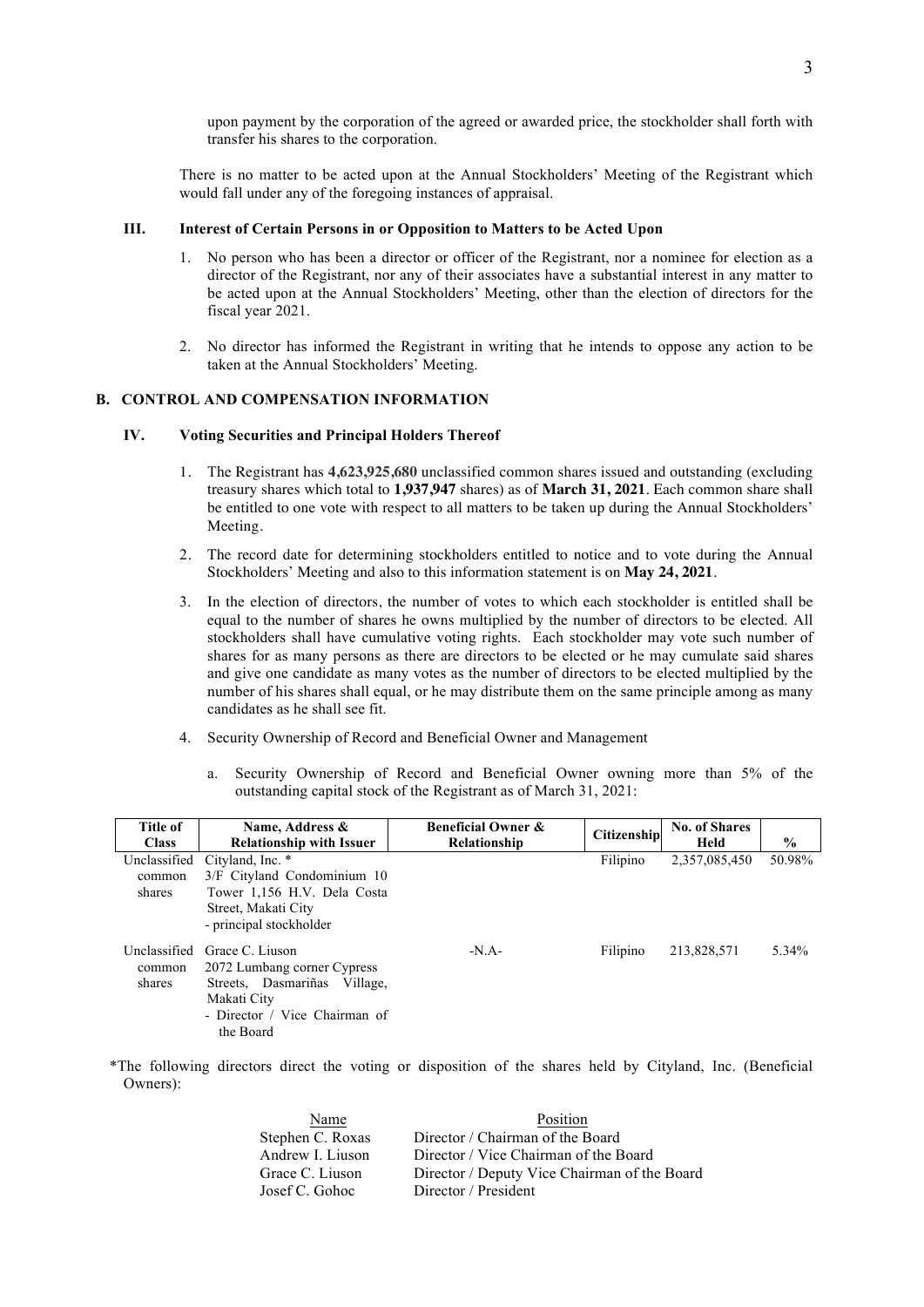upon payment by the corporation of the agreed or awarded price, the stockholder shall forth with transfer his shares to the corporation.

There is no matter to be acted upon at the Annual Stockholders' Meeting of the Registrant which would fall under any of the foregoing instances of appraisal.

### III. Interest of Certain Persons in or Opposition to Matters to be Acted Upon

1. No person who has been a director or officer of the Registrant, nor a nominee for election as a director of the Registrant, nor any of their associates have a substantial interest in any matter to be acted upon at the Annual Stockholders' Meeting, other than the election of directors for the fiscal year 2021.

2. No director has informed the Registrant in writing that he intends to oppose any action to be taken at the Annual Stockholders' Meeting.

## B. CONTROL AND COMPENSATION INFORMATION

### IV. Voting Securities and Principal Holders Thereof

1. The Registrant has **4,623,925,680** unclassified common shares issued and outstanding (excluding treasury shares which total to **1,937,947** shares) as of **March 31, 2021**. Each common share shall be entitled to one vote with respect to all matters to be taken up during the Annual Stockholders' Meeting.

2. The record date for determining stockholders entitled to notice and to vote during the Annual Stockholders' Meeting and also to this information statement is on **May 24, 2021**.

3. In the election of directors, the number of votes to which each stockholder is entitled shall be equal to the number of shares he owns multiplied by the number of directors to be elected. All stockholders shall have cumulative voting rights. Each stockholder may vote such number of shares for as many persons as there are directors to be elected or he may cumulate said shares and give one candidate as many votes as the number of directors to be elected multiplied by the number of his shares shall equal, or he may distribute them on the same principle among as many candidates as he shall see fit.

4. Security Ownership of Record and Beneficial Owner and Management

    a. Security Ownership of Record and Beneficial Owner owning more than 5% of the outstanding capital stock of the Registrant as of March 31, 2021:

| Title of Class | Name, Address & Relationship with Issuer | Beneficial Owner & Relationship | Citizenship | No. of Shares Held | % |
|---|---|---|---|---|---|
| Unclassified common shares | Cityland, Inc. * 3/F Cityland Condominium 10 Tower 1,156 H.V. Dela Costa Street, Makati City - principal stockholder | | Filipino | 2,357,085,450 | 50.98% |
| Unclassified common shares | Grace C. Liuson 2072 Lumbang corner Cypress Streets, Dasmariñas Village, Makati City - Director / Vice Chairman of the Board | -N.A- | Filipino | 213,828,571 | 5.34% |

*The following directors direct the voting or disposition of the shares held by Cityland, Inc. (Beneficial Owners):

| Name | Position |
|---|---|
| Stephen C. Roxas | Director / Chairman of the Board |
| Andrew I. Liuson | Director / Vice Chairman of the Board |
| Grace C. Liuson | Director / Deputy Vice Chairman of the Board |
| Josef C. Gohoc | Director / President |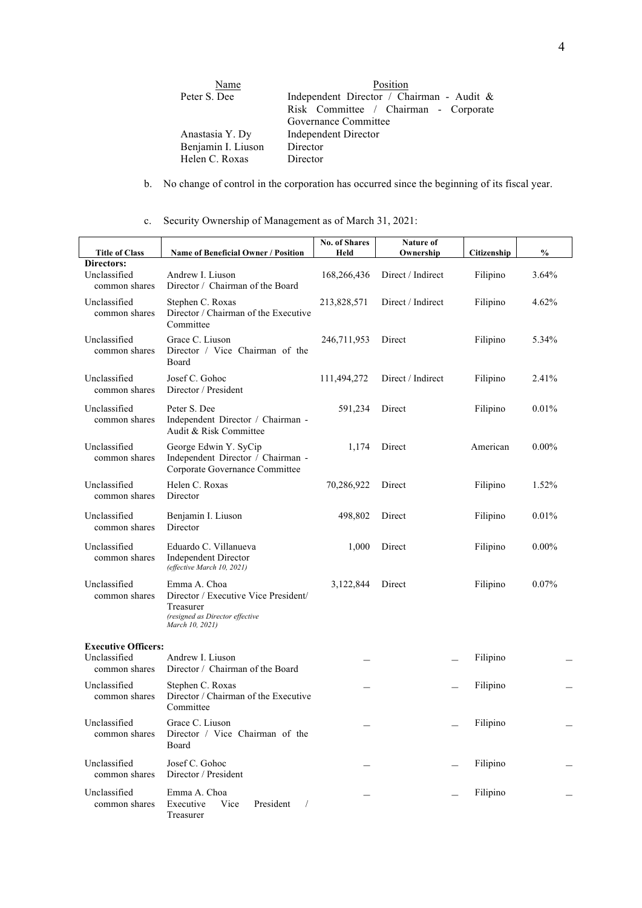| Name | Position |
|---|---|
| Peter S. Dee | Independent Director / Chairman - Audit & Risk Committee / Chairman - Corporate Governance Committee |
| Anastasia Y. Dy | Independent Director |
| Benjamin I. Liuson | Director |
| Helen C. Roxas | Director |

b. No change of control in the corporation has occurred since the beginning of its fiscal year.

c. Security Ownership of Management as of March 31, 2021:

| Title of Class | Name of Beneficial Owner / Position | No. of Shares Held | Nature of Ownership | Citizenship | % |
|---|---|---|---|---|---|
| **Directors:** | | | | | |
| Unclassified common shares | Andrew I. Liuson<br>Director / Chairman of the Board | 168,266,436 | Direct / Indirect | Filipino | 3.64% |
| Unclassified common shares | Stephen C. Roxas<br>Director / Chairman of the Executive Committee | 213,828,571 | Direct / Indirect | Filipino | 4.62% |
| Unclassified common shares | Grace C. Liuson<br>Director / Vice Chairman of the Board | 246,711,953 | Direct | Filipino | 5.34% |
| Unclassified common shares | Josef C. Gohoc<br>Director / President | 111,494,272 | Direct / Indirect | Filipino | 2.41% |
| Unclassified common shares | Peter S. Dee<br>Independent Director / Chairman - Audit & Risk Committee | 591,234 | Direct | Filipino | 0.01% |
| Unclassified common shares | George Edwin Y. SyCip<br>Independent Director / Chairman - Corporate Governance Committee | 1,174 | Direct | American | 0.00% |
| Unclassified common shares | Helen C. Roxas<br>Director | 70,286,922 | Direct | Filipino | 1.52% |
| Unclassified common shares | Benjamin I. Liuson<br>Director | 498,802 | Direct | Filipino | 0.01% |
| Unclassified common shares | Eduardo C. Villanueva<br>Independent Director<br>*(effective March 10, 2021)* | 1,000 | Direct | Filipino | 0.00% |
| Unclassified common shares | Emma A. Choa<br>Director / Executive Vice President/ Treasurer<br>*(resigned as Director effective March 10, 2021)* | 3,122,844 | Direct | Filipino | 0.07% |
| **Executive Officers:** | | | | | |
| Unclassified common shares | Andrew I. Liuson<br>Director / Chairman of the Board | – | – | Filipino | – |
| Unclassified common shares | Stephen C. Roxas<br>Director / Chairman of the Executive Committee | – | – | Filipino | – |
| Unclassified common shares | Grace C. Liuson<br>Director / Vice Chairman of the Board | – | – | Filipino | – |
| Unclassified common shares | Josef C. Gohoc<br>Director / President | – | – | Filipino | – |
| Unclassified common shares | Emma A. Choa<br>Executive Vice President / Treasurer | – | – | Filipino | – |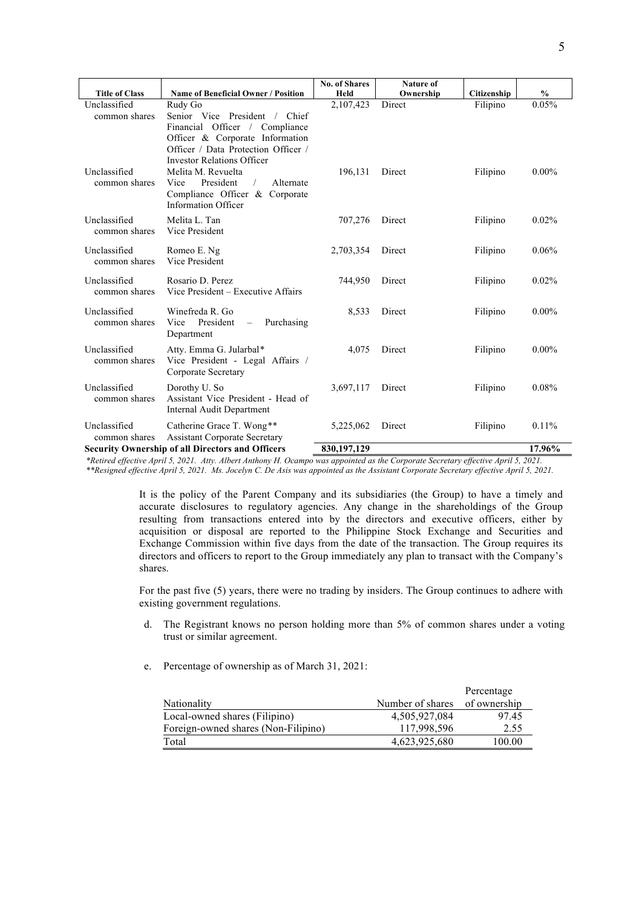| Title of Class | Name of Beneficial Owner / Position | No. of Shares Held | Nature of Ownership | Citizenship | % |
|---|---|---|---|---|---|
| Unclassified common shares | Rudy Go<br>Senior Vice President / Chief Financial Officer / Compliance Officer & Corporate Information Officer / Data Protection Officer / Investor Relations Officer | 2,107,423 | Direct | Filipino | 0.05% |
| Unclassified common shares | Melita M. Revuelta<br>Vice President / Alternate Compliance Officer & Corporate Information Officer | 196,131 | Direct | Filipino | 0.00% |
| Unclassified common shares | Melita L. Tan<br>Vice President | 707,276 | Direct | Filipino | 0.02% |
| Unclassified common shares | Romeo E. Ng<br>Vice President | 2,703,354 | Direct | Filipino | 0.06% |
| Unclassified common shares | Rosario D. Perez<br>Vice President – Executive Affairs | 744,950 | Direct | Filipino | 0.02% |
| Unclassified common shares | Winefreda R. Go<br>Vice President – Purchasing Department | 8,533 | Direct | Filipino | 0.00% |
| Unclassified common shares | Atty. Emma G. Jularbal*<br>Vice President - Legal Affairs / Corporate Secretary | 4,075 | Direct | Filipino | 0.00% |
| Unclassified common shares | Dorothy U. So<br>Assistant Vice President - Head of Internal Audit Department | 3,697,117 | Direct | Filipino | 0.08% |
| Unclassified common shares | Catherine Grace T. Wong**<br>Assistant Corporate Secretary | 5,225,062 | Direct | Filipino | 0.11% |
| **Security Ownership of all Directors and Officers** | | **830,197,129** | | | **17.96%** |

*\*Retired effective April 5, 2021. Atty. Albert Anthony H. Ocampo was appointed as the Corporate Secretary effective April 5, 2021.*
*\*\*Resigned effective April 5, 2021. Ms. Jocelyn C. De Asis was appointed as the Assistant Corporate Secretary effective April 5, 2021.*

It is the policy of the Parent Company and its subsidiaries (the Group) to have a timely and accurate disclosures to regulatory agencies. Any change in the shareholdings of the Group resulting from transactions entered into by the directors and executive officers, either by acquisition or disposal are reported to the Philippine Stock Exchange and Securities and Exchange Commission within five days from the date of the transaction. The Group requires its directors and officers to report to the Group immediately any plan to transact with the Company's shares.

For the past five (5) years, there were no trading by insiders. The Group continues to adhere with existing government regulations.

d. The Registrant knows no person holding more than 5% of common shares under a voting trust or similar agreement.

e. Percentage of ownership as of March 31, 2021:

| Nationality | Number of shares | Percentage of ownership |
|---|---|---|
| Local-owned shares (Filipino) | 4,505,927,084 | 97.45 |
| Foreign-owned shares (Non-Filipino) | 117,998,596 | 2.55 |
| Total | 4,623,925,680 | 100.00 |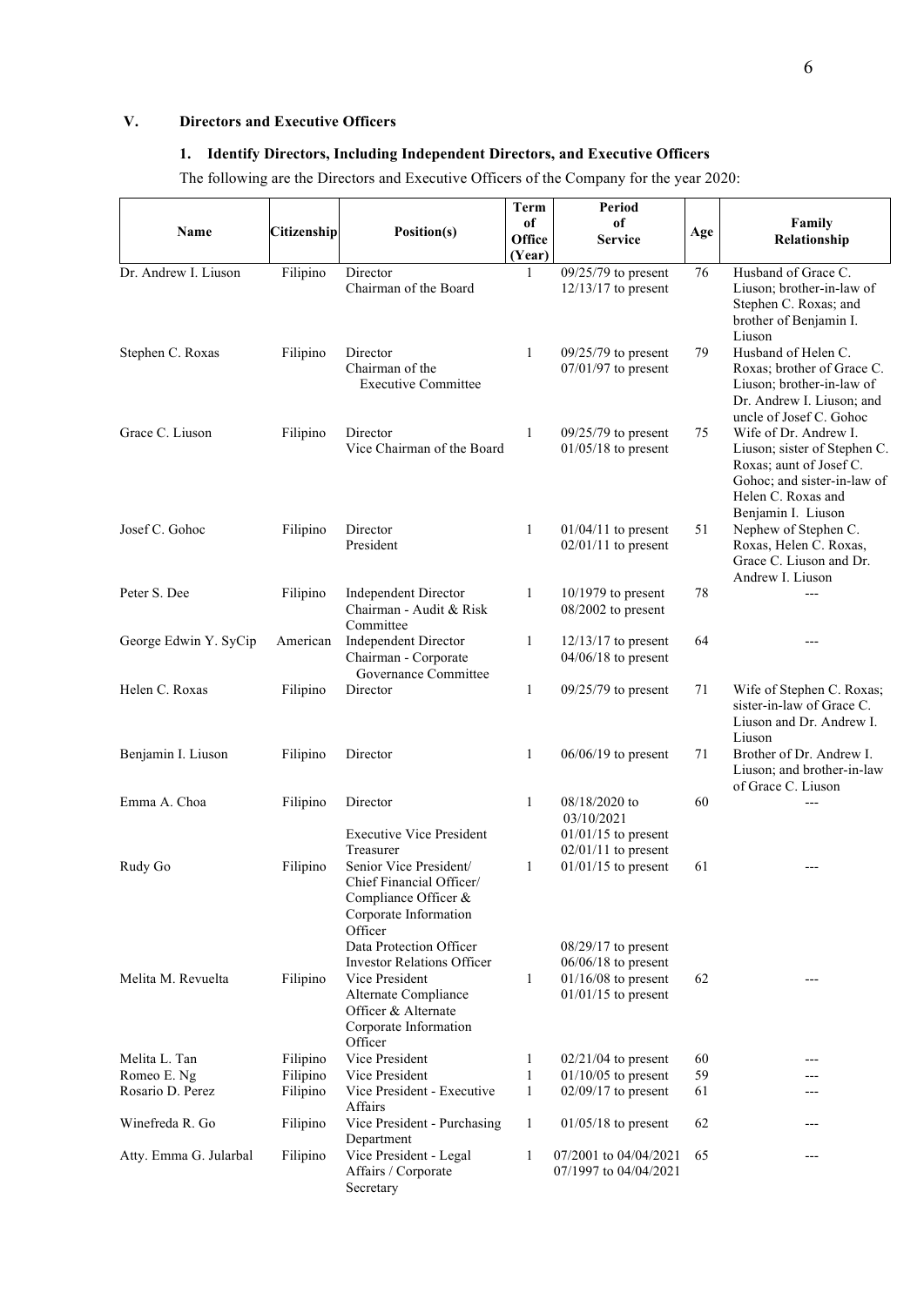## V. Directors and Executive Officers

### 1. Identify Directors, Including Independent Directors, and Executive Officers

The following are the Directors and Executive Officers of the Company for the year 2020:

| Name | Citizenship | Position(s) | Term of Office (Year) | Period of Service | Age | Family Relationship |
|---|---|---|---|---|---|---|
| Dr. Andrew I. Liuson | Filipino | Director<br>Chairman of the Board | 1 | 09/25/79 to present<br>12/13/17 to present | 76 | Husband of Grace C. Liuson; brother-in-law of Stephen C. Roxas; and brother of Benjamin I. Liuson |
| Stephen C. Roxas | Filipino | Director<br>Chairman of the Executive Committee | 1 | 09/25/79 to present<br>07/01/97 to present | 79 | Husband of Helen C. Roxas; brother of Grace C. Liuson; brother-in-law of Dr. Andrew I. Liuson; and uncle of Josef C. Gohoc |
| Grace C. Liuson | Filipino | Director<br>Vice Chairman of the Board | 1 | 09/25/79 to present<br>01/05/18 to present | 75 | Wife of Dr. Andrew I. Liuson; sister of Stephen C. Roxas; aunt of Josef C. Gohoc; and sister-in-law of Helen C. Roxas and Benjamin I. Liuson |
| Josef C. Gohoc | Filipino | Director<br>President | 1 | 01/04/11 to present<br>02/01/11 to present | 51 | Nephew of Stephen C. Roxas, Helen C. Roxas, Grace C. Liuson and Dr. Andrew I. Liuson |
| Peter S. Dee | Filipino | Independent Director<br>Chairman - Audit & Risk Committee | 1 | 10/1979 to present<br>08/2002 to present | 78 | --- |
| George Edwin Y. SyCip | American | Independent Director<br>Chairman - Corporate Governance Committee | 1 | 12/13/17 to present<br>04/06/18 to present | 64 | --- |
| Helen C. Roxas | Filipino | Director | 1 | 09/25/79 to present | 71 | Wife of Stephen C. Roxas; sister-in-law of Grace C. Liuson and Dr. Andrew I. Liuson |
| Benjamin I. Liuson | Filipino | Director | 1 | 06/06/19 to present | 71 | Brother of Dr. Andrew I. Liuson; and brother-in-law of Grace C. Liuson |
| Emma A. Choa | Filipino | Director<br>Executive Vice President<br>Treasurer | 1 | 08/18/2020 to 03/10/2021<br>01/01/15 to present<br>02/01/11 to present | 60 | --- |
| Rudy Go | Filipino | Senior Vice President/ Chief Financial Officer/ Compliance Officer & Corporate Information Officer<br>Data Protection Officer<br>Investor Relations Officer | 1 | 01/01/15 to present<br>08/29/17 to present<br>06/06/18 to present | 61 | --- |
| Melita M. Revuelta | Filipino | Vice President<br>Alternate Compliance Officer & Alternate Corporate Information Officer | 1 | 01/16/08 to present<br>01/01/15 to present | 62 | --- |
| Melita L. Tan | Filipino | Vice President | 1 | 02/21/04 to present | 60 | --- |
| Romeo E. Ng | Filipino | Vice President | 1 | 01/10/05 to present | 59 | --- |
| Rosario D. Perez | Filipino | Vice President - Executive Affairs | 1 | 02/09/17 to present | 61 | --- |
| Winefreda R. Go | Filipino | Vice President - Purchasing Department | 1 | 01/05/18 to present | 62 | --- |
| Atty. Emma G. Jularbal | Filipino | Vice President - Legal Affairs / Corporate Secretary | 1 | 07/2001 to 04/04/2021<br>07/1997 to 04/04/2021 | 65 | --- |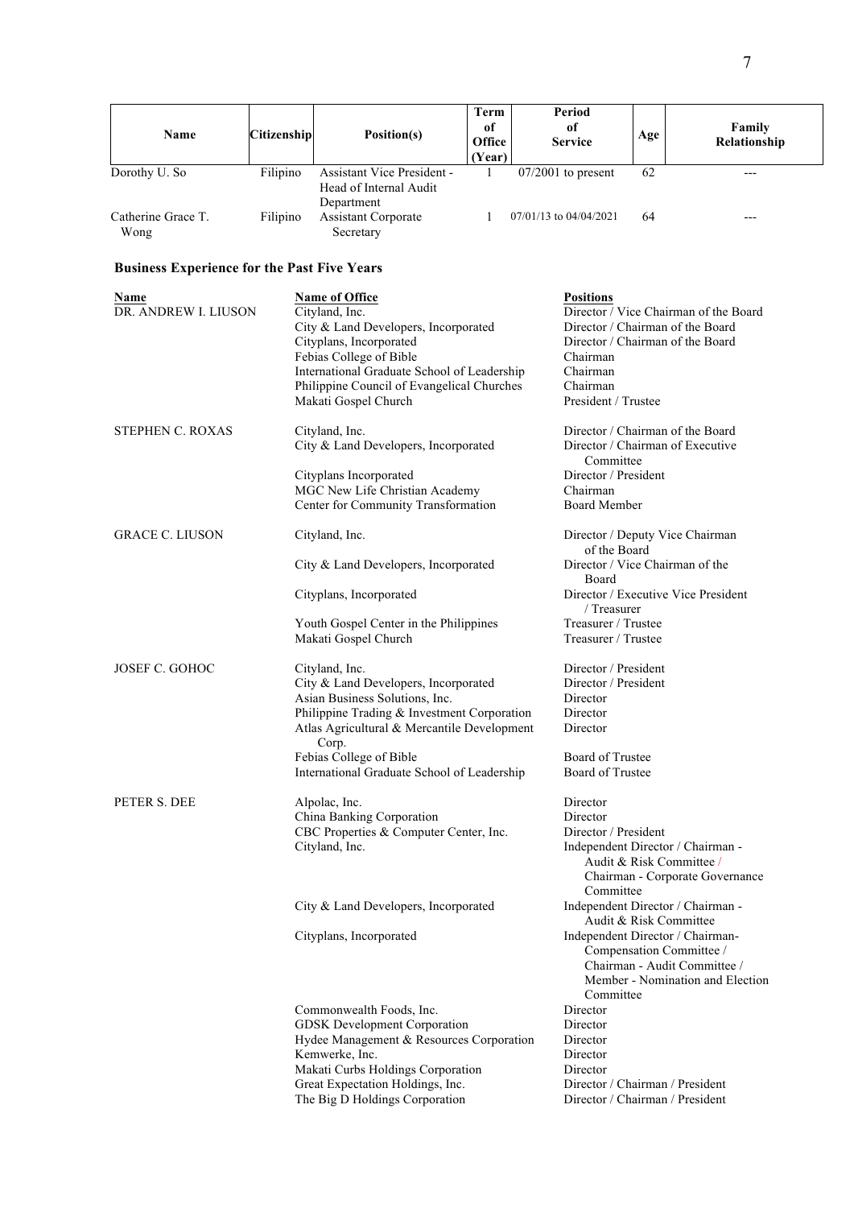| Name | Citizenship | Position(s) | Term of Office (Year) | Period of Service | Age | Family Relationship |
|---|---|---|---|---|---|---|
| Dorothy U. So | Filipino | Assistant Vice President - Head of Internal Audit Department | 1 | 07/2001 to present | 62 | --- |
| Catherine Grace T. Wong | Filipino | Assistant Corporate Secretary | 1 | 07/01/13 to 04/04/2021 | 64 | --- |

### Business Experience for the Past Five Years

| Name | Name of Office | Positions |
|---|---|---|
| DR. ANDREW I. LIUSON | Cityland, Inc. | Director / Vice Chairman of the Board |
| | City & Land Developers, Incorporated | Director / Chairman of the Board |
| | Cityplans, Incorporated | Director / Chairman of the Board |
| | Febias College of Bible | Chairman |
| | International Graduate School of Leadership | Chairman |
| | Philippine Council of Evangelical Churches | Chairman |
| | Makati Gospel Church | President / Trustee |
| STEPHEN C. ROXAS | Cityland, Inc. | Director / Chairman of the Board |
| | City & Land Developers, Incorporated | Director / Chairman of Executive Committee |
| | Cityplans Incorporated | Director / President |
| | MGC New Life Christian Academy | Chairman |
| | Center for Community Transformation | Board Member |
| GRACE C. LIUSON | Cityland, Inc. | Director / Deputy Vice Chairman of the Board |
| | City & Land Developers, Incorporated | Director / Vice Chairman of the Board |
| | Cityplans, Incorporated | Director / Executive Vice President / Treasurer |
| | Youth Gospel Center in the Philippines | Treasurer / Trustee |
| | Makati Gospel Church | Treasurer / Trustee |
| JOSEF C. GOHOC | Cityland, Inc. | Director / President |
| | City & Land Developers, Incorporated | Director / President |
| | Asian Business Solutions, Inc. | Director |
| | Philippine Trading & Investment Corporation | Director |
| | Atlas Agricultural & Mercantile Development Corp. | Director |
| | Febias College of Bible | Board of Trustee |
| | International Graduate School of Leadership | Board of Trustee |
| PETER S. DEE | Alpolac, Inc. | Director |
| | China Banking Corporation | Director |
| | CBC Properties & Computer Center, Inc. | Director / President |
| | Cityland, Inc. | Independent Director / Chairman - Audit & Risk Committee / Chairman - Corporate Governance Committee |
| | City & Land Developers, Incorporated | Independent Director / Chairman - Audit & Risk Committee |
| | Cityplans, Incorporated | Independent Director / Chairman- Compensation Committee / Chairman - Audit Committee / Member - Nomination and Election Committee |
| | Commonwealth Foods, Inc. | Director |
| | GDSK Development Corporation | Director |
| | Hydee Management & Resources Corporation | Director |
| | Kemwerke, Inc. | Director |
| | Makati Curbs Holdings Corporation | Director |
| | Great Expectation Holdings, Inc. | Director / Chairman / President |
| | The Big D Holdings Corporation | Director / Chairman / President |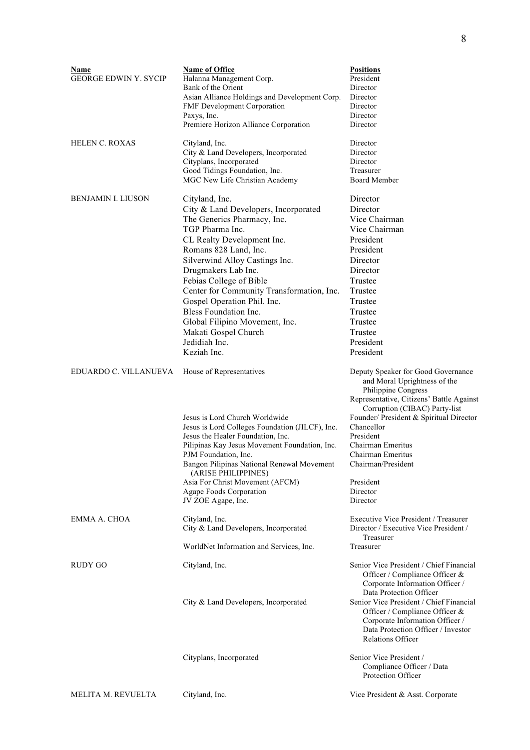| Name | Name of Office | Positions |
|---|---|---|
| GEORGE EDWIN Y. SYCIP | Halanna Management Corp. | President |
| | Bank of the Orient | Director |
| | Asian Alliance Holdings and Development Corp. | Director |
| | FMF Development Corporation | Director |
| | Paxys, Inc. | Director |
| | Premiere Horizon Alliance Corporation | Director |
| HELEN C. ROXAS | Cityland, Inc. | Director |
| | City & Land Developers, Incorporated | Director |
| | Cityplans, Incorporated | Director |
| | Good Tidings Foundation, Inc. | Treasurer |
| | MGC New Life Christian Academy | Board Member |
| BENJAMIN I. LIUSON | Cityland, Inc. | Director |
| | City & Land Developers, Incorporated | Director |
| | The Generics Pharmacy, Inc. | Vice Chairman |
| | TGP Pharma Inc. | Vice Chairman |
| | CL Realty Development Inc. | President |
| | Romans 828 Land, Inc. | President |
| | Silverwind Alloy Castings Inc. | Director |
| | Drugmakers Lab Inc. | Director |
| | Febias College of Bible | Trustee |
| | Center for Community Transformation, Inc. | Trustee |
| | Gospel Operation Phil. Inc. | Trustee |
| | Bless Foundation Inc. | Trustee |
| | Global Filipino Movement, Inc. | Trustee |
| | Makati Gospel Church | Trustee |
| | Jedidiah Inc. | President |
| | Keziah Inc. | President |
| EDUARDO C. VILLANUEVA | House of Representatives | Deputy Speaker for Good Governance and Moral Uprightness of the Philippine Congress<br>Representative, Citizens' Battle Against Corruption (CIBAC) Party-list |
| | Jesus is Lord Church Worldwide | Founder/ President & Spiritual Director |
| | Jesus is Lord Colleges Foundation (JILCF), Inc. | Chancellor |
| | Jesus the Healer Foundation, Inc. | President |
| | Pilipinas Kay Jesus Movement Foundation, Inc. | Chairman Emeritus |
| | PJM Foundation, Inc. | Chairman Emeritus |
| | Bangon Pilipinas National Renewal Movement (ARISE PHILIPPINES) | Chairman/President |
| | Asia For Christ Movement (AFCM) | President |
| | Agape Foods Corporation | Director |
| | JV ZOE Agape, Inc. | Director |
| EMMA A. CHOA | Cityland, Inc. | Executive Vice President / Treasurer |
| | City & Land Developers, Incorporated | Director / Executive Vice President / Treasurer |
| | WorldNet Information and Services, Inc. | Treasurer |
| RUDY GO | Cityland, Inc. | Senior Vice President / Chief Financial Officer / Compliance Officer & Corporate Information Officer / Data Protection Officer |
| | City & Land Developers, Incorporated | Senior Vice President / Chief Financial Officer / Compliance Officer & Corporate Information Officer / Data Protection Officer / Investor Relations Officer |
| | Cityplans, Incorporated | Senior Vice President / Compliance Officer / Data Protection Officer |
| MELITA M. REVUELTA | Cityland, Inc. | Vice President & Asst. Corporate |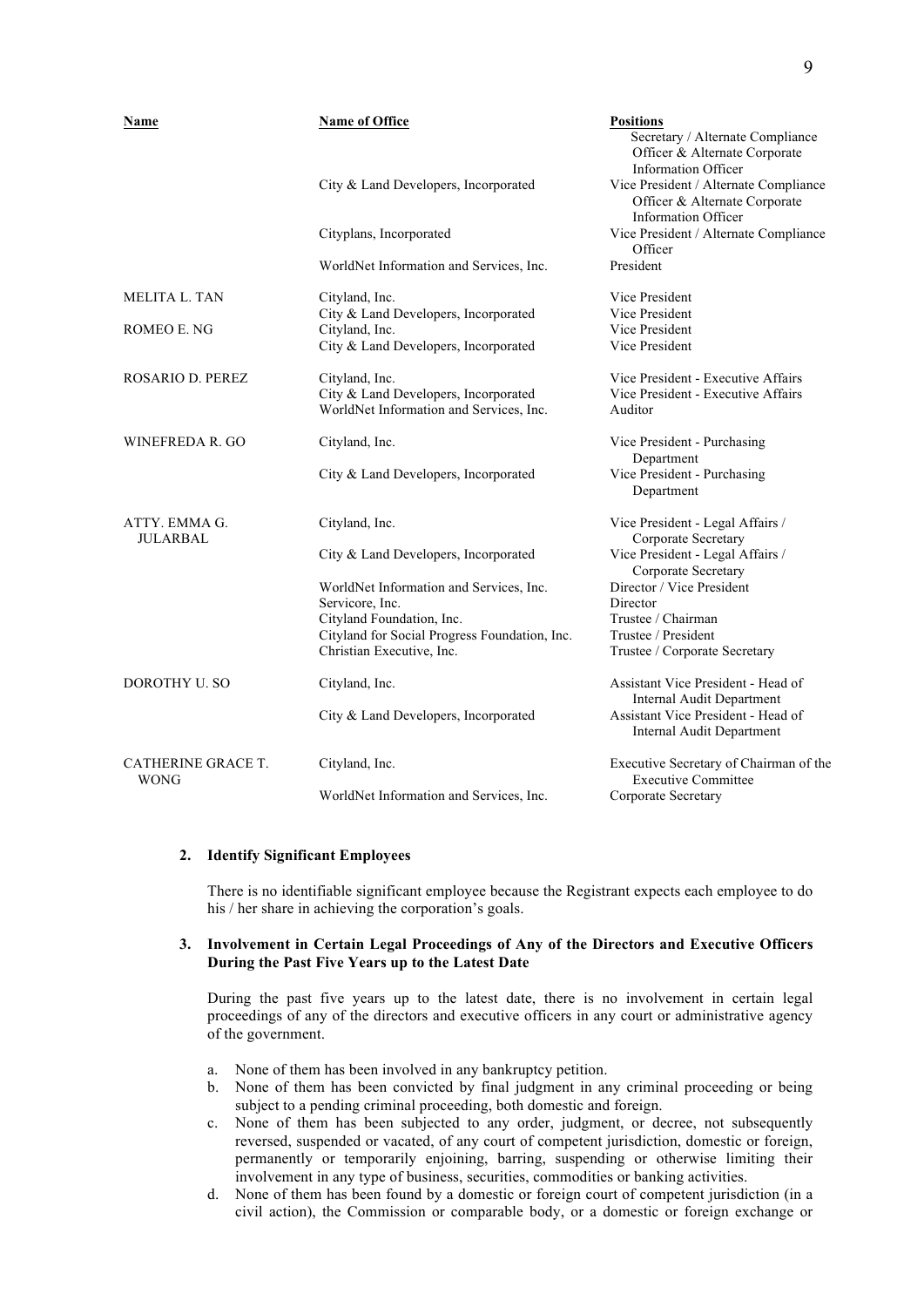| Name | Name of Office | Positions |
|---|---|---|
| | | Secretary / Alternate Compliance Officer & Alternate Corporate Information Officer |
| | City & Land Developers, Incorporated | Vice President / Alternate Compliance Officer & Alternate Corporate Information Officer |
| | Cityplans, Incorporated | Vice President / Alternate Compliance Officer |
| | WorldNet Information and Services, Inc. | President |
| MELITA L. TAN | Cityland, Inc. | Vice President |
| | City & Land Developers, Incorporated | Vice President |
| ROMEO E. NG | Cityland, Inc. | Vice President |
| | City & Land Developers, Incorporated | Vice President |
| ROSARIO D. PEREZ | Cityland, Inc. | Vice President - Executive Affairs |
| | City & Land Developers, Incorporated | Vice President - Executive Affairs |
| | WorldNet Information and Services, Inc. | Auditor |
| WINEFREDA R. GO | Cityland, Inc. | Vice President - Purchasing Department |
| | City & Land Developers, Incorporated | Vice President - Purchasing Department |
| ATTY. EMMA G. JULARBAL | Cityland, Inc. | Vice President - Legal Affairs / Corporate Secretary |
| | City & Land Developers, Incorporated | Vice President - Legal Affairs / Corporate Secretary |
| | WorldNet Information and Services, Inc. | Director / Vice President |
| | Servicore, Inc. | Director |
| | Cityland Foundation, Inc. | Trustee / Chairman |
| | Cityland for Social Progress Foundation, Inc. | Trustee / President |
| | Christian Executive, Inc. | Trustee / Corporate Secretary |
| DOROTHY U. SO | Cityland, Inc. | Assistant Vice President - Head of Internal Audit Department |
| | City & Land Developers, Incorporated | Assistant Vice President - Head of Internal Audit Department |
| CATHERINE GRACE T. WONG | Cityland, Inc. | Executive Secretary of Chairman of the Executive Committee |
| | WorldNet Information and Services, Inc. | Corporate Secretary |

**2. Identify Significant Employees**

There is no identifiable significant employee because the Registrant expects each employee to do his / her share in achieving the corporation's goals.

**3. Involvement in Certain Legal Proceedings of Any of the Directors and Executive Officers During the Past Five Years up to the Latest Date**

During the past five years up to the latest date, there is no involvement in certain legal proceedings of any of the directors and executive officers in any court or administrative agency of the government.

a. None of them has been involved in any bankruptcy petition.
b. None of them has been convicted by final judgment in any criminal proceeding or being subject to a pending criminal proceeding, both domestic and foreign.
c. None of them has been subjected to any order, judgment, or decree, not subsequently reversed, suspended or vacated, of any court of competent jurisdiction, domestic or foreign, permanently or temporarily enjoining, barring, suspending or otherwise limiting their involvement in any type of business, securities, commodities or banking activities.
d. None of them has been found by a domestic or foreign court of competent jurisdiction (in a civil action), the Commission or comparable body, or a domestic or foreign exchange or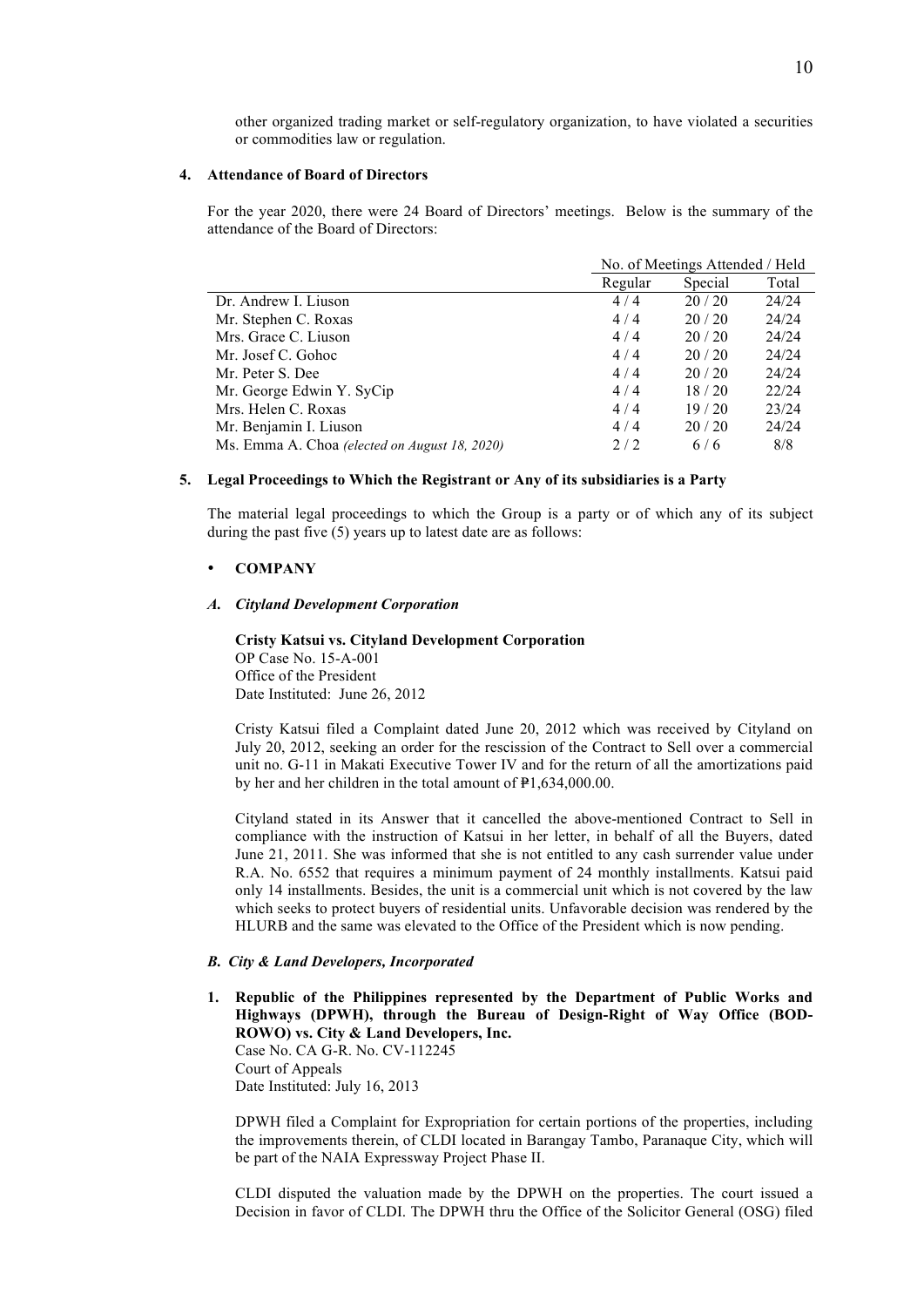other organized trading market or self-regulatory organization, to have violated a securities or commodities law or regulation.

**4. Attendance of Board of Directors**

For the year 2020, there were 24 Board of Directors' meetings. Below is the summary of the attendance of the Board of Directors:

| | No. of Meetings Attended / Held | | |
|---|---|---|---|
| | Regular | Special | Total |
| Dr. Andrew I. Liuson | 4 / 4 | 20 / 20 | 24/24 |
| Mr. Stephen C. Roxas | 4 / 4 | 20 / 20 | 24/24 |
| Mrs. Grace C. Liuson | 4 / 4 | 20 / 20 | 24/24 |
| Mr. Josef C. Gohoc | 4 / 4 | 20 / 20 | 24/24 |
| Mr. Peter S. Dee | 4 / 4 | 20 / 20 | 24/24 |
| Mr. George Edwin Y. SyCip | 4 / 4 | 18 / 20 | 22/24 |
| Mrs. Helen C. Roxas | 4 / 4 | 19 / 20 | 23/24 |
| Mr. Benjamin I. Liuson | 4 / 4 | 20 / 20 | 24/24 |
| Ms. Emma A. Choa *(elected on August 18, 2020)* | 2 / 2 | 6 / 6 | 8/8 |

**5. Legal Proceedings to Which the Registrant or Any of its subsidiaries is a Party**

The material legal proceedings to which the Group is a party or of which any of its subject during the past five (5) years up to latest date are as follows:

- **COMPANY**

***A. Cityland Development Corporation***

**Cristy Katsui vs. Cityland Development Corporation**
OP Case No. 15-A-001
Office of the President
Date Instituted: June 26, 2012

Cristy Katsui filed a Complaint dated June 20, 2012 which was received by Cityland on July 20, 2012, seeking an order for the rescission of the Contract to Sell over a commercial unit no. G-11 in Makati Executive Tower IV and for the return of all the amortizations paid by her and her children in the total amount of ₱1,634,000.00.

Cityland stated in its Answer that it cancelled the above-mentioned Contract to Sell in compliance with the instruction of Katsui in her letter, in behalf of all the Buyers, dated June 21, 2011. She was informed that she is not entitled to any cash surrender value under R.A. No. 6552 that requires a minimum payment of 24 monthly installments. Katsui paid only 14 installments. Besides, the unit is a commercial unit which is not covered by the law which seeks to protect buyers of residential units. Unfavorable decision was rendered by the HLURB and the same was elevated to the Office of the President which is now pending.

***B. City & Land Developers, Incorporated***

1. **Republic of the Philippines represented by the Department of Public Works and Highways (DPWH), through the Bureau of Design-Right of Way Office (BOD-ROWO) vs. City & Land Developers, Inc.**
   Case No. CA G-R. No. CV-112245
   Court of Appeals
   Date Instituted: July 16, 2013

   DPWH filed a Complaint for Expropriation for certain portions of the properties, including the improvements therein, of CLDI located in Barangay Tambo, Paranaque City, which will be part of the NAIA Expressway Project Phase II.

   CLDI disputed the valuation made by the DPWH on the properties. The court issued a Decision in favor of CLDI. The DPWH thru the Office of the Solicitor General (OSG) filed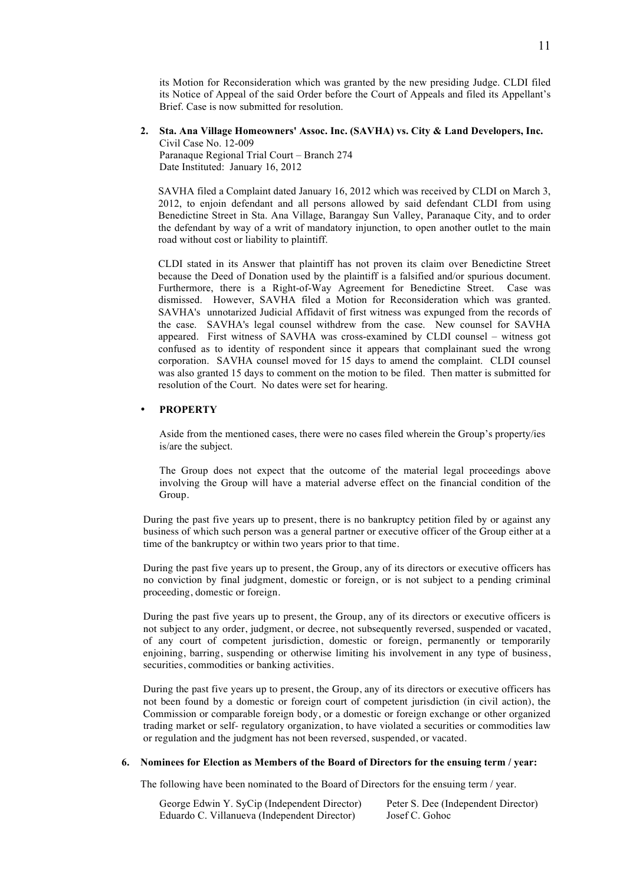its Motion for Reconsideration which was granted by the new presiding Judge. CLDI filed its Notice of Appeal of the said Order before the Court of Appeals and filed its Appellant's Brief. Case is now submitted for resolution.

2. **Sta. Ana Village Homeowners' Assoc. Inc. (SAVHA) vs. City & Land Developers, Inc.**
   Civil Case No. 12-009
   Paranaque Regional Trial Court – Branch 274
   Date Instituted: January 16, 2012

   SAVHA filed a Complaint dated January 16, 2012 which was received by CLDI on March 3, 2012, to enjoin defendant and all persons allowed by said defendant CLDI from using Benedictine Street in Sta. Ana Village, Barangay Sun Valley, Paranaque City, and to order the defendant by way of a writ of mandatory injunction, to open another outlet to the main road without cost or liability to plaintiff.

   CLDI stated in its Answer that plaintiff has not proven its claim over Benedictine Street because the Deed of Donation used by the plaintiff is a falsified and/or spurious document. Furthermore, there is a Right-of-Way Agreement for Benedictine Street. Case was dismissed. However, SAVHA filed a Motion for Reconsideration which was granted. SAVHA's unnotarized Judicial Affidavit of first witness was expunged from the records of the case. SAVHA's legal counsel withdrew from the case. New counsel for SAVHA appeared. First witness of SAVHA was cross-examined by CLDI counsel – witness got confused as to identity of respondent since it appears that complainant sued the wrong corporation. SAVHA counsel moved for 15 days to amend the complaint. CLDI counsel was also granted 15 days to comment on the motion to be filed. Then matter is submitted for resolution of the Court. No dates were set for hearing.

- **PROPERTY**

  Aside from the mentioned cases, there were no cases filed wherein the Group's property/ies is/are the subject.

  The Group does not expect that the outcome of the material legal proceedings above involving the Group will have a material adverse effect on the financial condition of the Group.

During the past five years up to present, there is no bankruptcy petition filed by or against any business of which such person was a general partner or executive officer of the Group either at a time of the bankruptcy or within two years prior to that time.

During the past five years up to present, the Group, any of its directors or executive officers has no conviction by final judgment, domestic or foreign, or is not subject to a pending criminal proceeding, domestic or foreign.

During the past five years up to present, the Group, any of its directors or executive officers is not subject to any order, judgment, or decree, not subsequently reversed, suspended or vacated, of any court of competent jurisdiction, domestic or foreign, permanently or temporarily enjoining, barring, suspending or otherwise limiting his involvement in any type of business, securities, commodities or banking activities.

During the past five years up to present, the Group, any of its directors or executive officers has not been found by a domestic or foreign court of competent jurisdiction (in civil action), the Commission or comparable foreign body, or a domestic or foreign exchange or other organized trading market or self- regulatory organization, to have violated a securities or commodities law or regulation and the judgment has not been reversed, suspended, or vacated.

**6. Nominees for Election as Members of the Board of Directors for the ensuing term / year:**

The following have been nominated to the Board of Directors for the ensuing term / year.

George Edwin Y. SyCip (Independent Director)
Peter S. Dee (Independent Director)
Eduardo C. Villanueva (Independent Director)
Josef C. Gohoc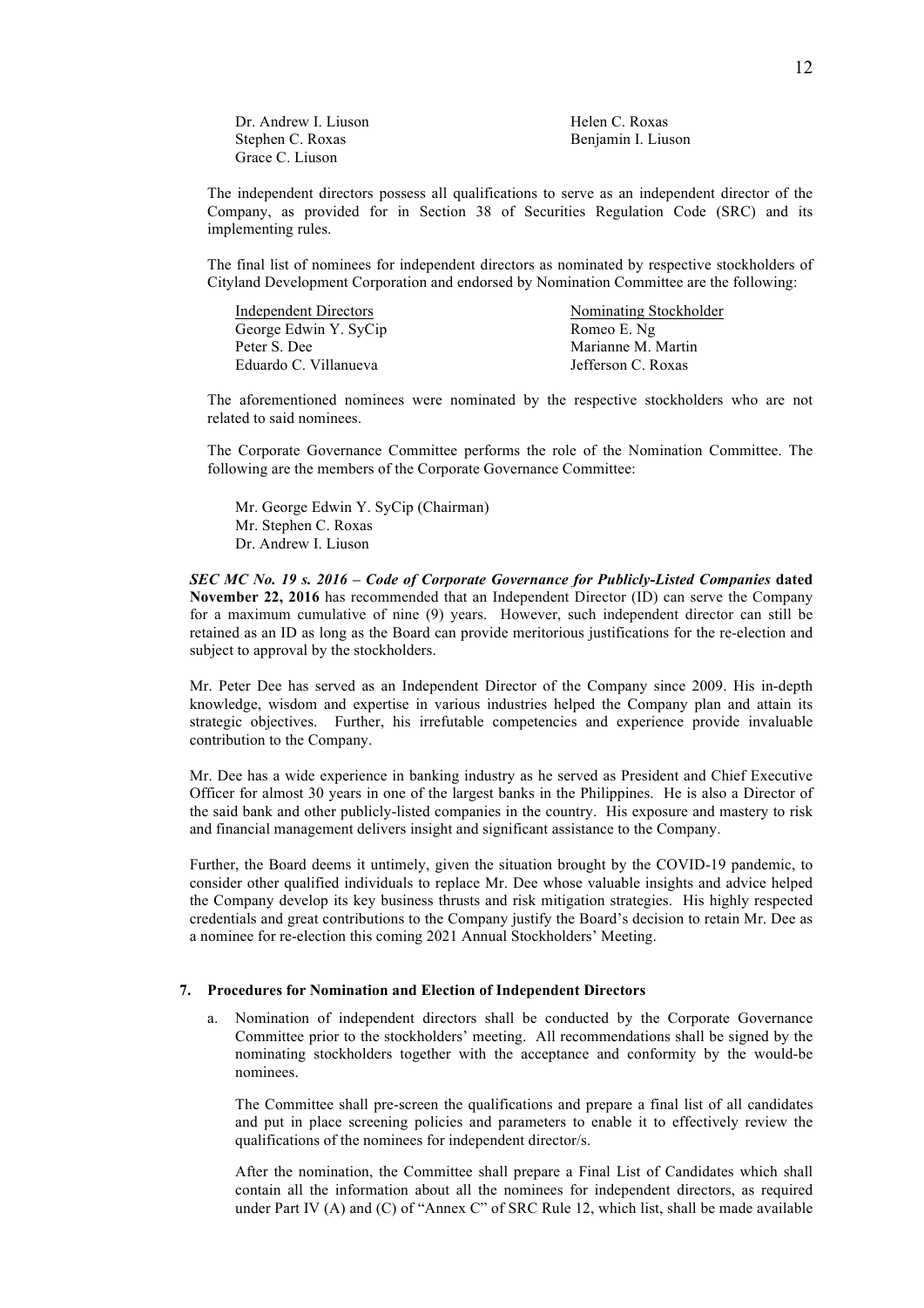| | |
|---|---|
| Dr. Andrew I. Liuson | Helen C. Roxas |
| Stephen C. Roxas | Benjamin I. Liuson |
| Grace C. Liuson | |

The independent directors possess all qualifications to serve as an independent director of the Company, as provided for in Section 38 of Securities Regulation Code (SRC) and its implementing rules.

The final list of nominees for independent directors as nominated by respective stockholders of Cityland Development Corporation and endorsed by Nomination Committee are the following:

| Independent Directors | Nominating Stockholder |
|---|---|
| George Edwin Y. SyCip | Romeo E. Ng |
| Peter S. Dee | Marianne M. Martin |
| Eduardo C. Villanueva | Jefferson C. Roxas |

The aforementioned nominees were nominated by the respective stockholders who are not related to said nominees.

The Corporate Governance Committee performs the role of the Nomination Committee. The following are the members of the Corporate Governance Committee:

Mr. George Edwin Y. SyCip (Chairman)
Mr. Stephen C. Roxas
Dr. Andrew I. Liuson

***SEC MC No. 19 s. 2016 – Code of Corporate Governance for Publicly-Listed Companies* dated November 22, 2016** has recommended that an Independent Director (ID) can serve the Company for a maximum cumulative of nine (9) years. However, such independent director can still be retained as an ID as long as the Board can provide meritorious justifications for the re-election and subject to approval by the stockholders.

Mr. Peter Dee has served as an Independent Director of the Company since 2009. His in-depth knowledge, wisdom and expertise in various industries helped the Company plan and attain its strategic objectives. Further, his irrefutable competencies and experience provide invaluable contribution to the Company.

Mr. Dee has a wide experience in banking industry as he served as President and Chief Executive Officer for almost 30 years in one of the largest banks in the Philippines. He is also a Director of the said bank and other publicly-listed companies in the country. His exposure and mastery to risk and financial management delivers insight and significant assistance to the Company.

Further, the Board deems it untimely, given the situation brought by the COVID-19 pandemic, to consider other qualified individuals to replace Mr. Dee whose valuable insights and advice helped the Company develop its key business thrusts and risk mitigation strategies. His highly respected credentials and great contributions to the Company justify the Board's decision to retain Mr. Dee as a nominee for re-election this coming 2021 Annual Stockholders' Meeting.

**7. Procedures for Nomination and Election of Independent Directors**

a. Nomination of independent directors shall be conducted by the Corporate Governance Committee prior to the stockholders' meeting. All recommendations shall be signed by the nominating stockholders together with the acceptance and conformity by the would-be nominees.

The Committee shall pre-screen the qualifications and prepare a final list of all candidates and put in place screening policies and parameters to enable it to effectively review the qualifications of the nominees for independent director/s.

After the nomination, the Committee shall prepare a Final List of Candidates which shall contain all the information about all the nominees for independent directors, as required under Part IV (A) and (C) of "Annex C" of SRC Rule 12, which list, shall be made available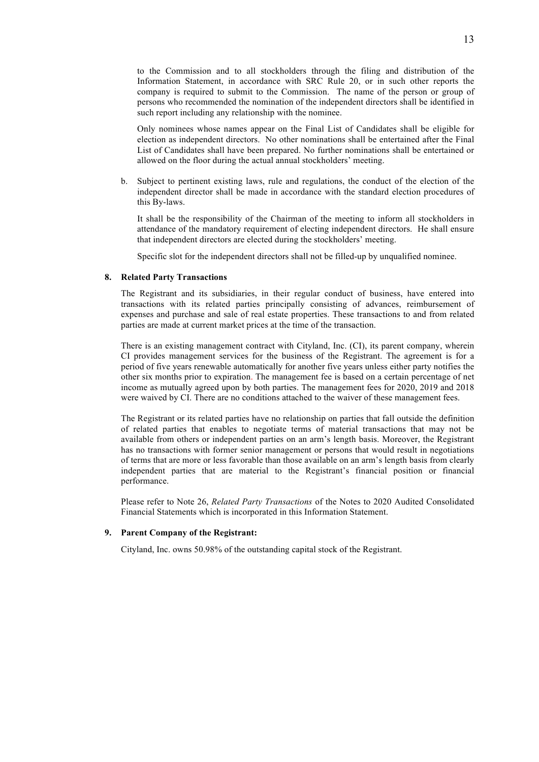to the Commission and to all stockholders through the filing and distribution of the Information Statement, in accordance with SRC Rule 20, or in such other reports the company is required to submit to the Commission. The name of the person or group of persons who recommended the nomination of the independent directors shall be identified in such report including any relationship with the nominee.

Only nominees whose names appear on the Final List of Candidates shall be eligible for election as independent directors. No other nominations shall be entertained after the Final List of Candidates shall have been prepared. No further nominations shall be entertained or allowed on the floor during the actual annual stockholders' meeting.

b. Subject to pertinent existing laws, rule and regulations, the conduct of the election of the independent director shall be made in accordance with the standard election procedures of this By-laws.

It shall be the responsibility of the Chairman of the meeting to inform all stockholders in attendance of the mandatory requirement of electing independent directors. He shall ensure that independent directors are elected during the stockholders' meeting.

Specific slot for the independent directors shall not be filled-up by unqualified nominee.

**8. Related Party Transactions**

The Registrant and its subsidiaries, in their regular conduct of business, have entered into transactions with its related parties principally consisting of advances, reimbursement of expenses and purchase and sale of real estate properties. These transactions to and from related parties are made at current market prices at the time of the transaction.

There is an existing management contract with Cityland, Inc. (CI), its parent company, wherein CI provides management services for the business of the Registrant. The agreement is for a period of five years renewable automatically for another five years unless either party notifies the other six months prior to expiration. The management fee is based on a certain percentage of net income as mutually agreed upon by both parties. The management fees for 2020, 2019 and 2018 were waived by CI. There are no conditions attached to the waiver of these management fees.

The Registrant or its related parties have no relationship on parties that fall outside the definition of related parties that enables to negotiate terms of material transactions that may not be available from others or independent parties on an arm's length basis. Moreover, the Registrant has no transactions with former senior management or persons that would result in negotiations of terms that are more or less favorable than those available on an arm's length basis from clearly independent parties that are material to the Registrant's financial position or financial performance.

Please refer to Note 26, *Related Party Transactions* of the Notes to 2020 Audited Consolidated Financial Statements which is incorporated in this Information Statement.

**9. Parent Company of the Registrant:**

Cityland, Inc. owns 50.98% of the outstanding capital stock of the Registrant.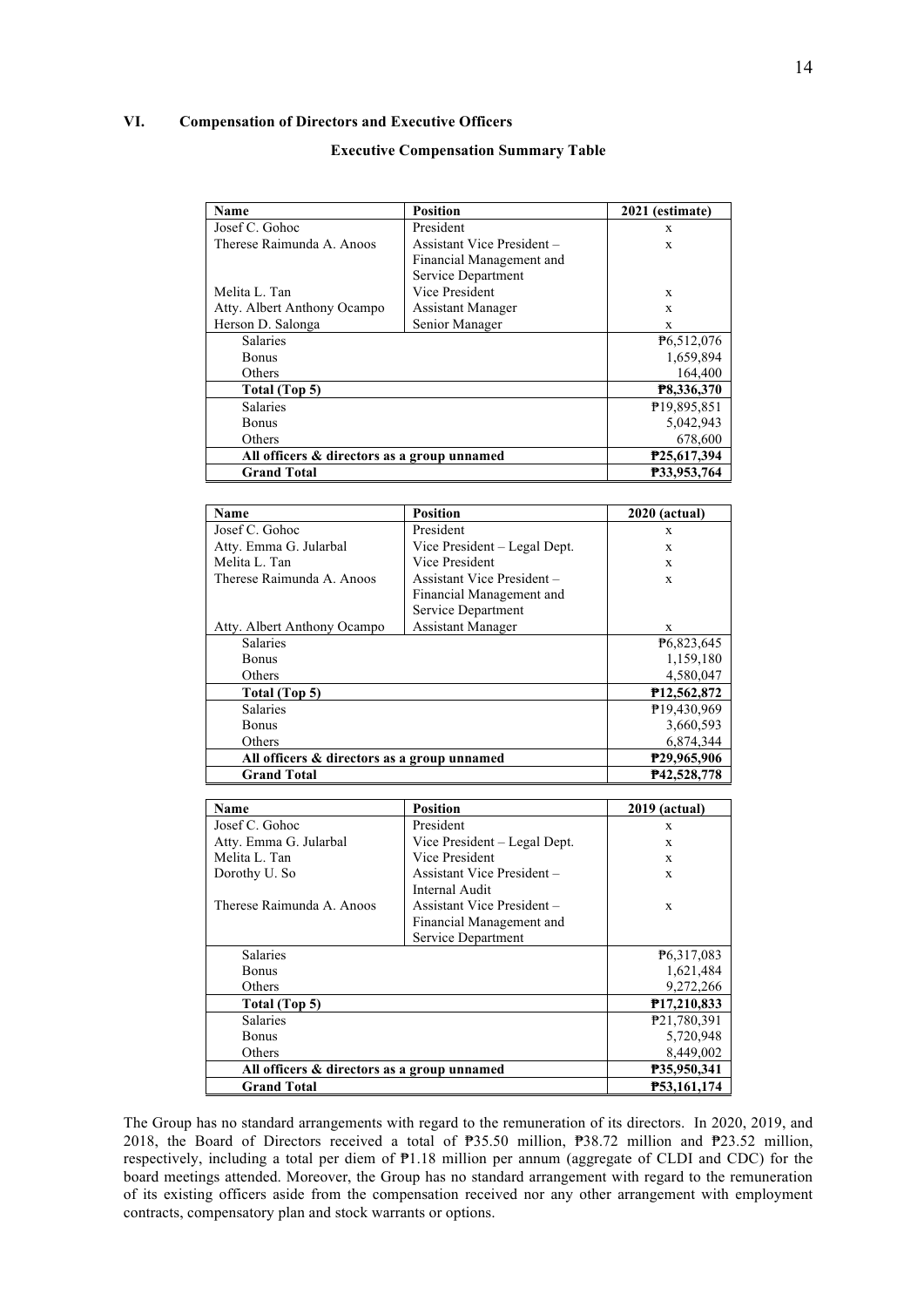## VI. Compensation of Directors and Executive Officers

### Executive Compensation Summary Table

| Name | Position | 2021 (estimate) |
|---|---|---|
| Josef C. Gohoc | President | x |
| Therese Raimunda A. Anoos | Assistant Vice President – Financial Management and Service Department | x |
| Melita L. Tan | Vice President | x |
| Atty. Albert Anthony Ocampo | Assistant Manager | x |
| Herson D. Salonga | Senior Manager | x |
| Salaries | | ₱6,512,076 |
| Bonus | | 1,659,894 |
| Others | | 164,400 |
| **Total (Top 5)** | | **₱8,336,370** |
| Salaries | | ₱19,895,851 |
| Bonus | | 5,042,943 |
| Others | | 678,600 |
| **All officers & directors as a group unnamed** | | **₱25,617,394** |
| **Grand Total** | | **₱33,953,764** |

| Name | Position | 2020 (actual) |
|---|---|---|
| Josef C. Gohoc | President | x |
| Atty. Emma G. Jularbal | Vice President – Legal Dept. | x |
| Melita L. Tan | Vice President | x |
| Therese Raimunda A. Anoos | Assistant Vice President – Financial Management and Service Department | x |
| Atty. Albert Anthony Ocampo | Assistant Manager | x |
| Salaries | | ₱6,823,645 |
| Bonus | | 1,159,180 |
| Others | | 4,580,047 |
| **Total (Top 5)** | | **₱12,562,872** |
| Salaries | | ₱19,430,969 |
| Bonus | | 3,660,593 |
| Others | | 6,874,344 |
| **All officers & directors as a group unnamed** | | **₱29,965,906** |
| **Grand Total** | | **₱42,528,778** |

| Name | Position | 2019 (actual) |
|---|---|---|
| Josef C. Gohoc | President | x |
| Atty. Emma G. Jularbal | Vice President – Legal Dept. | x |
| Melita L. Tan | Vice President | x |
| Dorothy U. So | Assistant Vice President – Internal Audit | x |
| Therese Raimunda A. Anoos | Assistant Vice President – Financial Management and Service Department | x |
| Salaries | | ₱6,317,083 |
| Bonus | | 1,621,484 |
| Others | | 9,272,266 |
| **Total (Top 5)** | | **₱17,210,833** |
| Salaries | | ₱21,780,391 |
| Bonus | | 5,720,948 |
| Others | | 8,449,002 |
| **All officers & directors as a group unnamed** | | **₱35,950,341** |
| **Grand Total** | | **₱53,161,174** |

The Group has no standard arrangements with regard to the remuneration of its directors. In 2020, 2019, and 2018, the Board of Directors received a total of ₱35.50 million, ₱38.72 million and ₱23.52 million, respectively, including a total per diem of ₱1.18 million per annum (aggregate of CLDI and CDC) for the board meetings attended. Moreover, the Group has no standard arrangement with regard to the remuneration of its existing officers aside from the compensation received nor any other arrangement with employment contracts, compensatory plan and stock warrants or options.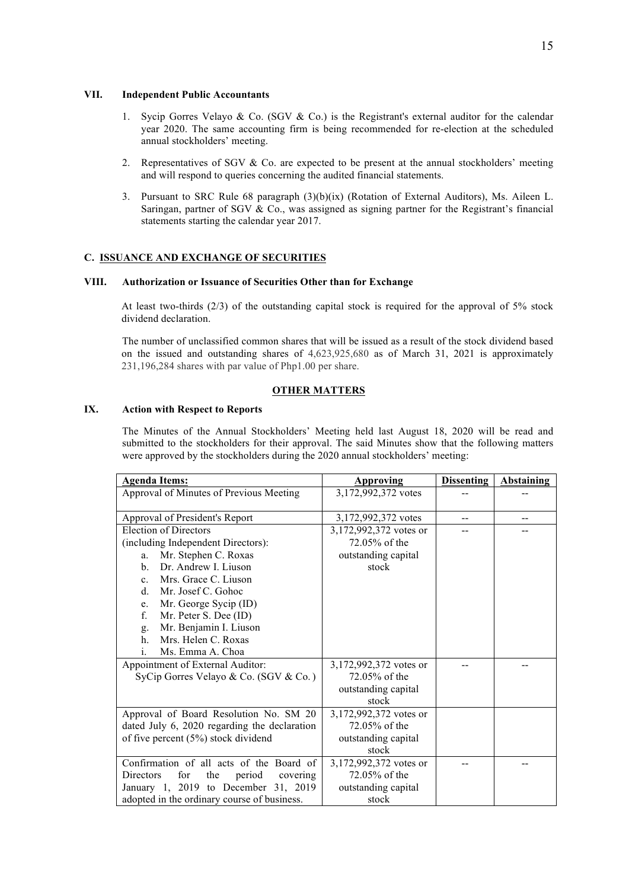### VII. Independent Public Accountants

1. Sycip Gorres Velayo & Co. (SGV & Co.) is the Registrant's external auditor for the calendar year 2020. The same accounting firm is being recommended for re-election at the scheduled annual stockholders' meeting.

2. Representatives of SGV & Co. are expected to be present at the annual stockholders' meeting and will respond to queries concerning the audited financial statements.

3. Pursuant to SRC Rule 68 paragraph (3)(b)(ix) (Rotation of External Auditors), Ms. Aileen L. Saringan, partner of SGV & Co., was assigned as signing partner for the Registrant's financial statements starting the calendar year 2017.

## C. ISSUANCE AND EXCHANGE OF SECURITIES

### VIII. Authorization or Issuance of Securities Other than for Exchange

At least two-thirds (2/3) of the outstanding capital stock is required for the approval of 5% stock dividend declaration.

The number of unclassified common shares that will be issued as a result of the stock dividend based on the issued and outstanding shares of 4,623,925,680 as of March 31, 2021 is approximately 231,196,284 shares with par value of Php1.00 per share.

## OTHER MATTERS

### IX. Action with Respect to Reports

The Minutes of the Annual Stockholders' Meeting held last August 18, 2020 will be read and submitted to the stockholders for their approval. The said Minutes show that the following matters were approved by the stockholders during the 2020 annual stockholders' meeting:

| Agenda Items: | Approving | Dissenting | Abstaining |
|---|---|---|---|
| Approval of Minutes of Previous Meeting | 3,172,992,372 votes | -- | -- |
| Approval of President's Report | 3,172,992,372 votes | -- | -- |
| Election of Directors (including Independent Directors):<br>a. Mr. Stephen C. Roxas<br>b. Dr. Andrew I. Liuson<br>c. Mrs. Grace C. Liuson<br>d. Mr. Josef C. Gohoc<br>e. Mr. George Sycip (ID)<br>f. Mr. Peter S. Dee (ID)<br>g. Mr. Benjamin I. Liuson<br>h. Mrs. Helen C. Roxas<br>i. Ms. Emma A. Choa | 3,172,992,372 votes or 72.05% of the outstanding capital stock | -- | -- |
| Appointment of External Auditor: SyCip Gorres Velayo & Co. (SGV & Co. ) | 3,172,992,372 votes or 72.05% of the outstanding capital stock | -- | -- |
| Approval of Board Resolution No. SM 20 dated July 6, 2020 regarding the declaration of five percent (5%) stock dividend | 3,172,992,372 votes or 72.05% of the outstanding capital stock | | |
| Confirmation of all acts of the Board of Directors for the period covering January 1, 2019 to December 31, 2019 adopted in the ordinary course of business. | 3,172,992,372 votes or 72.05% of the outstanding capital stock | -- | -- |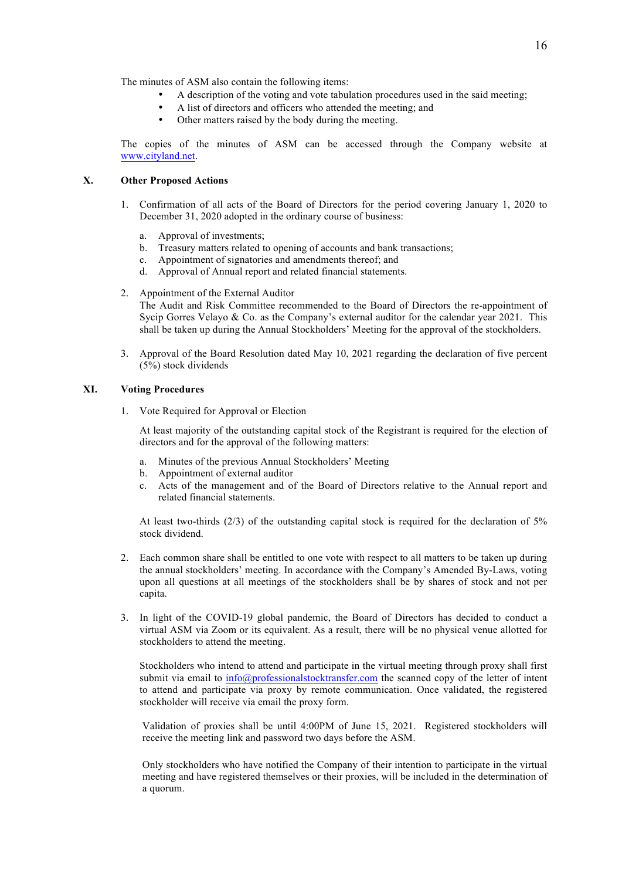The minutes of ASM also contain the following items:

- A description of the voting and vote tabulation procedures used in the said meeting;
- A list of directors and officers who attended the meeting; and
- Other matters raised by the body during the meeting.

The copies of the minutes of ASM can be accessed through the Company website at www.cityland.net.

## X. Other Proposed Actions

1. Confirmation of all acts of the Board of Directors for the period covering January 1, 2020 to December 31, 2020 adopted in the ordinary course of business:

   a. Approval of investments;
   b. Treasury matters related to opening of accounts and bank transactions;
   c. Appointment of signatories and amendments thereof; and
   d. Approval of Annual report and related financial statements.

2. Appointment of the External Auditor
   The Audit and Risk Committee recommended to the Board of Directors the re-appointment of Sycip Gorres Velayo & Co. as the Company's external auditor for the calendar year 2021. This shall be taken up during the Annual Stockholders' Meeting for the approval of the stockholders.

3. Approval of the Board Resolution dated May 10, 2021 regarding the declaration of five percent (5%) stock dividends

## XI. Voting Procedures

1. Vote Required for Approval or Election

   At least majority of the outstanding capital stock of the Registrant is required for the election of directors and for the approval of the following matters:

   a. Minutes of the previous Annual Stockholders' Meeting
   b. Appointment of external auditor
   c. Acts of the management and of the Board of Directors relative to the Annual report and related financial statements.

   At least two-thirds (2/3) of the outstanding capital stock is required for the declaration of 5% stock dividend.

2. Each common share shall be entitled to one vote with respect to all matters to be taken up during the annual stockholders' meeting. In accordance with the Company's Amended By-Laws, voting upon all questions at all meetings of the stockholders shall be by shares of stock and not per capita.

3. In light of the COVID-19 global pandemic, the Board of Directors has decided to conduct a virtual ASM via Zoom or its equivalent. As a result, there will be no physical venue allotted for stockholders to attend the meeting.

   Stockholders who intend to attend and participate in the virtual meeting through proxy shall first submit via email to info@professionalstocktransfer.com the scanned copy of the letter of intent to attend and participate via proxy by remote communication. Once validated, the registered stockholder will receive via email the proxy form.

   Validation of proxies shall be until 4:00PM of June 15, 2021. Registered stockholders will receive the meeting link and password two days before the ASM.

   Only stockholders who have notified the Company of their intention to participate in the virtual meeting and have registered themselves or their proxies, will be included in the determination of a quorum.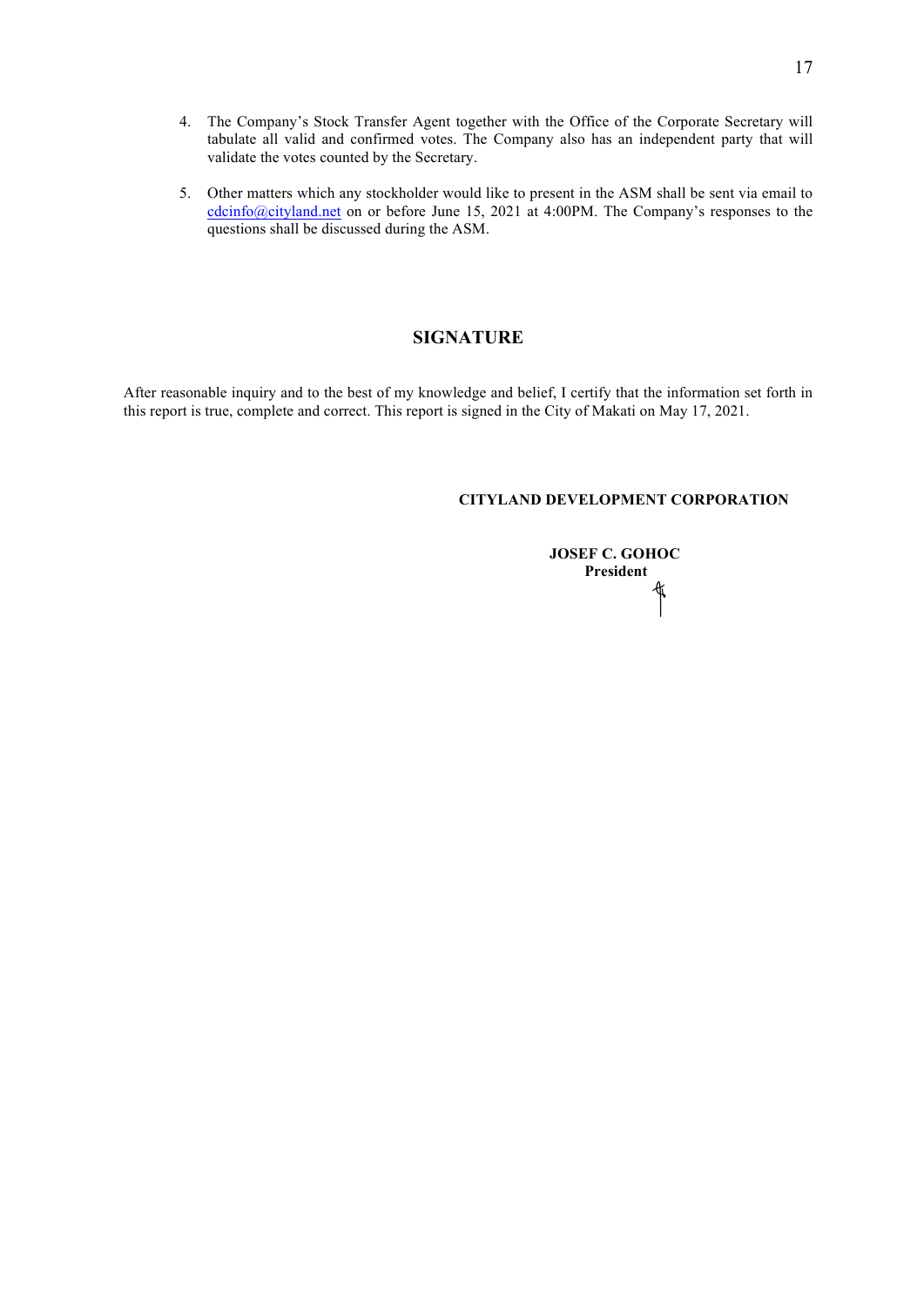4. The Company's Stock Transfer Agent together with the Office of the Corporate Secretary will tabulate all valid and confirmed votes. The Company also has an independent party that will validate the votes counted by the Secretary.

5. Other matters which any stockholder would like to present in the ASM shall be sent via email to cdcinfo@cityland.net on or before June 15, 2021 at 4:00PM. The Company's responses to the questions shall be discussed during the ASM.

## SIGNATURE

After reasonable inquiry and to the best of my knowledge and belief, I certify that the information set forth in this report is true, complete and correct. This report is signed in the City of Makati on May 17, 2021.

**CITYLAND DEVELOPMENT CORPORATION**

**JOSEF C. GOHOC**
**President**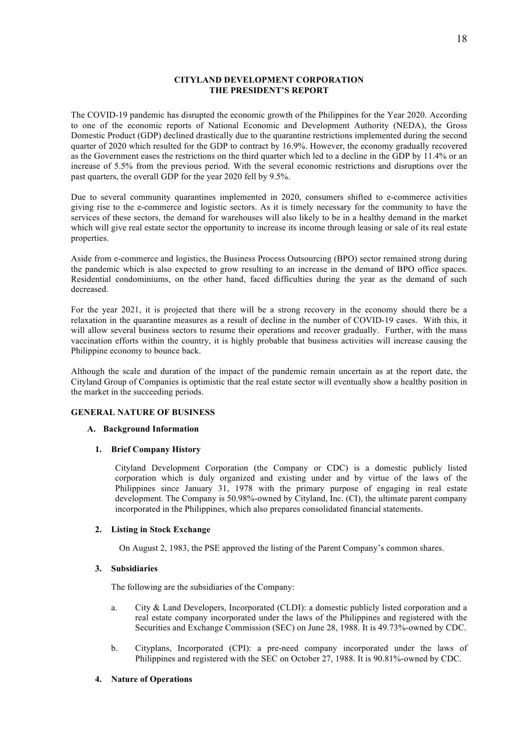**CITYLAND DEVELOPMENT CORPORATION**
**THE PRESIDENT'S REPORT**

The COVID-19 pandemic has disrupted the economic growth of the Philippines for the Year 2020. According to one of the economic reports of National Economic and Development Authority (NEDA), the Gross Domestic Product (GDP) declined drastically due to the quarantine restrictions implemented during the second quarter of 2020 which resulted for the GDP to contract by 16.9%. However, the economy gradually recovered as the Government eases the restrictions on the third quarter which led to a decline in the GDP by 11.4% or an increase of 5.5% from the previous period. With the several economic restrictions and disruptions over the past quarters, the overall GDP for the year 2020 fell by 9.5%.

Due to several community quarantines implemented in 2020, consumers shifted to e-commerce activities giving rise to the e-commerce and logistic sectors. As it is timely necessary for the community to have the services of these sectors, the demand for warehouses will also likely to be in a healthy demand in the market which will give real estate sector the opportunity to increase its income through leasing or sale of its real estate properties.

Aside from e-commerce and logistics, the Business Process Outsourcing (BPO) sector remained strong during the pandemic which is also expected to grow resulting to an increase in the demand of BPO office spaces. Residential condominiums, on the other hand, faced difficulties during the year as the demand of such decreased.

For the year 2021, it is projected that there will be a strong recovery in the economy should there be a relaxation in the quarantine measures as a result of decline in the number of COVID-19 cases. With this, it will allow several business sectors to resume their operations and recover gradually. Further, with the mass vaccination efforts within the country, it is highly probable that business activities will increase causing the Philippine economy to bounce back.

Although the scale and duration of the impact of the pandemic remain uncertain as at the report date, the Cityland Group of Companies is optimistic that the real estate sector will eventually show a healthy position in the market in the succeeding periods.

## GENERAL NATURE OF BUSINESS

### A. Background Information

#### 1. Brief Company History

Cityland Development Corporation (the Company or CDC) is a domestic publicly listed corporation which is duly organized and existing under and by virtue of the laws of the Philippines since January 31, 1978 with the primary purpose of engaging in real estate development. The Company is 50.98%-owned by Cityland, Inc. (CI), the ultimate parent company incorporated in the Philippines, which also prepares consolidated financial statements.

#### 2. Listing in Stock Exchange

On August 2, 1983, the PSE approved the listing of the Parent Company's common shares.

#### 3. Subsidiaries

The following are the subsidiaries of the Company:

a. City & Land Developers, Incorporated (CLDI): a domestic publicly listed corporation and a real estate company incorporated under the laws of the Philippines and registered with the Securities and Exchange Commission (SEC) on June 28, 1988. It is 49.73%-owned by CDC.

b. Cityplans, Incorporated (CPI): a pre-need company incorporated under the laws of Philippines and registered with the SEC on October 27, 1988. It is 90.81%-owned by CDC.

#### 4. Nature of Operations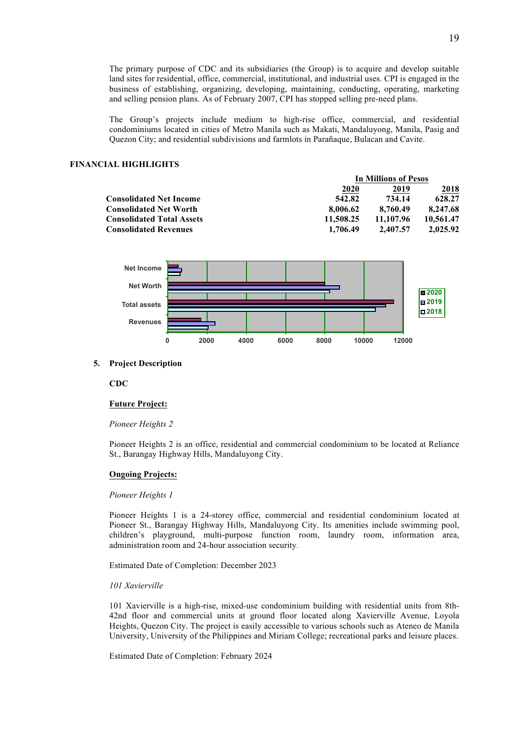The primary purpose of CDC and its subsidiaries (the Group) is to acquire and develop suitable land sites for residential, office, commercial, institutional, and industrial uses. CPI is engaged in the business of establishing, organizing, developing, maintaining, conducting, operating, marketing and selling pension plans. As of February 2007, CPI has stopped selling pre-need plans.

The Group's projects include medium to high-rise office, commercial, and residential condominiums located in cities of Metro Manila such as Makati, Mandaluyong, Manila, Pasig and Quezon City; and residential subdivisions and farmlots in Parañaque, Bulacan and Cavite.

## FINANCIAL HIGHLIGHTS

| | In Millions of Pesos | | |
|---|---|---|---|
| | **2020** | **2019** | **2018** |
| **Consolidated Net Income** | **542.82** | **734.14** | **628.27** |
| **Consolidated Net Worth** | **8,006.62** | **8,760.49** | **8,247.68** |
| **Consolidated Total Assets** | **11,508.25** | **11,107.96** | **10,561.47** |
| **Consolidated Revenues** | **1,706.49** | **2,407.57** | **2,025.92** |

5. **Project Description**

**CDC**

**Future Project:**

*Pioneer Heights 2*

Pioneer Heights 2 is an office, residential and commercial condominium to be located at Reliance St., Barangay Highway Hills, Mandaluyong City.

**Ongoing Projects:**

*Pioneer Heights 1*

Pioneer Heights 1 is a 24-storey office, commercial and residential condominium located at Pioneer St., Barangay Highway Hills, Mandaluyong City. Its amenities include swimming pool, children's playground, multi-purpose function room, laundry room, information area, administration room and 24-hour association security.

Estimated Date of Completion: December 2023

*101 Xavierville*

101 Xavierville is a high-rise, mixed-use condominium building with residential units from 8th-42nd floor and commercial units at ground floor located along Xavierville Avenue, Loyola Heights, Quezon City. The project is easily accessible to various schools such as Ateneo de Manila University, University of the Philippines and Miriam College; recreational parks and leisure places.

Estimated Date of Completion: February 2024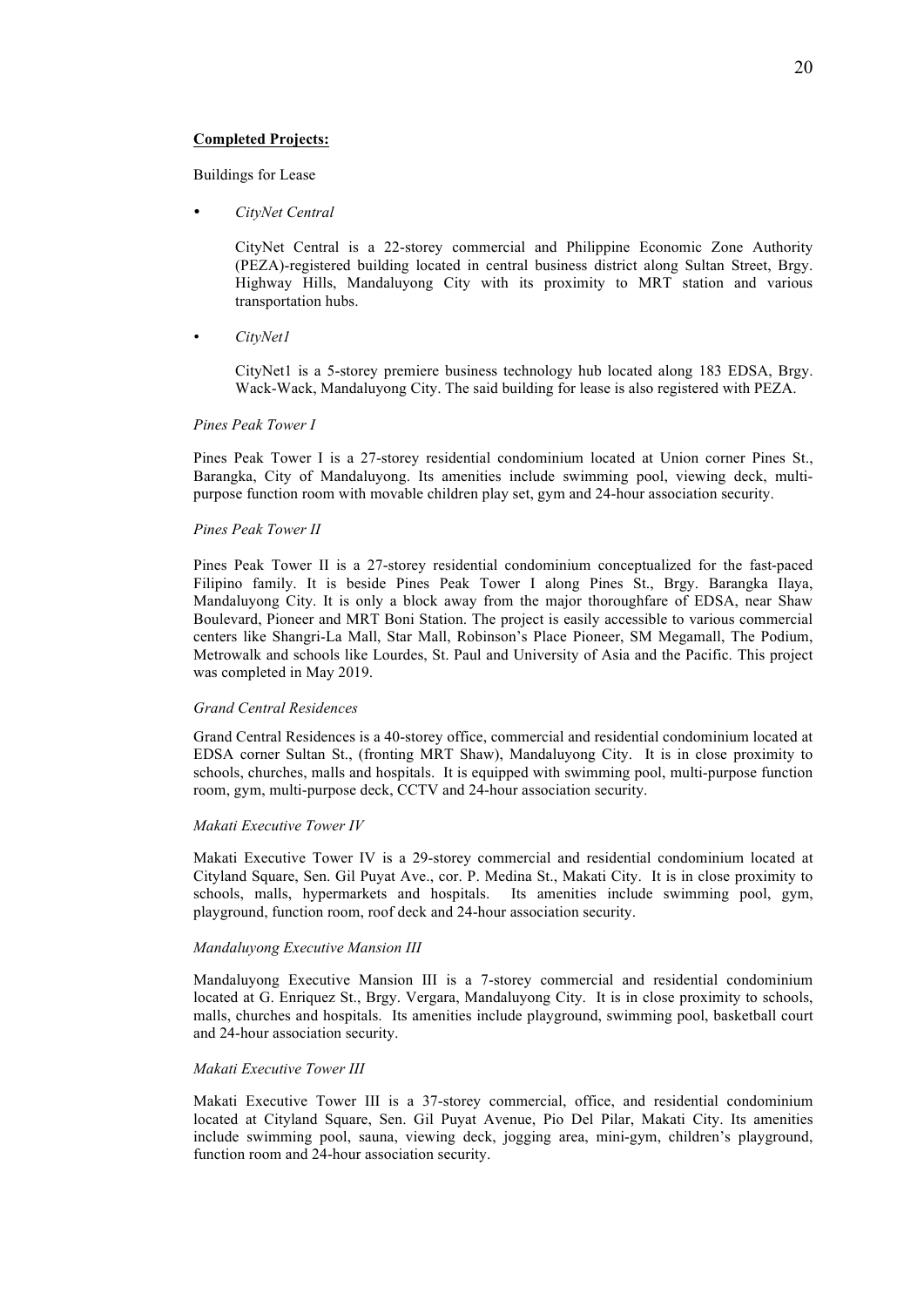**Completed Projects:**

Buildings for Lease

- *CityNet Central*

  CityNet Central is a 22-storey commercial and Philippine Economic Zone Authority (PEZA)-registered building located in central business district along Sultan Street, Brgy. Highway Hills, Mandaluyong City with its proximity to MRT station and various transportation hubs.

- *CityNet1*

  CityNet1 is a 5-storey premiere business technology hub located along 183 EDSA, Brgy. Wack-Wack, Mandaluyong City. The said building for lease is also registered with PEZA.

*Pines Peak Tower I*

Pines Peak Tower I is a 27-storey residential condominium located at Union corner Pines St., Barangka, City of Mandaluyong. Its amenities include swimming pool, viewing deck, multi-purpose function room with movable children play set, gym and 24-hour association security.

*Pines Peak Tower II*

Pines Peak Tower II is a 27-storey residential condominium conceptualized for the fast-paced Filipino family. It is beside Pines Peak Tower I along Pines St., Brgy. Barangka Ilaya, Mandaluyong City. It is only a block away from the major thoroughfare of EDSA, near Shaw Boulevard, Pioneer and MRT Boni Station. The project is easily accessible to various commercial centers like Shangri-La Mall, Star Mall, Robinson's Place Pioneer, SM Megamall, The Podium, Metrowalk and schools like Lourdes, St. Paul and University of Asia and the Pacific. This project was completed in May 2019.

*Grand Central Residences*

Grand Central Residences is a 40-storey office, commercial and residential condominium located at EDSA corner Sultan St., (fronting MRT Shaw), Mandaluyong City. It is in close proximity to schools, churches, malls and hospitals. It is equipped with swimming pool, multi-purpose function room, gym, multi-purpose deck, CCTV and 24-hour association security.

*Makati Executive Tower IV*

Makati Executive Tower IV is a 29-storey commercial and residential condominium located at Cityland Square, Sen. Gil Puyat Ave., cor. P. Medina St., Makati City. It is in close proximity to schools, malls, hypermarkets and hospitals. Its amenities include swimming pool, gym, playground, function room, roof deck and 24-hour association security.

*Mandaluyong Executive Mansion III*

Mandaluyong Executive Mansion III is a 7-storey commercial and residential condominium located at G. Enriquez St., Brgy. Vergara, Mandaluyong City. It is in close proximity to schools, malls, churches and hospitals. Its amenities include playground, swimming pool, basketball court and 24-hour association security.

*Makati Executive Tower III*

Makati Executive Tower III is a 37-storey commercial, office, and residential condominium located at Cityland Square, Sen. Gil Puyat Avenue, Pio Del Pilar, Makati City. Its amenities include swimming pool, sauna, viewing deck, jogging area, mini-gym, children's playground, function room and 24-hour association security.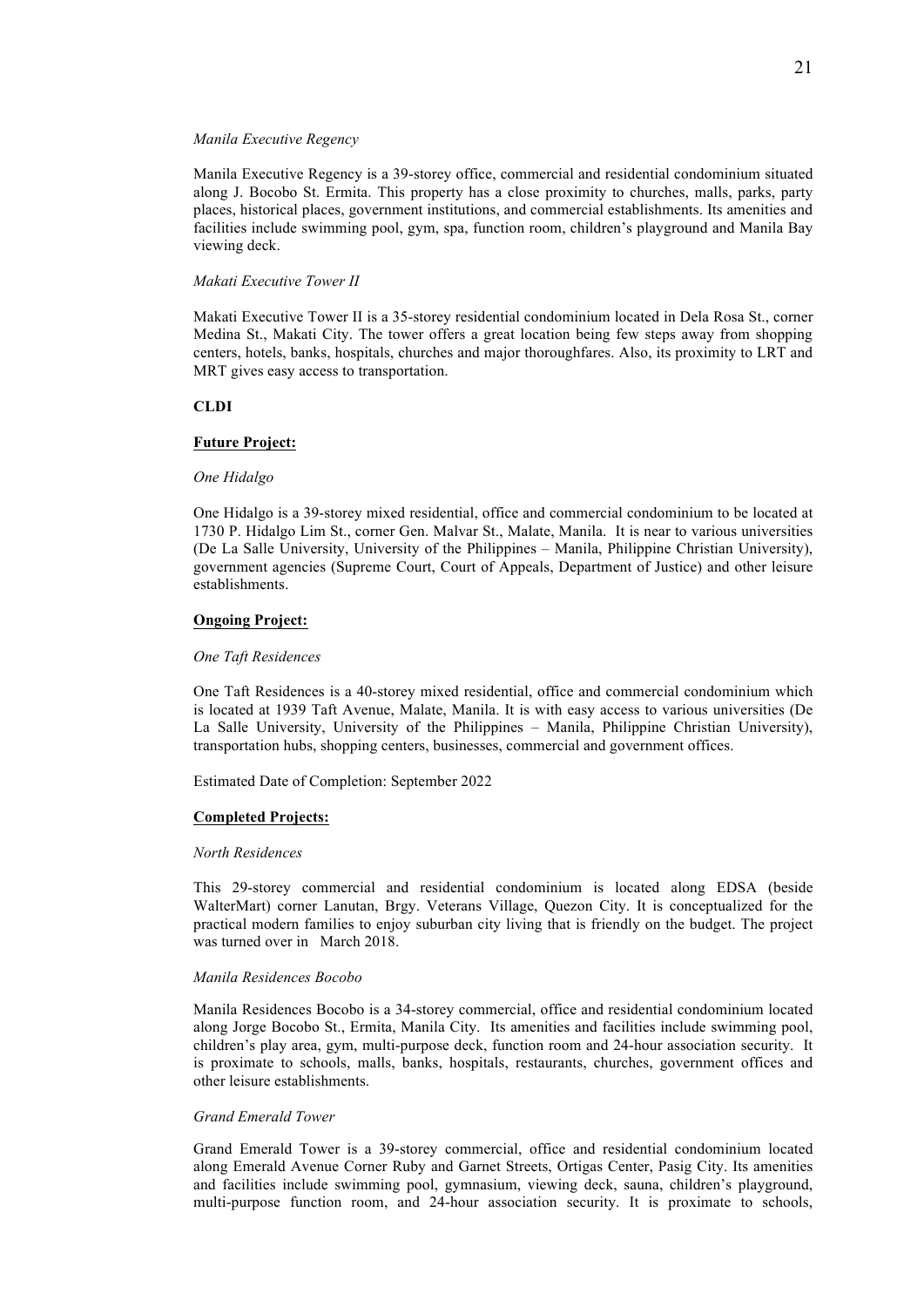*Manila Executive Regency*

Manila Executive Regency is a 39-storey office, commercial and residential condominium situated along J. Bocobo St. Ermita. This property has a close proximity to churches, malls, parks, party places, historical places, government institutions, and commercial establishments. Its amenities and facilities include swimming pool, gym, spa, function room, children's playground and Manila Bay viewing deck.

*Makati Executive Tower II*

Makati Executive Tower II is a 35-storey residential condominium located in Dela Rosa St., corner Medina St., Makati City. The tower offers a great location being few steps away from shopping centers, hotels, banks, hospitals, churches and major thoroughfares. Also, its proximity to LRT and MRT gives easy access to transportation.

**CLDI**

**Future Project:**

*One Hidalgo*

One Hidalgo is a 39-storey mixed residential, office and commercial condominium to be located at 1730 P. Hidalgo Lim St., corner Gen. Malvar St., Malate, Manila. It is near to various universities (De La Salle University, University of the Philippines – Manila, Philippine Christian University), government agencies (Supreme Court, Court of Appeals, Department of Justice) and other leisure establishments.

**Ongoing Project:**

*One Taft Residences*

One Taft Residences is a 40-storey mixed residential, office and commercial condominium which is located at 1939 Taft Avenue, Malate, Manila. It is with easy access to various universities (De La Salle University, University of the Philippines – Manila, Philippine Christian University), transportation hubs, shopping centers, businesses, commercial and government offices.

Estimated Date of Completion: September 2022

**Completed Projects:**

*North Residences*

This 29-storey commercial and residential condominium is located along EDSA (beside WalterMart) corner Lanutan, Brgy. Veterans Village, Quezon City. It is conceptualized for the practical modern families to enjoy suburban city living that is friendly on the budget. The project was turned over in March 2018.

*Manila Residences Bocobo*

Manila Residences Bocobo is a 34-storey commercial, office and residential condominium located along Jorge Bocobo St., Ermita, Manila City. Its amenities and facilities include swimming pool, children's play area, gym, multi-purpose deck, function room and 24-hour association security. It is proximate to schools, malls, banks, hospitals, restaurants, churches, government offices and other leisure establishments.

*Grand Emerald Tower*

Grand Emerald Tower is a 39-storey commercial, office and residential condominium located along Emerald Avenue Corner Ruby and Garnet Streets, Ortigas Center, Pasig City. Its amenities and facilities include swimming pool, gymnasium, viewing deck, sauna, children's playground, multi-purpose function room, and 24-hour association security. It is proximate to schools,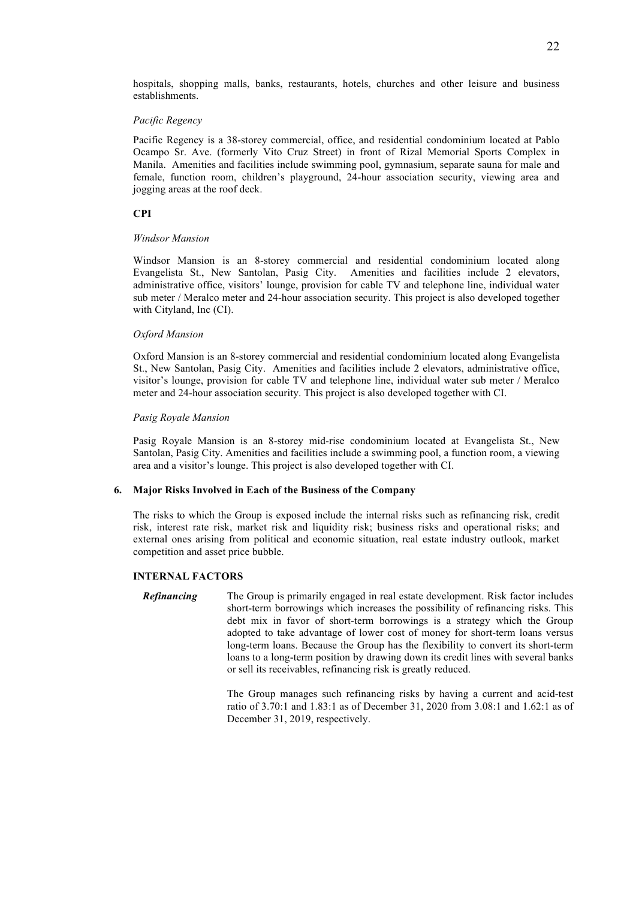hospitals, shopping malls, banks, restaurants, hotels, churches and other leisure and business establishments.

*Pacific Regency*

Pacific Regency is a 38-storey commercial, office, and residential condominium located at Pablo Ocampo Sr. Ave. (formerly Vito Cruz Street) in front of Rizal Memorial Sports Complex in Manila. Amenities and facilities include swimming pool, gymnasium, separate sauna for male and female, function room, children's playground, 24-hour association security, viewing area and jogging areas at the roof deck.

**CPI**

*Windsor Mansion*

Windsor Mansion is an 8-storey commercial and residential condominium located along Evangelista St., New Santolan, Pasig City. Amenities and facilities include 2 elevators, administrative office, visitors' lounge, provision for cable TV and telephone line, individual water sub meter / Meralco meter and 24-hour association security. This project is also developed together with Cityland, Inc (CI).

*Oxford Mansion*

Oxford Mansion is an 8-storey commercial and residential condominium located along Evangelista St., New Santolan, Pasig City. Amenities and facilities include 2 elevators, administrative office, visitor's lounge, provision for cable TV and telephone line, individual water sub meter / Meralco meter and 24-hour association security. This project is also developed together with CI.

*Pasig Royale Mansion*

Pasig Royale Mansion is an 8-storey mid-rise condominium located at Evangelista St., New Santolan, Pasig City. Amenities and facilities include a swimming pool, a function room, a viewing area and a visitor's lounge. This project is also developed together with CI.

## 6. Major Risks Involved in Each of the Business of the Company

The risks to which the Group is exposed include the internal risks such as refinancing risk, credit risk, interest rate risk, market risk and liquidity risk; business risks and operational risks; and external ones arising from political and economic situation, real estate industry outlook, market competition and asset price bubble.

### INTERNAL FACTORS

***Refinancing***

The Group is primarily engaged in real estate development. Risk factor includes short-term borrowings which increases the possibility of refinancing risks. This debt mix in favor of short-term borrowings is a strategy which the Group adopted to take advantage of lower cost of money for short-term loans versus long-term loans. Because the Group has the flexibility to convert its short-term loans to a long-term position by drawing down its credit lines with several banks or sell its receivables, refinancing risk is greatly reduced.

The Group manages such refinancing risks by having a current and acid-test ratio of 3.70:1 and 1.83:1 as of December 31, 2020 from 3.08:1 and 1.62:1 as of December 31, 2019, respectively.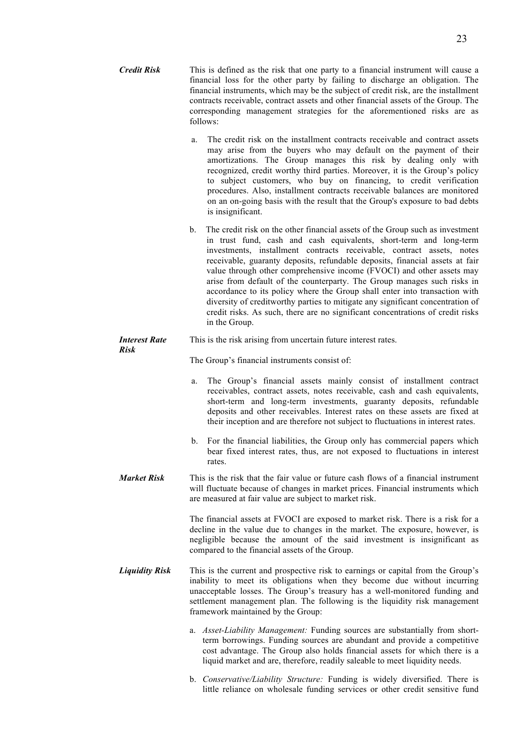***Credit Risk*** This is defined as the risk that one party to a financial instrument will cause a financial loss for the other party by failing to discharge an obligation. The financial instruments, which may be the subject of credit risk, are the installment contracts receivable, contract assets and other financial assets of the Group. The corresponding management strategies for the aforementioned risks are as follows:

a. The credit risk on the installment contracts receivable and contract assets may arise from the buyers who may default on the payment of their amortizations. The Group manages this risk by dealing only with recognized, credit worthy third parties. Moreover, it is the Group's policy to subject customers, who buy on financing, to credit verification procedures. Also, installment contracts receivable balances are monitored on an on-going basis with the result that the Group's exposure to bad debts is insignificant.

b. The credit risk on the other financial assets of the Group such as investment in trust fund, cash and cash equivalents, short-term and long-term investments, installment contracts receivable, contract assets, notes receivable, guaranty deposits, refundable deposits, financial assets at fair value through other comprehensive income (FVOCI) and other assets may arise from default of the counterparty. The Group manages such risks in accordance to its policy where the Group shall enter into transaction with diversity of creditworthy parties to mitigate any significant concentration of credit risks. As such, there are no significant concentrations of credit risks in the Group.

***Interest Rate Risk*** This is the risk arising from uncertain future interest rates.

The Group's financial instruments consist of:

a. The Group's financial assets mainly consist of installment contract receivables, contract assets, notes receivable, cash and cash equivalents, short-term and long-term investments, guaranty deposits, refundable deposits and other receivables. Interest rates on these assets are fixed at their inception and are therefore not subject to fluctuations in interest rates.

b. For the financial liabilities, the Group only has commercial papers which bear fixed interest rates, thus, are not exposed to fluctuations in interest rates.

***Market Risk*** This is the risk that the fair value or future cash flows of a financial instrument will fluctuate because of changes in market prices. Financial instruments which are measured at fair value are subject to market risk.

The financial assets at FVOCI are exposed to market risk. There is a risk for a decline in the value due to changes in the market. The exposure, however, is negligible because the amount of the said investment is insignificant as compared to the financial assets of the Group.

***Liquidity Risk*** This is the current and prospective risk to earnings or capital from the Group's inability to meet its obligations when they become due without incurring unacceptable losses. The Group's treasury has a well-monitored funding and settlement management plan. The following is the liquidity risk management framework maintained by the Group:

a. *Asset-Liability Management:* Funding sources are substantially from short-term borrowings. Funding sources are abundant and provide a competitive cost advantage. The Group also holds financial assets for which there is a liquid market and are, therefore, readily saleable to meet liquidity needs.

b. *Conservative/Liability Structure:* Funding is widely diversified. There is little reliance on wholesale funding services or other credit sensitive fund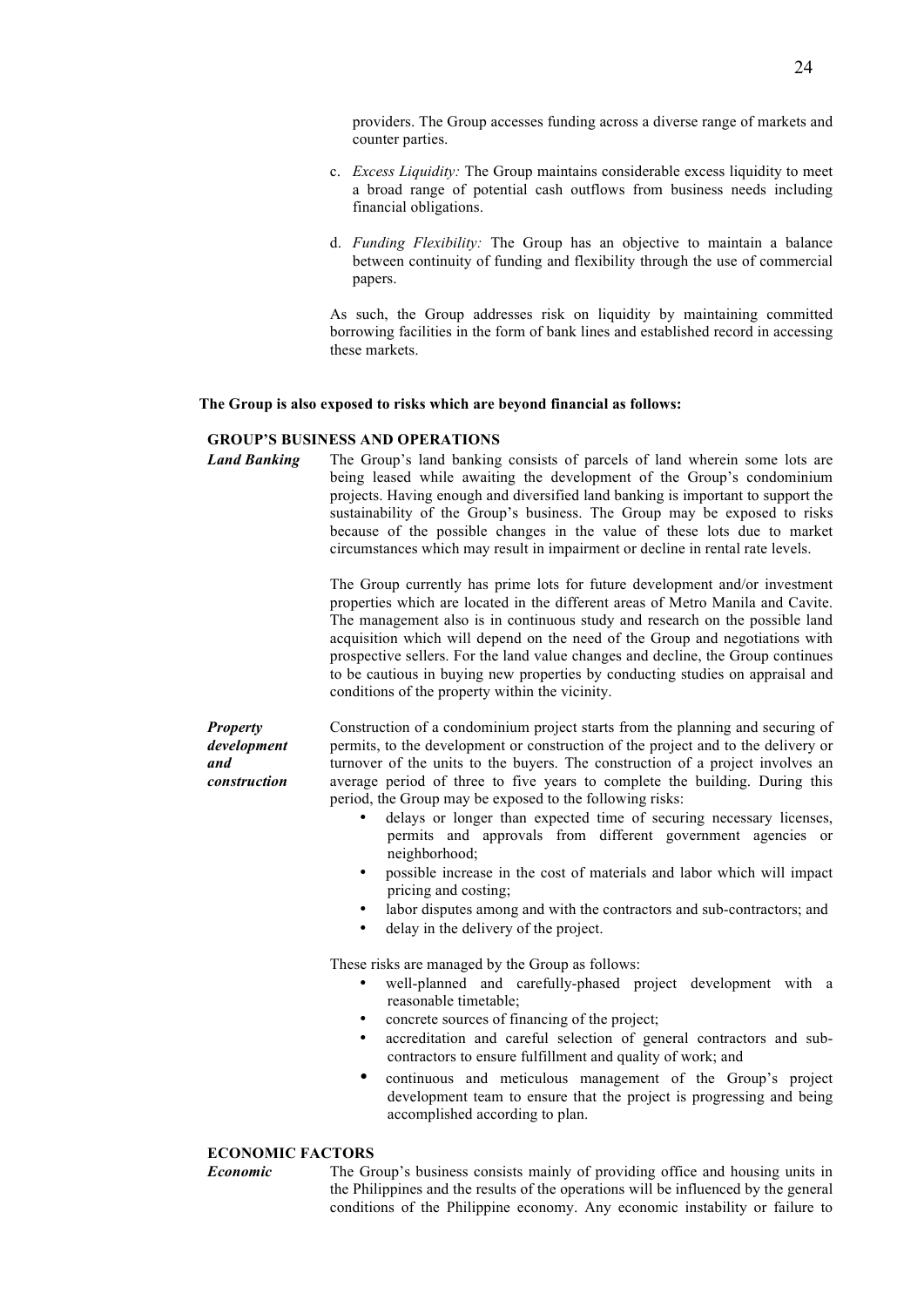providers. The Group accesses funding across a diverse range of markets and counter parties.

c. *Excess Liquidity:* The Group maintains considerable excess liquidity to meet a broad range of potential cash outflows from business needs including financial obligations.

d. *Funding Flexibility:* The Group has an objective to maintain a balance between continuity of funding and flexibility through the use of commercial papers.

As such, the Group addresses risk on liquidity by maintaining committed borrowing facilities in the form of bank lines and established record in accessing these markets.

**The Group is also exposed to risks which are beyond financial as follows:**

**GROUP'S BUSINESS AND OPERATIONS**

***Land Banking***

The Group's land banking consists of parcels of land wherein some lots are being leased while awaiting the development of the Group's condominium projects. Having enough and diversified land banking is important to support the sustainability of the Group's business. The Group may be exposed to risks because of the possible changes in the value of these lots due to market circumstances which may result in impairment or decline in rental rate levels.

The Group currently has prime lots for future development and/or investment properties which are located in the different areas of Metro Manila and Cavite. The management also is in continuous study and research on the possible land acquisition which will depend on the need of the Group and negotiations with prospective sellers. For the land value changes and decline, the Group continues to be cautious in buying new properties by conducting studies on appraisal and conditions of the property within the vicinity.

***Property development and construction***

Construction of a condominium project starts from the planning and securing of permits, to the development or construction of the project and to the delivery or turnover of the units to the buyers. The construction of a project involves an average period of three to five years to complete the building. During this period, the Group may be exposed to the following risks:

- delays or longer than expected time of securing necessary licenses, permits and approvals from different government agencies or neighborhood;
- possible increase in the cost of materials and labor which will impact pricing and costing;
- labor disputes among and with the contractors and sub-contractors; and
- delay in the delivery of the project.

These risks are managed by the Group as follows:

- well-planned and carefully-phased project development with a reasonable timetable;
- concrete sources of financing of the project;
- accreditation and careful selection of general contractors and sub-contractors to ensure fulfillment and quality of work; and
- continuous and meticulous management of the Group's project development team to ensure that the project is progressing and being accomplished according to plan.

**ECONOMIC FACTORS**

***Economic***

The Group's business consists mainly of providing office and housing units in the Philippines and the results of the operations will be influenced by the general conditions of the Philippine economy. Any economic instability or failure to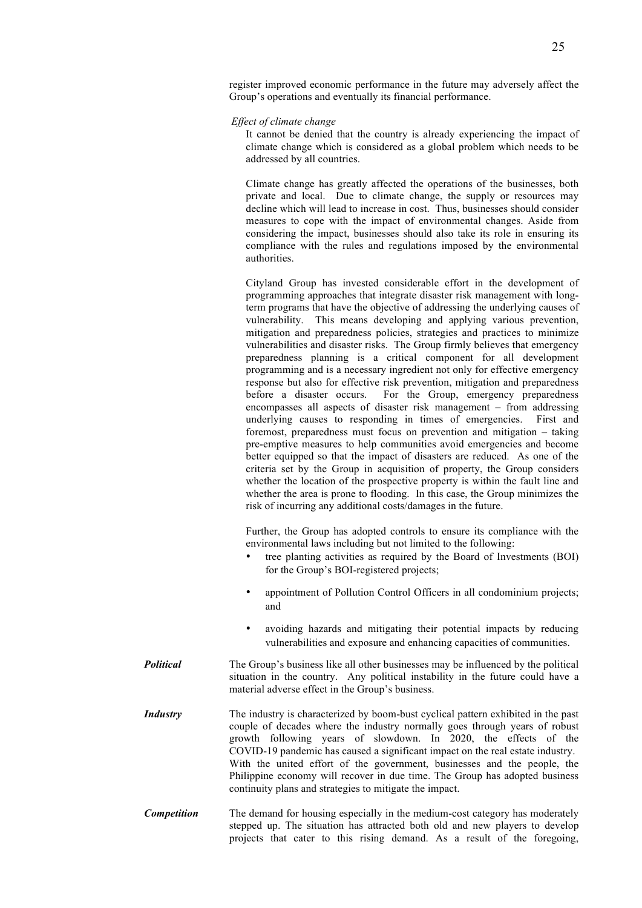register improved economic performance in the future may adversely affect the Group's operations and eventually its financial performance.

*Effect of climate change*

It cannot be denied that the country is already experiencing the impact of climate change which is considered as a global problem which needs to be addressed by all countries.

Climate change has greatly affected the operations of the businesses, both private and local. Due to climate change, the supply or resources may decline which will lead to increase in cost. Thus, businesses should consider measures to cope with the impact of environmental changes. Aside from considering the impact, businesses should also take its role in ensuring its compliance with the rules and regulations imposed by the environmental authorities.

Cityland Group has invested considerable effort in the development of programming approaches that integrate disaster risk management with long-term programs that have the objective of addressing the underlying causes of vulnerability. This means developing and applying various prevention, mitigation and preparedness policies, strategies and practices to minimize vulnerabilities and disaster risks. The Group firmly believes that emergency preparedness planning is a critical component for all development programming and is a necessary ingredient not only for effective emergency response but also for effective risk prevention, mitigation and preparedness before a disaster occurs. For the Group, emergency preparedness encompasses all aspects of disaster risk management – from addressing underlying causes to responding in times of emergencies. First and foremost, preparedness must focus on prevention and mitigation – taking pre-emptive measures to help communities avoid emergencies and become better equipped so that the impact of disasters are reduced. As one of the criteria set by the Group in acquisition of property, the Group considers whether the location of the prospective property is within the fault line and whether the area is prone to flooding. In this case, the Group minimizes the risk of incurring any additional costs/damages in the future.

Further, the Group has adopted controls to ensure its compliance with the environmental laws including but not limited to the following:

- tree planting activities as required by the Board of Investments (BOI) for the Group's BOI-registered projects;
- appointment of Pollution Control Officers in all condominium projects; and
- avoiding hazards and mitigating their potential impacts by reducing vulnerabilities and exposure and enhancing capacities of communities.

***Political*** The Group's business like all other businesses may be influenced by the political situation in the country. Any political instability in the future could have a material adverse effect in the Group's business.

***Industry*** The industry is characterized by boom-bust cyclical pattern exhibited in the past couple of decades where the industry normally goes through years of robust growth following years of slowdown. In 2020, the effects of the COVID-19 pandemic has caused a significant impact on the real estate industry. With the united effort of the government, businesses and the people, the Philippine economy will recover in due time. The Group has adopted business continuity plans and strategies to mitigate the impact.

***Competition*** The demand for housing especially in the medium-cost category has moderately stepped up. The situation has attracted both old and new players to develop projects that cater to this rising demand. As a result of the foregoing,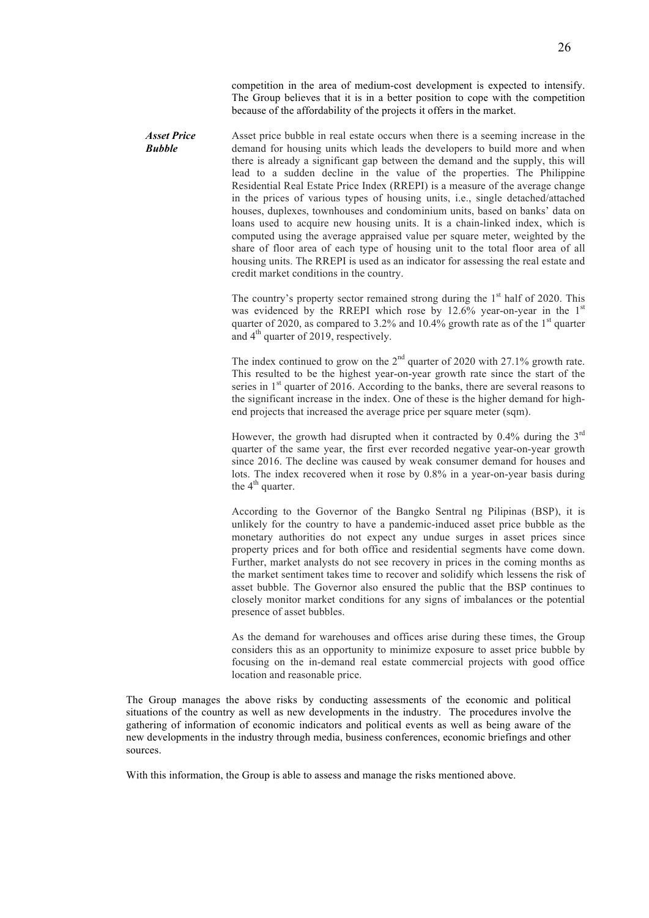competition in the area of medium-cost development is expected to intensify. The Group believes that it is in a better position to cope with the competition because of the affordability of the projects it offers in the market.

***Asset Price Bubble***

Asset price bubble in real estate occurs when there is a seeming increase in the demand for housing units which leads the developers to build more and when there is already a significant gap between the demand and the supply, this will lead to a sudden decline in the value of the properties. The Philippine Residential Real Estate Price Index (RREPI) is a measure of the average change in the prices of various types of housing units, i.e., single detached/attached houses, duplexes, townhouses and condominium units, based on banks' data on loans used to acquire new housing units. It is a chain-linked index, which is computed using the average appraised value per square meter, weighted by the share of floor area of each type of housing unit to the total floor area of all housing units. The RREPI is used as an indicator for assessing the real estate and credit market conditions in the country.

The country's property sector remained strong during the 1st half of 2020. This was evidenced by the RREPI which rose by 12.6% year-on-year in the 1st quarter of 2020, as compared to 3.2% and 10.4% growth rate as of the 1st quarter and 4th quarter of 2019, respectively.

The index continued to grow on the 2nd quarter of 2020 with 27.1% growth rate. This resulted to be the highest year-on-year growth rate since the start of the series in 1st quarter of 2016. According to the banks, there are several reasons to the significant increase in the index. One of these is the higher demand for high-end projects that increased the average price per square meter (sqm).

However, the growth had disrupted when it contracted by 0.4% during the 3rd quarter of the same year, the first ever recorded negative year-on-year growth since 2016. The decline was caused by weak consumer demand for houses and lots. The index recovered when it rose by 0.8% in a year-on-year basis during the 4th quarter.

According to the Governor of the Bangko Sentral ng Pilipinas (BSP), it is unlikely for the country to have a pandemic-induced asset price bubble as the monetary authorities do not expect any undue surges in asset prices since property prices and for both office and residential segments have come down. Further, market analysts do not see recovery in prices in the coming months as the market sentiment takes time to recover and solidify which lessens the risk of asset bubble. The Governor also ensured the public that the BSP continues to closely monitor market conditions for any signs of imbalances or the potential presence of asset bubbles.

As the demand for warehouses and offices arise during these times, the Group considers this as an opportunity to minimize exposure to asset price bubble by focusing on the in-demand real estate commercial projects with good office location and reasonable price.

The Group manages the above risks by conducting assessments of the economic and political situations of the country as well as new developments in the industry. The procedures involve the gathering of information of economic indicators and political events as well as being aware of the new developments in the industry through media, business conferences, economic briefings and other sources.

With this information, the Group is able to assess and manage the risks mentioned above.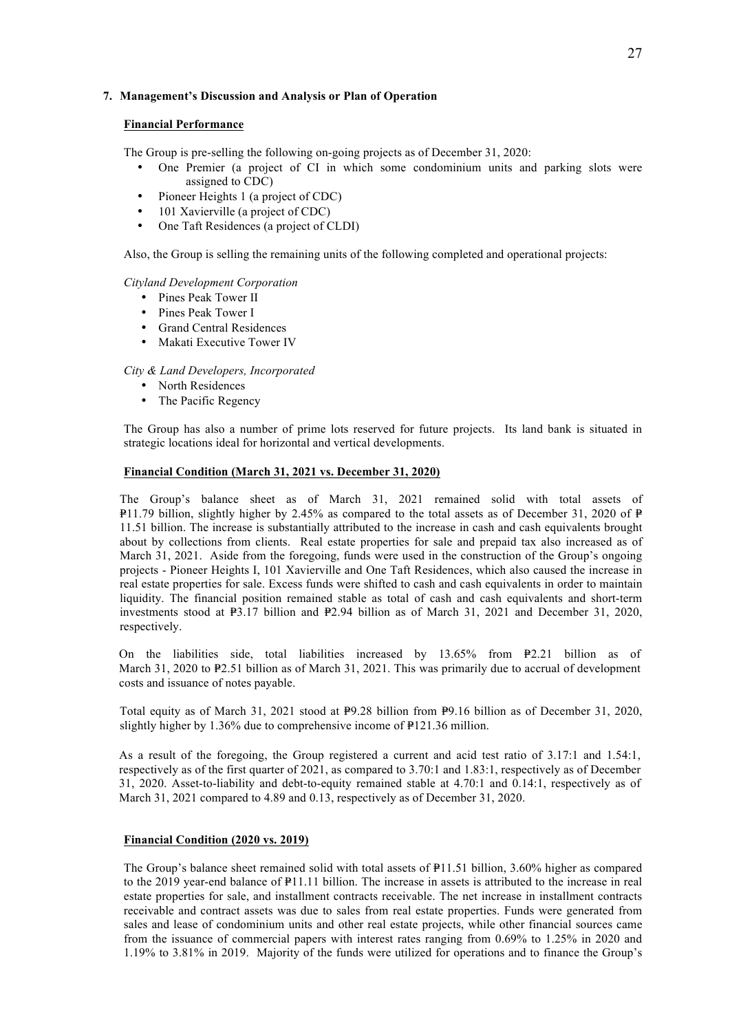### 7. Management's Discussion and Analysis or Plan of Operation

#### Financial Performance

The Group is pre-selling the following on-going projects as of December 31, 2020:

- One Premier (a project of CI in which some condominium units and parking slots were assigned to CDC)
- Pioneer Heights 1 (a project of CDC)
- 101 Xavierville (a project of CDC)
- One Taft Residences (a project of CLDI)

Also, the Group is selling the remaining units of the following completed and operational projects:

*Cityland Development Corporation*

- Pines Peak Tower II
- Pines Peak Tower I
- Grand Central Residences
- Makati Executive Tower IV

*City & Land Developers, Incorporated*

- North Residences
- The Pacific Regency

The Group has also a number of prime lots reserved for future projects. Its land bank is situated in strategic locations ideal for horizontal and vertical developments.

#### Financial Condition (March 31, 2021 vs. December 31, 2020)

The Group's balance sheet as of March 31, 2021 remained solid with total assets of ₱11.79 billion, slightly higher by 2.45% as compared to the total assets as of December 31, 2020 of ₱ 11.51 billion. The increase is substantially attributed to the increase in cash and cash equivalents brought about by collections from clients. Real estate properties for sale and prepaid tax also increased as of March 31, 2021. Aside from the foregoing, funds were used in the construction of the Group's ongoing projects - Pioneer Heights I, 101 Xavierville and One Taft Residences, which also caused the increase in real estate properties for sale. Excess funds were shifted to cash and cash equivalents in order to maintain liquidity. The financial position remained stable as total of cash and cash equivalents and short-term investments stood at ₱3.17 billion and ₱2.94 billion as of March 31, 2021 and December 31, 2020, respectively.

On the liabilities side, total liabilities increased by 13.65% from ₱2.21 billion as of March 31, 2020 to ₱2.51 billion as of March 31, 2021. This was primarily due to accrual of development costs and issuance of notes payable.

Total equity as of March 31, 2021 stood at ₱9.28 billion from ₱9.16 billion as of December 31, 2020, slightly higher by 1.36% due to comprehensive income of ₱121.36 million.

As a result of the foregoing, the Group registered a current and acid test ratio of 3.17:1 and 1.54:1, respectively as of the first quarter of 2021, as compared to 3.70:1 and 1.83:1, respectively as of December 31, 2020. Asset-to-liability and debt-to-equity remained stable at 4.70:1 and 0.14:1, respectively as of March 31, 2021 compared to 4.89 and 0.13, respectively as of December 31, 2020.

#### Financial Condition (2020 vs. 2019)

The Group's balance sheet remained solid with total assets of ₱11.51 billion, 3.60% higher as compared to the 2019 year-end balance of ₱11.11 billion. The increase in assets is attributed to the increase in real estate properties for sale, and installment contracts receivable. The net increase in installment contracts receivable and contract assets was due to sales from real estate properties. Funds were generated from sales and lease of condominium units and other real estate projects, while other financial sources came from the issuance of commercial papers with interest rates ranging from 0.69% to 1.25% in 2020 and 1.19% to 3.81% in 2019. Majority of the funds were utilized for operations and to finance the Group's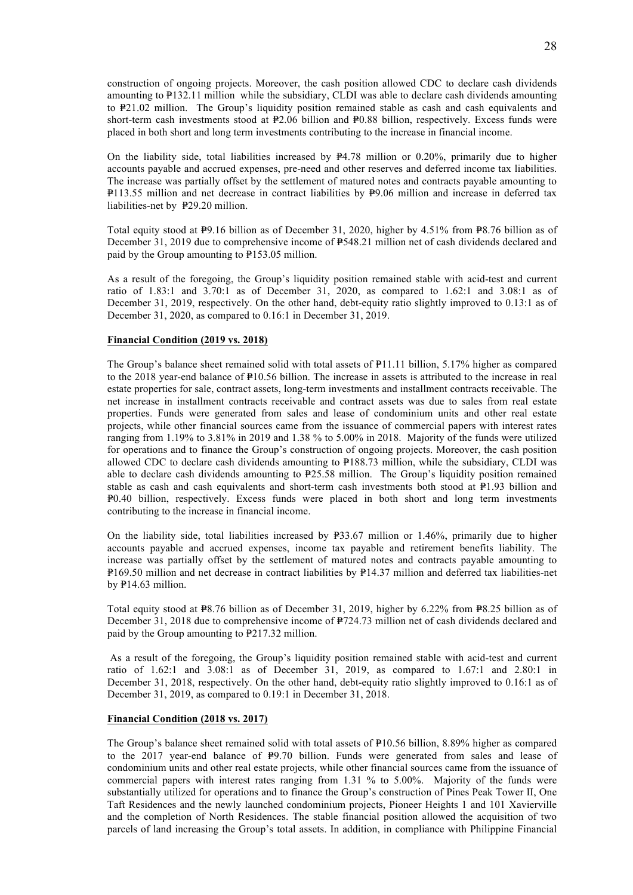construction of ongoing projects. Moreover, the cash position allowed CDC to declare cash dividends amounting to ₱132.11 million while the subsidiary, CLDI was able to declare cash dividends amounting to ₱21.02 million. The Group's liquidity position remained stable as cash and cash equivalents and short-term cash investments stood at ₱2.06 billion and ₱0.88 billion, respectively. Excess funds were placed in both short and long term investments contributing to the increase in financial income.

On the liability side, total liabilities increased by ₱4.78 million or 0.20%, primarily due to higher accounts payable and accrued expenses, pre-need and other reserves and deferred income tax liabilities. The increase was partially offset by the settlement of matured notes and contracts payable amounting to ₱113.55 million and net decrease in contract liabilities by ₱9.06 million and increase in deferred tax liabilities-net by ₱29.20 million.

Total equity stood at ₱9.16 billion as of December 31, 2020, higher by 4.51% from ₱8.76 billion as of December 31, 2019 due to comprehensive income of ₱548.21 million net of cash dividends declared and paid by the Group amounting to ₱153.05 million.

As a result of the foregoing, the Group's liquidity position remained stable with acid-test and current ratio of 1.83:1 and 3.70:1 as of December 31, 2020, as compared to 1.62:1 and 3.08:1 as of December 31, 2019, respectively. On the other hand, debt-equity ratio slightly improved to 0.13:1 as of December 31, 2020, as compared to 0.16:1 in December 31, 2019.

**Financial Condition (2019 vs. 2018)**

The Group's balance sheet remained solid with total assets of ₱11.11 billion, 5.17% higher as compared to the 2018 year-end balance of ₱10.56 billion. The increase in assets is attributed to the increase in real estate properties for sale, contract assets, long-term investments and installment contracts receivable. The net increase in installment contracts receivable and contract assets was due to sales from real estate properties. Funds were generated from sales and lease of condominium units and other real estate projects, while other financial sources came from the issuance of commercial papers with interest rates ranging from 1.19% to 3.81% in 2019 and 1.38 % to 5.00% in 2018. Majority of the funds were utilized for operations and to finance the Group's construction of ongoing projects. Moreover, the cash position allowed CDC to declare cash dividends amounting to ₱188.73 million, while the subsidiary, CLDI was able to declare cash dividends amounting to ₱25.58 million. The Group's liquidity position remained stable as cash and cash equivalents and short-term cash investments both stood at ₱1.93 billion and ₱0.40 billion, respectively. Excess funds were placed in both short and long term investments contributing to the increase in financial income.

On the liability side, total liabilities increased by ₱33.67 million or 1.46%, primarily due to higher accounts payable and accrued expenses, income tax payable and retirement benefits liability. The increase was partially offset by the settlement of matured notes and contracts payable amounting to ₱169.50 million and net decrease in contract liabilities by ₱14.37 million and deferred tax liabilities-net by ₱14.63 million.

Total equity stood at ₱8.76 billion as of December 31, 2019, higher by 6.22% from ₱8.25 billion as of December 31, 2018 due to comprehensive income of ₱724.73 million net of cash dividends declared and paid by the Group amounting to ₱217.32 million.

As a result of the foregoing, the Group's liquidity position remained stable with acid-test and current ratio of 1.62:1 and 3.08:1 as of December 31, 2019, as compared to 1.67:1 and 2.80:1 in December 31, 2018, respectively. On the other hand, debt-equity ratio slightly improved to 0.16:1 as of December 31, 2019, as compared to 0.19:1 in December 31, 2018.

**Financial Condition (2018 vs. 2017)**

The Group's balance sheet remained solid with total assets of ₱10.56 billion, 8.89% higher as compared to the 2017 year-end balance of ₱9.70 billion. Funds were generated from sales and lease of condominium units and other real estate projects, while other financial sources came from the issuance of commercial papers with interest rates ranging from 1.31 % to 5.00%. Majority of the funds were substantially utilized for operations and to finance the Group's construction of Pines Peak Tower II, One Taft Residences and the newly launched condominium projects, Pioneer Heights 1 and 101 Xavierville and the completion of North Residences. The stable financial position allowed the acquisition of two parcels of land increasing the Group's total assets. In addition, in compliance with Philippine Financial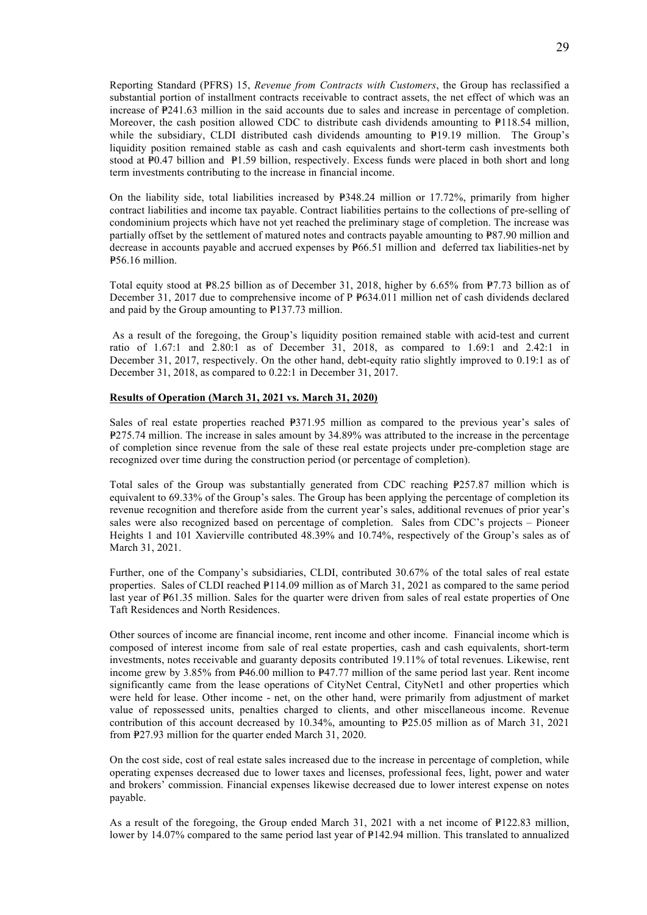Reporting Standard (PFRS) 15, *Revenue from Contracts with Customers*, the Group has reclassified a substantial portion of installment contracts receivable to contract assets, the net effect of which was an increase of ₱241.63 million in the said accounts due to sales and increase in percentage of completion. Moreover, the cash position allowed CDC to distribute cash dividends amounting to ₱118.54 million, while the subsidiary, CLDI distributed cash dividends amounting to ₱19.19 million. The Group's liquidity position remained stable as cash and cash equivalents and short-term cash investments both stood at ₱0.47 billion and ₱1.59 billion, respectively. Excess funds were placed in both short and long term investments contributing to the increase in financial income.

On the liability side, total liabilities increased by ₱348.24 million or 17.72%, primarily from higher contract liabilities and income tax payable. Contract liabilities pertains to the collections of pre-selling of condominium projects which have not yet reached the preliminary stage of completion. The increase was partially offset by the settlement of matured notes and contracts payable amounting to ₱87.90 million and decrease in accounts payable and accrued expenses by ₱66.51 million and deferred tax liabilities-net by ₱56.16 million.

Total equity stood at ₱8.25 billion as of December 31, 2018, higher by 6.65% from ₱7.73 billion as of December 31, 2017 due to comprehensive income of P ₱634.011 million net of cash dividends declared and paid by the Group amounting to ₱137.73 million.

As a result of the foregoing, the Group's liquidity position remained stable with acid-test and current ratio of 1.67:1 and 2.80:1 as of December 31, 2018, as compared to 1.69:1 and 2.42:1 in December 31, 2017, respectively. On the other hand, debt-equity ratio slightly improved to 0.19:1 as of December 31, 2018, as compared to 0.22:1 in December 31, 2017.

**Results of Operation (March 31, 2021 vs. March 31, 2020)**

Sales of real estate properties reached ₱371.95 million as compared to the previous year's sales of ₱275.74 million. The increase in sales amount by 34.89% was attributed to the increase in the percentage of completion since revenue from the sale of these real estate projects under pre-completion stage are recognized over time during the construction period (or percentage of completion).

Total sales of the Group was substantially generated from CDC reaching ₱257.87 million which is equivalent to 69.33% of the Group's sales. The Group has been applying the percentage of completion its revenue recognition and therefore aside from the current year's sales, additional revenues of prior year's sales were also recognized based on percentage of completion. Sales from CDC's projects – Pioneer Heights 1 and 101 Xavierville contributed 48.39% and 10.74%, respectively of the Group's sales as of March 31, 2021.

Further, one of the Company's subsidiaries, CLDI, contributed 30.67% of the total sales of real estate properties. Sales of CLDI reached ₱114.09 million as of March 31, 2021 as compared to the same period last year of ₱61.35 million. Sales for the quarter were driven from sales of real estate properties of One Taft Residences and North Residences.

Other sources of income are financial income, rent income and other income. Financial income which is composed of interest income from sale of real estate properties, cash and cash equivalents, short-term investments, notes receivable and guaranty deposits contributed 19.11% of total revenues. Likewise, rent income grew by 3.85% from ₱46.00 million to ₱47.77 million of the same period last year. Rent income significantly came from the lease operations of CityNet Central, CityNet1 and other properties which were held for lease. Other income - net, on the other hand, were primarily from adjustment of market value of repossessed units, penalties charged to clients, and other miscellaneous income. Revenue contribution of this account decreased by 10.34%, amounting to ₱25.05 million as of March 31, 2021 from ₱27.93 million for the quarter ended March 31, 2020.

On the cost side, cost of real estate sales increased due to the increase in percentage of completion, while operating expenses decreased due to lower taxes and licenses, professional fees, light, power and water and brokers' commission. Financial expenses likewise decreased due to lower interest expense on notes payable.

As a result of the foregoing, the Group ended March 31, 2021 with a net income of ₱122.83 million, lower by 14.07% compared to the same period last year of ₱142.94 million. This translated to annualized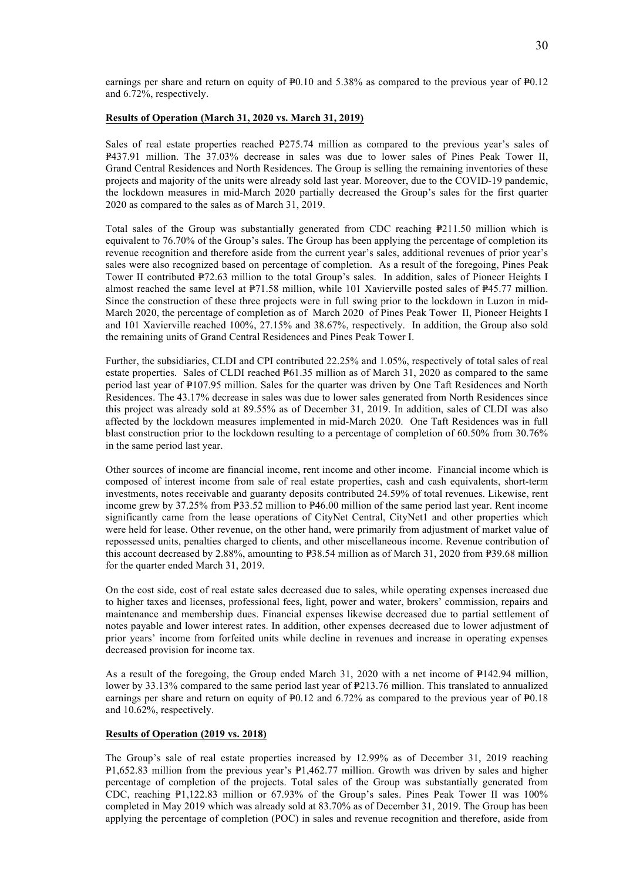earnings per share and return on equity of ₱0.10 and 5.38% as compared to the previous year of ₱0.12 and 6.72%, respectively.

**Results of Operation (March 31, 2020 vs. March 31, 2019)**

Sales of real estate properties reached ₱275.74 million as compared to the previous year's sales of ₱437.91 million. The 37.03% decrease in sales was due to lower sales of Pines Peak Tower II, Grand Central Residences and North Residences. The Group is selling the remaining inventories of these projects and majority of the units were already sold last year. Moreover, due to the COVID-19 pandemic, the lockdown measures in mid-March 2020 partially decreased the Group's sales for the first quarter 2020 as compared to the sales as of March 31, 2019.

Total sales of the Group was substantially generated from CDC reaching ₱211.50 million which is equivalent to 76.70% of the Group's sales. The Group has been applying the percentage of completion its revenue recognition and therefore aside from the current year's sales, additional revenues of prior year's sales were also recognized based on percentage of completion. As a result of the foregoing, Pines Peak Tower II contributed ₱72.63 million to the total Group's sales. In addition, sales of Pioneer Heights I almost reached the same level at ₱71.58 million, while 101 Xavierville posted sales of ₱45.77 million. Since the construction of these three projects were in full swing prior to the lockdown in Luzon in mid-March 2020, the percentage of completion as of March 2020 of Pines Peak Tower II, Pioneer Heights I and 101 Xavierville reached 100%, 27.15% and 38.67%, respectively. In addition, the Group also sold the remaining units of Grand Central Residences and Pines Peak Tower I.

Further, the subsidiaries, CLDI and CPI contributed 22.25% and 1.05%, respectively of total sales of real estate properties. Sales of CLDI reached ₱61.35 million as of March 31, 2020 as compared to the same period last year of ₱107.95 million. Sales for the quarter was driven by One Taft Residences and North Residences. The 43.17% decrease in sales was due to lower sales generated from North Residences since this project was already sold at 89.55% as of December 31, 2019. In addition, sales of CLDI was also affected by the lockdown measures implemented in mid-March 2020. One Taft Residences was in full blast construction prior to the lockdown resulting to a percentage of completion of 60.50% from 30.76% in the same period last year.

Other sources of income are financial income, rent income and other income. Financial income which is composed of interest income from sale of real estate properties, cash and cash equivalents, short-term investments, notes receivable and guaranty deposits contributed 24.59% of total revenues. Likewise, rent income grew by 37.25% from ₱33.52 million to ₱46.00 million of the same period last year. Rent income significantly came from the lease operations of CityNet Central, CityNet1 and other properties which were held for lease. Other revenue, on the other hand, were primarily from adjustment of market value of repossessed units, penalties charged to clients, and other miscellaneous income. Revenue contribution of this account decreased by 2.88%, amounting to ₱38.54 million as of March 31, 2020 from ₱39.68 million for the quarter ended March 31, 2019.

On the cost side, cost of real estate sales decreased due to sales, while operating expenses increased due to higher taxes and licenses, professional fees, light, power and water, brokers' commission, repairs and maintenance and membership dues. Financial expenses likewise decreased due to partial settlement of notes payable and lower interest rates. In addition, other expenses decreased due to lower adjustment of prior years' income from forfeited units while decline in revenues and increase in operating expenses decreased provision for income tax.

As a result of the foregoing, the Group ended March 31, 2020 with a net income of ₱142.94 million, lower by 33.13% compared to the same period last year of ₱213.76 million. This translated to annualized earnings per share and return on equity of ₱0.12 and 6.72% as compared to the previous year of ₱0.18 and 10.62%, respectively.

**Results of Operation (2019 vs. 2018)**

The Group's sale of real estate properties increased by 12.99% as of December 31, 2019 reaching ₱1,652.83 million from the previous year's ₱1,462.77 million. Growth was driven by sales and higher percentage of completion of the projects. Total sales of the Group was substantially generated from CDC, reaching ₱1,122.83 million or 67.93% of the Group's sales. Pines Peak Tower II was 100% completed in May 2019 which was already sold at 83.70% as of December 31, 2019. The Group has been applying the percentage of completion (POC) in sales and revenue recognition and therefore, aside from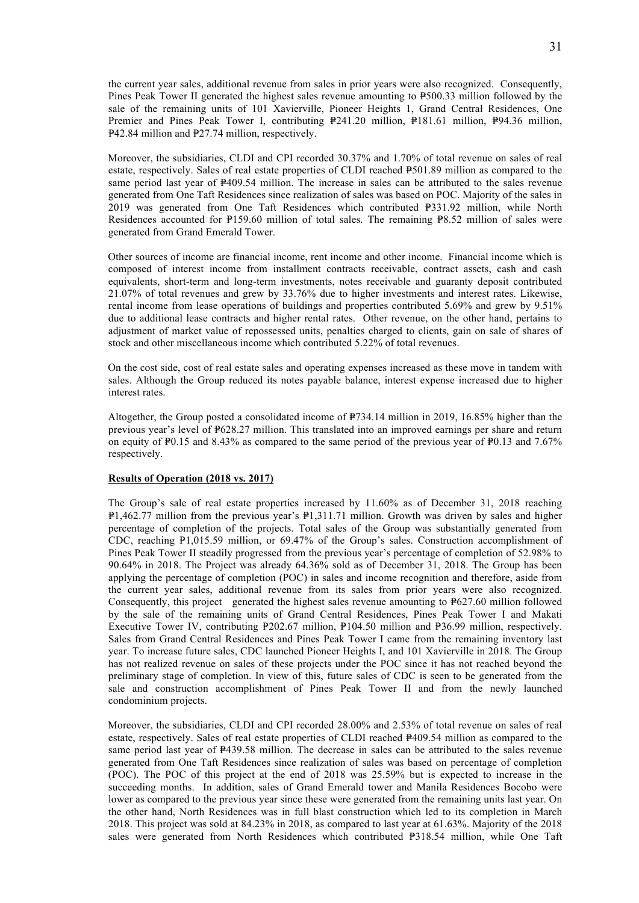the current year sales, additional revenue from sales in prior years were also recognized. Consequently, Pines Peak Tower II generated the highest sales revenue amounting to ₱500.33 million followed by the sale of the remaining units of 101 Xavierville, Pioneer Heights 1, Grand Central Residences, One Premier and Pines Peak Tower I, contributing ₱241.20 million, ₱181.61 million, ₱94.36 million, ₱42.84 million and ₱27.74 million, respectively.

Moreover, the subsidiaries, CLDI and CPI recorded 30.37% and 1.70% of total revenue on sales of real estate, respectively. Sales of real estate properties of CLDI reached ₱501.89 million as compared to the same period last year of ₱409.54 million. The increase in sales can be attributed to the sales revenue generated from One Taft Residences since realization of sales was based on POC. Majority of the sales in 2019 was generated from One Taft Residences which contributed ₱331.92 million, while North Residences accounted for ₱159.60 million of total sales. The remaining ₱8.52 million of sales were generated from Grand Emerald Tower.

Other sources of income are financial income, rent income and other income. Financial income which is composed of interest income from installment contracts receivable, contract assets, cash and cash equivalents, short-term and long-term investments, notes receivable and guaranty deposit contributed 21.07% of total revenues and grew by 33.76% due to higher investments and interest rates. Likewise, rental income from lease operations of buildings and properties contributed 5.69% and grew by 9.51% due to additional lease contracts and higher rental rates. Other revenue, on the other hand, pertains to adjustment of market value of repossessed units, penalties charged to clients, gain on sale of shares of stock and other miscellaneous income which contributed 5.22% of total revenues.

On the cost side, cost of real estate sales and operating expenses increased as these move in tandem with sales. Although the Group reduced its notes payable balance, interest expense increased due to higher interest rates.

Altogether, the Group posted a consolidated income of ₱734.14 million in 2019, 16.85% higher than the previous year's level of ₱628.27 million. This translated into an improved earnings per share and return on equity of ₱0.15 and 8.43% as compared to the same period of the previous year of ₱0.13 and 7.67% respectively.

**Results of Operation (2018 vs. 2017)**

The Group's sale of real estate properties increased by 11.60% as of December 31, 2018 reaching ₱1,462.77 million from the previous year's ₱1,311.71 million. Growth was driven by sales and higher percentage of completion of the projects. Total sales of the Group was substantially generated from CDC, reaching ₱1,015.59 million, or 69.47% of the Group's sales. Construction accomplishment of Pines Peak Tower II steadily progressed from the previous year's percentage of completion of 52.98% to 90.64% in 2018. The Project was already 64.36% sold as of December 31, 2018. The Group has been applying the percentage of completion (POC) in sales and income recognition and therefore, aside from the current year sales, additional revenue from its sales from prior years were also recognized. Consequently, this project generated the highest sales revenue amounting to ₱627.60 million followed by the sale of the remaining units of Grand Central Residences, Pines Peak Tower I and Makati Executive Tower IV, contributing ₱202.67 million, ₱104.50 million and ₱36.99 million, respectively. Sales from Grand Central Residences and Pines Peak Tower I came from the remaining inventory last year. To increase future sales, CDC launched Pioneer Heights I, and 101 Xavierville in 2018. The Group has not realized revenue on sales of these projects under the POC since it has not reached beyond the preliminary stage of completion. In view of this, future sales of CDC is seen to be generated from the sale and construction accomplishment of Pines Peak Tower II and from the newly launched condominium projects.

Moreover, the subsidiaries, CLDI and CPI recorded 28.00% and 2.53% of total revenue on sales of real estate, respectively. Sales of real estate properties of CLDI reached ₱409.54 million as compared to the same period last year of ₱439.58 million. The decrease in sales can be attributed to the sales revenue generated from One Taft Residences since realization of sales was based on percentage of completion (POC). The POC of this project at the end of 2018 was 25.59% but is expected to increase in the succeeding months. In addition, sales of Grand Emerald tower and Manila Residences Bocobo were lower as compared to the previous year since these were generated from the remaining units last year. On the other hand, North Residences was in full blast construction which led to its completion in March 2018. This project was sold at 84.23% in 2018, as compared to last year at 61.63%. Majority of the 2018 sales were generated from North Residences which contributed ₱318.54 million, while One Taft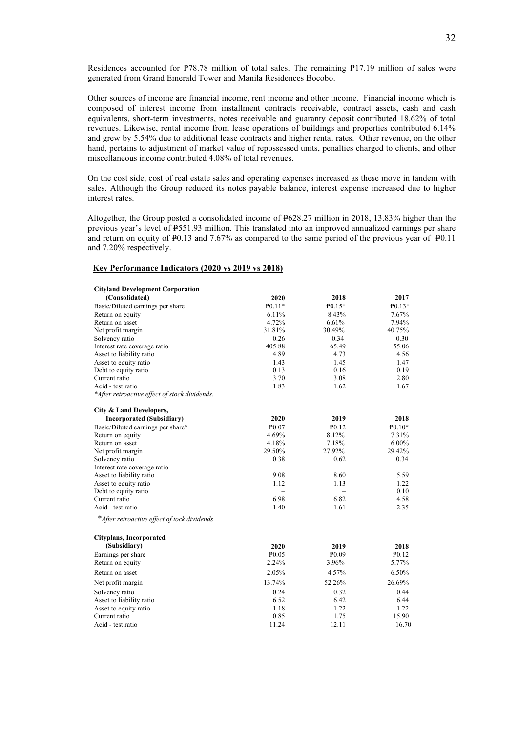Residences accounted for ₱78.78 million of total sales. The remaining ₱17.19 million of sales were generated from Grand Emerald Tower and Manila Residences Bocobo.

Other sources of income are financial income, rent income and other income. Financial income which is composed of interest income from installment contracts receivable, contract assets, cash and cash equivalents, short-term investments, notes receivable and guaranty deposit contributed 18.62% of total revenues. Likewise, rental income from lease operations of buildings and properties contributed 6.14% and grew by 5.54% due to additional lease contracts and higher rental rates. Other revenue, on the other hand, pertains to adjustment of market value of repossessed units, penalties charged to clients, and other miscellaneous income contributed 4.08% of total revenues.

On the cost side, cost of real estate sales and operating expenses increased as these move in tandem with sales. Although the Group reduced its notes payable balance, interest expense increased due to higher interest rates.

Altogether, the Group posted a consolidated income of ₱628.27 million in 2018, 13.83% higher than the previous year's level of ₱551.93 million. This translated into an improved annualized earnings per share and return on equity of ₱0.13 and 7.67% as compared to the same period of the previous year of ₱0.11 and 7.20% respectively.

## Key Performance Indicators (2020 vs 2019 vs 2018)

| **Cityland Development Corporation (Consolidated)** | **2020** | **2018** | **2017** |
|---|---|---|---|
| Basic/Diluted earnings per share | ₱0.11* | ₱0.15* | ₱0.13* |
| Return on equity | 6.11% | 8.43% | 7.67% |
| Return on asset | 4.72% | 6.61% | 7.94% |
| Net profit margin | 31.81% | 30.49% | 40.75% |
| Solvency ratio | 0.26 | 0.34 | 0.30 |
| Interest rate coverage ratio | 405.88 | 65.49 | 55.06 |
| Asset to liability ratio | 4.89 | 4.73 | 4.56 |
| Asset to equity ratio | 1.43 | 1.45 | 1.47 |
| Debt to equity ratio | 0.13 | 0.16 | 0.19 |
| Current ratio | 3.70 | 3.08 | 2.80 |
| Acid - test ratio | 1.83 | 1.62 | 1.67 |

*\*After retroactive effect of stock dividends.*

| **City & Land Developers, Incorporated (Subsidiary)** | **2020** | **2019** | **2018** |
|---|---|---|---|
| Basic/Diluted earnings per share* | ₱0.07 | ₱0.12 | ₱0.10* |
| Return on equity | 4.69% | 8.12% | 7.31% |
| Return on asset | 4.18% | 7.18% | 6.00% |
| Net profit margin | 29.50% | 27.92% | 29.42% |
| Solvency ratio | 0.38 | 0.62 | 0.34 |
| Interest rate coverage ratio | – | – | – |
| Asset to liability ratio | 9.08 | 8.60 | 5.59 |
| Asset to equity ratio | 1.12 | 1.13 | 1.22 |
| Debt to equity ratio | – | – | 0.10 |
| Current ratio | 6.98 | 6.82 | 4.58 |
| Acid - test ratio | 1.40 | 1.61 | 2.35 |

*\*After retroactive effect of tock dividends*

| **Cityplans, Incorporated (Subsidiary)** | **2020** | **2019** | **2018** |
|---|---|---|---|
| Earnings per share | ₱0.05 | ₱0.09 | ₱0.12 |
| Return on equity | 2.24% | 3.96% | 5.77% |
| Return on asset | 2.05% | 4.57% | 6.50% |
| Net profit margin | 13.74% | 52.26% | 26.69% |
| Solvency ratio | 0.24 | 0.32 | 0.44 |
| Asset to liability ratio | 6.52 | 6.42 | 6.44 |
| Asset to equity ratio | 1.18 | 1.22 | 1.22 |
| Current ratio | 0.85 | 11.75 | 15.90 |
| Acid - test ratio | 11.24 | 12.11 | 16.70 |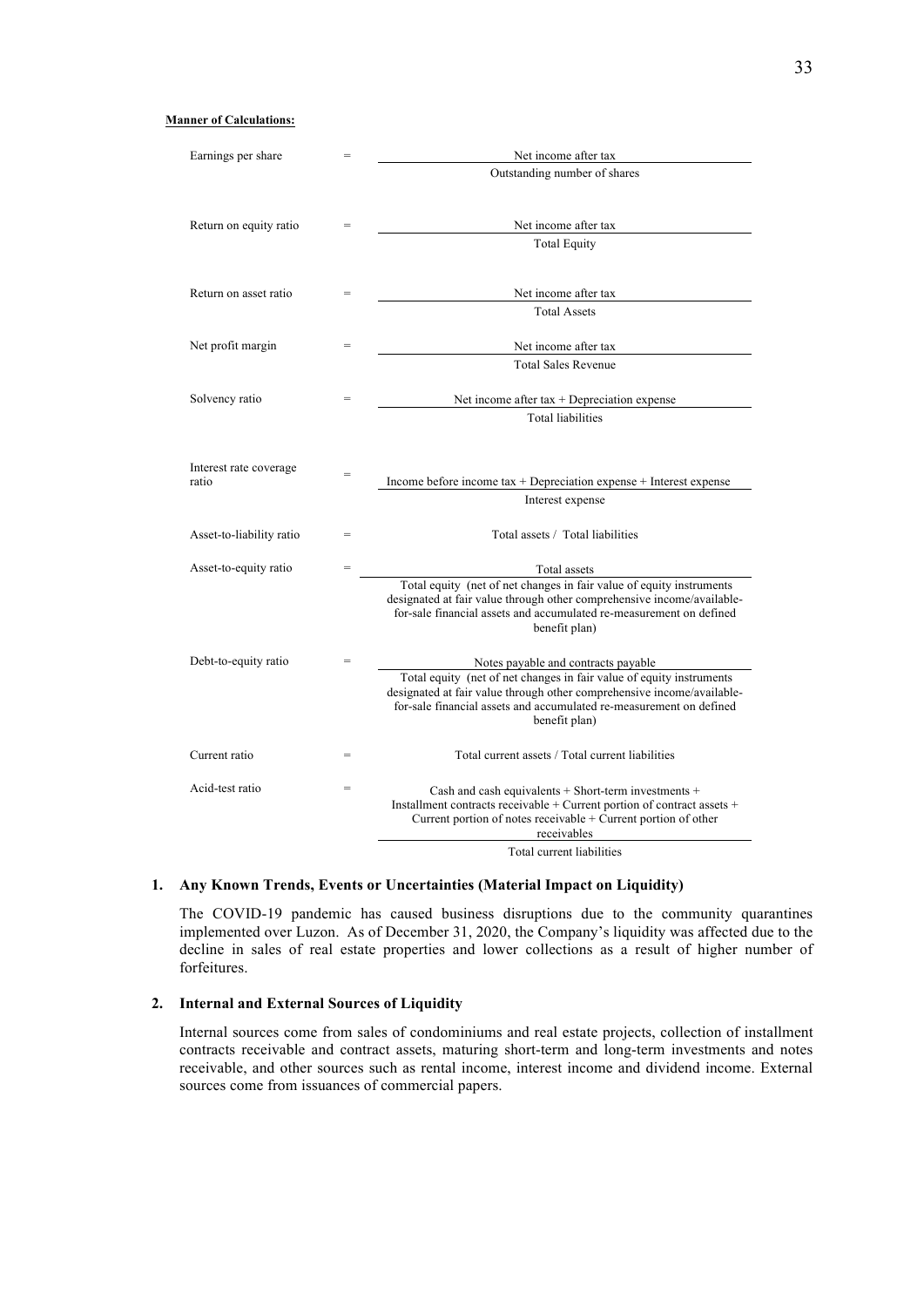**Manner of Calculations:**

| | | |
|---|---|---|
| Earnings per share | = | Net income after tax / Outstanding number of shares |
| Return on equity ratio | = | Net income after tax / Total Equity |
| Return on asset ratio | = | Net income after tax / Total Assets |
| Net profit margin | = | Net income after tax / Total Sales Revenue |
| Solvency ratio | = | (Net income after tax + Depreciation expense) / Total liabilities |
| Interest rate coverage ratio | = | (Income before income tax + Depreciation expense + Interest expense) / Interest expense |
| Asset-to-liability ratio | = | Total assets / Total liabilities |
| Asset-to-equity ratio | = | Total assets / Total equity (net of net changes in fair value of equity instruments designated at fair value through other comprehensive income/available-for-sale financial assets and accumulated re-measurement on defined benefit plan) |
| Debt-to-equity ratio | = | Notes payable and contracts payable / Total equity (net of net changes in fair value of equity instruments designated at fair value through other comprehensive income/available-for-sale financial assets and accumulated re-measurement on defined benefit plan) |
| Current ratio | = | Total current assets / Total current liabilities |
| Acid-test ratio | = | (Cash and cash equivalents + Short-term investments + Installment contracts receivable + Current portion of contract assets + Current portion of notes receivable + Current portion of other receivables) / Total current liabilities |

**1. Any Known Trends, Events or Uncertainties (Material Impact on Liquidity)**

The COVID-19 pandemic has caused business disruptions due to the community quarantines implemented over Luzon. As of December 31, 2020, the Company's liquidity was affected due to the decline in sales of real estate properties and lower collections as a result of higher number of forfeitures.

**2. Internal and External Sources of Liquidity**

Internal sources come from sales of condominiums and real estate projects, collection of installment contracts receivable and contract assets, maturing short-term and long-term investments and notes receivable, and other sources such as rental income, interest income and dividend income. External sources come from issuances of commercial papers.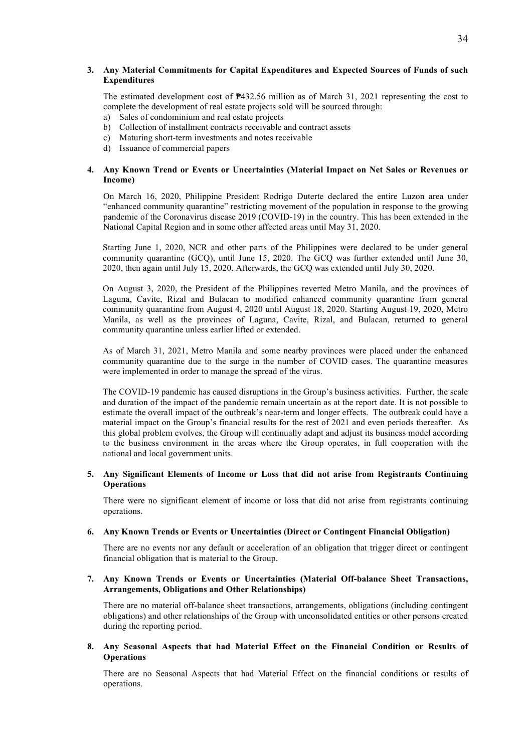**3. Any Material Commitments for Capital Expenditures and Expected Sources of Funds of such Expenditures**

The estimated development cost of ₱432.56 million as of March 31, 2021 representing the cost to complete the development of real estate projects sold will be sourced through:

a) Sales of condominium and real estate projects
b) Collection of installment contracts receivable and contract assets
c) Maturing short-term investments and notes receivable
d) Issuance of commercial papers

**4. Any Known Trend or Events or Uncertainties (Material Impact on Net Sales or Revenues or Income)**

On March 16, 2020, Philippine President Rodrigo Duterte declared the entire Luzon area under "enhanced community quarantine" restricting movement of the population in response to the growing pandemic of the Coronavirus disease 2019 (COVID-19) in the country. This has been extended in the National Capital Region and in some other affected areas until May 31, 2020.

Starting June 1, 2020, NCR and other parts of the Philippines were declared to be under general community quarantine (GCQ), until June 15, 2020. The GCQ was further extended until June 30, 2020, then again until July 15, 2020. Afterwards, the GCQ was extended until July 30, 2020.

On August 3, 2020, the President of the Philippines reverted Metro Manila, and the provinces of Laguna, Cavite, Rizal and Bulacan to modified enhanced community quarantine from general community quarantine from August 4, 2020 until August 18, 2020. Starting August 19, 2020, Metro Manila, as well as the provinces of Laguna, Cavite, Rizal, and Bulacan, returned to general community quarantine unless earlier lifted or extended.

As of March 31, 2021, Metro Manila and some nearby provinces were placed under the enhanced community quarantine due to the surge in the number of COVID cases. The quarantine measures were implemented in order to manage the spread of the virus.

The COVID-19 pandemic has caused disruptions in the Group's business activities. Further, the scale and duration of the impact of the pandemic remain uncertain as at the report date. It is not possible to estimate the overall impact of the outbreak's near-term and longer effects. The outbreak could have a material impact on the Group's financial results for the rest of 2021 and even periods thereafter. As this global problem evolves, the Group will continually adapt and adjust its business model according to the business environment in the areas where the Group operates, in full cooperation with the national and local government units.

**5. Any Significant Elements of Income or Loss that did not arise from Registrants Continuing Operations**

There were no significant element of income or loss that did not arise from registrants continuing operations.

**6. Any Known Trends or Events or Uncertainties (Direct or Contingent Financial Obligation)**

There are no events nor any default or acceleration of an obligation that trigger direct or contingent financial obligation that is material to the Group.

**7. Any Known Trends or Events or Uncertainties (Material Off-balance Sheet Transactions, Arrangements, Obligations and Other Relationships)**

There are no material off-balance sheet transactions, arrangements, obligations (including contingent obligations) and other relationships of the Group with unconsolidated entities or other persons created during the reporting period.

**8. Any Seasonal Aspects that had Material Effect on the Financial Condition or Results of Operations**

There are no Seasonal Aspects that had Material Effect on the financial conditions or results of operations.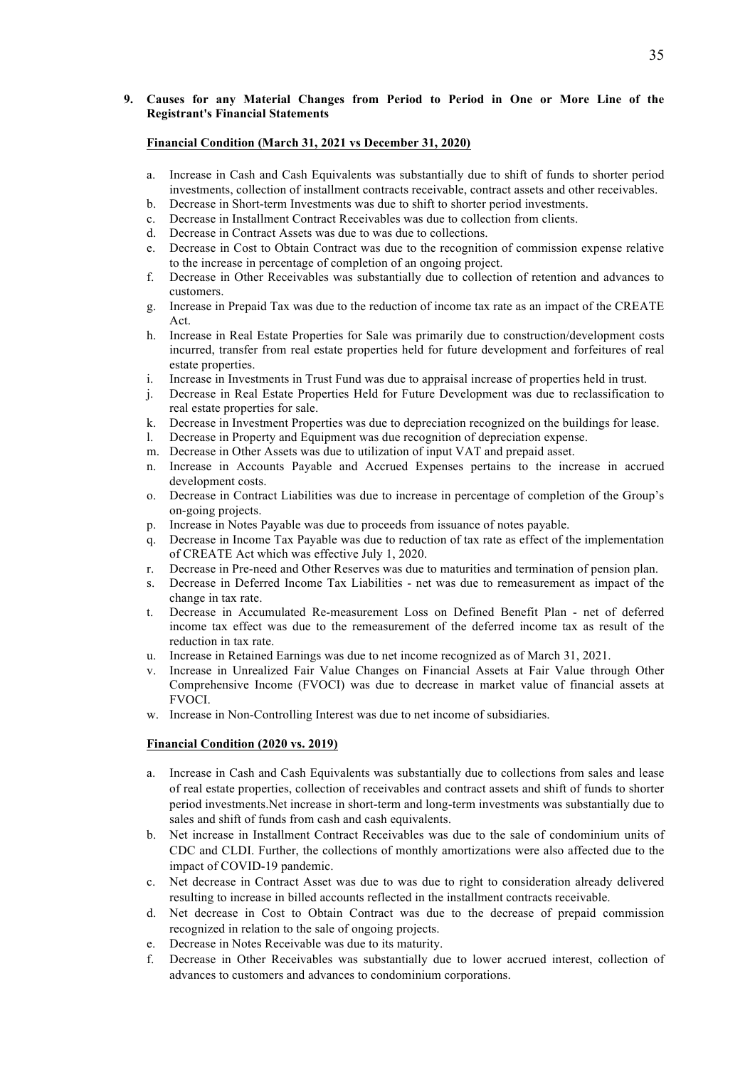**9. Causes for any Material Changes from Period to Period in One or More Line of the Registrant's Financial Statements**

**Financial Condition (March 31, 2021 vs December 31, 2020)**

a. Increase in Cash and Cash Equivalents was substantially due to shift of funds to shorter period investments, collection of installment contracts receivable, contract assets and other receivables.
b. Decrease in Short-term Investments was due to shift to shorter period investments.
c. Decrease in Installment Contract Receivables was due to collection from clients.
d. Decrease in Contract Assets was due to was due to collections.
e. Decrease in Cost to Obtain Contract was due to the recognition of commission expense relative to the increase in percentage of completion of an ongoing project.
f. Decrease in Other Receivables was substantially due to collection of retention and advances to customers.
g. Increase in Prepaid Tax was due to the reduction of income tax rate as an impact of the CREATE Act.
h. Increase in Real Estate Properties for Sale was primarily due to construction/development costs incurred, transfer from real estate properties held for future development and forfeitures of real estate properties.
i. Increase in Investments in Trust Fund was due to appraisal increase of properties held in trust.
j. Decrease in Real Estate Properties Held for Future Development was due to reclassification to real estate properties for sale.
k. Decrease in Investment Properties was due to depreciation recognized on the buildings for lease.
l. Decrease in Property and Equipment was due recognition of depreciation expense.
m. Decrease in Other Assets was due to utilization of input VAT and prepaid asset.
n. Increase in Accounts Payable and Accrued Expenses pertains to the increase in accrued development costs.
o. Decrease in Contract Liabilities was due to increase in percentage of completion of the Group's on-going projects.
p. Increase in Notes Payable was due to proceeds from issuance of notes payable.
q. Decrease in Income Tax Payable was due to reduction of tax rate as effect of the implementation of CREATE Act which was effective July 1, 2020.
r. Decrease in Pre-need and Other Reserves was due to maturities and termination of pension plan.
s. Decrease in Deferred Income Tax Liabilities - net was due to remeasurement as impact of the change in tax rate.
t. Decrease in Accumulated Re-measurement Loss on Defined Benefit Plan - net of deferred income tax effect was due to the remeasurement of the deferred income tax as result of the reduction in tax rate.
u. Increase in Retained Earnings was due to net income recognized as of March 31, 2021.
v. Increase in Unrealized Fair Value Changes on Financial Assets at Fair Value through Other Comprehensive Income (FVOCI) was due to decrease in market value of financial assets at FVOCI.
w. Increase in Non-Controlling Interest was due to net income of subsidiaries.

**Financial Condition (2020 vs. 2019)**

a. Increase in Cash and Cash Equivalents was substantially due to collections from sales and lease of real estate properties, collection of receivables and contract assets and shift of funds to shorter period investments.Net increase in short-term and long-term investments was substantially due to sales and shift of funds from cash and cash equivalents.
b. Net increase in Installment Contract Receivables was due to the sale of condominium units of CDC and CLDI. Further, the collections of monthly amortizations were also affected due to the impact of COVID-19 pandemic.
c. Net decrease in Contract Asset was due to was due to right to consideration already delivered resulting to increase in billed accounts reflected in the installment contracts receivable.
d. Net decrease in Cost to Obtain Contract was due to the decrease of prepaid commission recognized in relation to the sale of ongoing projects.
e. Decrease in Notes Receivable was due to its maturity.
f. Decrease in Other Receivables was substantially due to lower accrued interest, collection of advances to customers and advances to condominium corporations.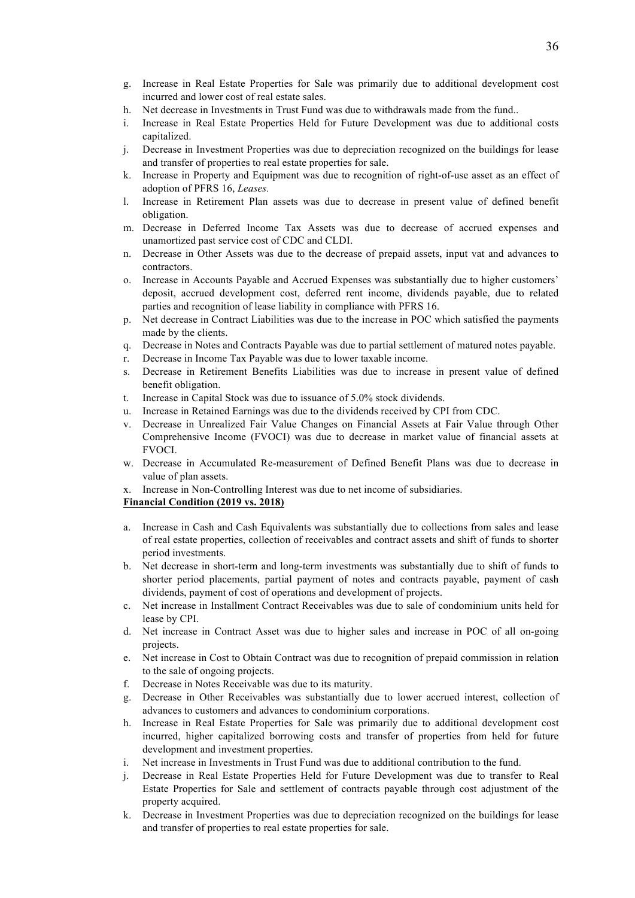g. Increase in Real Estate Properties for Sale was primarily due to additional development cost incurred and lower cost of real estate sales.
h. Net decrease in Investments in Trust Fund was due to withdrawals made from the fund..
i. Increase in Real Estate Properties Held for Future Development was due to additional costs capitalized.
j. Decrease in Investment Properties was due to depreciation recognized on the buildings for lease and transfer of properties to real estate properties for sale.
k. Increase in Property and Equipment was due to recognition of right-of-use asset as an effect of adoption of PFRS 16, *Leases.*
l. Increase in Retirement Plan assets was due to decrease in present value of defined benefit obligation.
m. Decrease in Deferred Income Tax Assets was due to decrease of accrued expenses and unamortized past service cost of CDC and CLDI.
n. Decrease in Other Assets was due to the decrease of prepaid assets, input vat and advances to contractors.
o. Increase in Accounts Payable and Accrued Expenses was substantially due to higher customers' deposit, accrued development cost, deferred rent income, dividends payable, due to related parties and recognition of lease liability in compliance with PFRS 16.
p. Net decrease in Contract Liabilities was due to the increase in POC which satisfied the payments made by the clients.
q. Decrease in Notes and Contracts Payable was due to partial settlement of matured notes payable.
r. Decrease in Income Tax Payable was due to lower taxable income.
s. Decrease in Retirement Benefits Liabilities was due to increase in present value of defined benefit obligation.
t. Increase in Capital Stock was due to issuance of 5.0% stock dividends.
u. Increase in Retained Earnings was due to the dividends received by CPI from CDC.
v. Decrease in Unrealized Fair Value Changes on Financial Assets at Fair Value through Other Comprehensive Income (FVOCI) was due to decrease in market value of financial assets at FVOCI.
w. Decrease in Accumulated Re-measurement of Defined Benefit Plans was due to decrease in value of plan assets.
x. Increase in Non-Controlling Interest was due to net income of subsidiaries.

**Financial Condition (2019 vs. 2018)**

a. Increase in Cash and Cash Equivalents was substantially due to collections from sales and lease of real estate properties, collection of receivables and contract assets and shift of funds to shorter period investments.
b. Net decrease in short-term and long-term investments was substantially due to shift of funds to shorter period placements, partial payment of notes and contracts payable, payment of cash dividends, payment of cost of operations and development of projects.
c. Net increase in Installment Contract Receivables was due to sale of condominium units held for lease by CPI.
d. Net increase in Contract Asset was due to higher sales and increase in POC of all on-going projects.
e. Net increase in Cost to Obtain Contract was due to recognition of prepaid commission in relation to the sale of ongoing projects.
f. Decrease in Notes Receivable was due to its maturity.
g. Decrease in Other Receivables was substantially due to lower accrued interest, collection of advances to customers and advances to condominium corporations.
h. Increase in Real Estate Properties for Sale was primarily due to additional development cost incurred, higher capitalized borrowing costs and transfer of properties from held for future development and investment properties.
i. Net increase in Investments in Trust Fund was due to additional contribution to the fund.
j. Decrease in Real Estate Properties Held for Future Development was due to transfer to Real Estate Properties for Sale and settlement of contracts payable through cost adjustment of the property acquired.
k. Decrease in Investment Properties was due to depreciation recognized on the buildings for lease and transfer of properties to real estate properties for sale.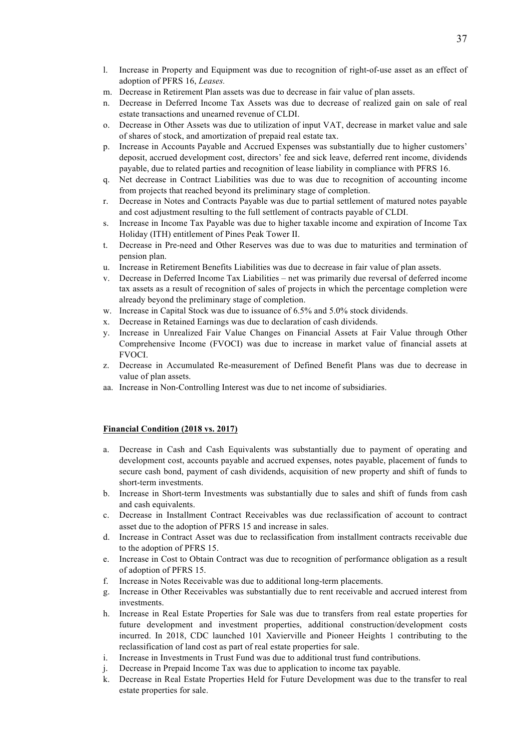l. Increase in Property and Equipment was due to recognition of right-of-use asset as an effect of adoption of PFRS 16, *Leases.*
m. Decrease in Retirement Plan assets was due to decrease in fair value of plan assets.
n. Decrease in Deferred Income Tax Assets was due to decrease of realized gain on sale of real estate transactions and unearned revenue of CLDI.
o. Decrease in Other Assets was due to utilization of input VAT, decrease in market value and sale of shares of stock, and amortization of prepaid real estate tax.
p. Increase in Accounts Payable and Accrued Expenses was substantially due to higher customers' deposit, accrued development cost, directors' fee and sick leave, deferred rent income, dividends payable, due to related parties and recognition of lease liability in compliance with PFRS 16.
q. Net decrease in Contract Liabilities was due to was due to recognition of accounting income from projects that reached beyond its preliminary stage of completion.
r. Decrease in Notes and Contracts Payable was due to partial settlement of matured notes payable and cost adjustment resulting to the full settlement of contracts payable of CLDI.
s. Increase in Income Tax Payable was due to higher taxable income and expiration of Income Tax Holiday (ITH) entitlement of Pines Peak Tower II.
t. Decrease in Pre-need and Other Reserves was due to was due to maturities and termination of pension plan.
u. Increase in Retirement Benefits Liabilities was due to decrease in fair value of plan assets.
v. Decrease in Deferred Income Tax Liabilities – net was primarily due reversal of deferred income tax assets as a result of recognition of sales of projects in which the percentage completion were already beyond the preliminary stage of completion.
w. Increase in Capital Stock was due to issuance of 6.5% and 5.0% stock dividends.
x. Decrease in Retained Earnings was due to declaration of cash dividends.
y. Increase in Unrealized Fair Value Changes on Financial Assets at Fair Value through Other Comprehensive Income (FVOCI) was due to increase in market value of financial assets at FVOCI.
z. Decrease in Accumulated Re-measurement of Defined Benefit Plans was due to decrease in value of plan assets.
aa. Increase in Non-Controlling Interest was due to net income of subsidiaries.

**Financial Condition (2018 vs. 2017)**

a. Decrease in Cash and Cash Equivalents was substantially due to payment of operating and development cost, accounts payable and accrued expenses, notes payable, placement of funds to secure cash bond, payment of cash dividends, acquisition of new property and shift of funds to short-term investments.
b. Increase in Short-term Investments was substantially due to sales and shift of funds from cash and cash equivalents.
c. Decrease in Installment Contract Receivables was due reclassification of account to contract asset due to the adoption of PFRS 15 and increase in sales.
d. Increase in Contract Asset was due to reclassification from installment contracts receivable due to the adoption of PFRS 15.
e. Increase in Cost to Obtain Contract was due to recognition of performance obligation as a result of adoption of PFRS 15.
f. Increase in Notes Receivable was due to additional long-term placements.
g. Increase in Other Receivables was substantially due to rent receivable and accrued interest from investments.
h. Increase in Real Estate Properties for Sale was due to transfers from real estate properties for future development and investment properties, additional construction/development costs incurred. In 2018, CDC launched 101 Xavierville and Pioneer Heights 1 contributing to the reclassification of land cost as part of real estate properties for sale.
i. Increase in Investments in Trust Fund was due to additional trust fund contributions.
j. Decrease in Prepaid Income Tax was due to application to income tax payable.
k. Decrease in Real Estate Properties Held for Future Development was due to the transfer to real estate properties for sale.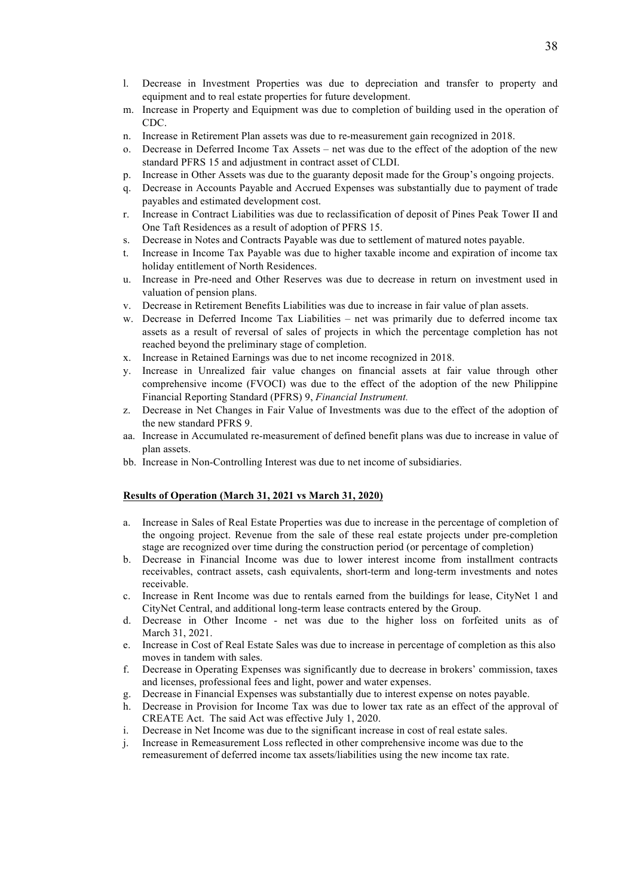l. Decrease in Investment Properties was due to depreciation and transfer to property and equipment and to real estate properties for future development.
m. Increase in Property and Equipment was due to completion of building used in the operation of CDC.
n. Increase in Retirement Plan assets was due to re-measurement gain recognized in 2018.
o. Decrease in Deferred Income Tax Assets – net was due to the effect of the adoption of the new standard PFRS 15 and adjustment in contract asset of CLDI.
p. Increase in Other Assets was due to the guaranty deposit made for the Group's ongoing projects.
q. Decrease in Accounts Payable and Accrued Expenses was substantially due to payment of trade payables and estimated development cost.
r. Increase in Contract Liabilities was due to reclassification of deposit of Pines Peak Tower II and One Taft Residences as a result of adoption of PFRS 15.
s. Decrease in Notes and Contracts Payable was due to settlement of matured notes payable.
t. Increase in Income Tax Payable was due to higher taxable income and expiration of income tax holiday entitlement of North Residences.
u. Increase in Pre-need and Other Reserves was due to decrease in return on investment used in valuation of pension plans.
v. Decrease in Retirement Benefits Liabilities was due to increase in fair value of plan assets.
w. Decrease in Deferred Income Tax Liabilities – net was primarily due to deferred income tax assets as a result of reversal of sales of projects in which the percentage completion has not reached beyond the preliminary stage of completion.
x. Increase in Retained Earnings was due to net income recognized in 2018.
y. Increase in Unrealized fair value changes on financial assets at fair value through other comprehensive income (FVOCI) was due to the effect of the adoption of the new Philippine Financial Reporting Standard (PFRS) 9, *Financial Instrument.*
z. Decrease in Net Changes in Fair Value of Investments was due to the effect of the adoption of the new standard PFRS 9.
aa. Increase in Accumulated re-measurement of defined benefit plans was due to increase in value of plan assets.
bb. Increase in Non-Controlling Interest was due to net income of subsidiaries.

**Results of Operation (March 31, 2021 vs March 31, 2020)**

a. Increase in Sales of Real Estate Properties was due to increase in the percentage of completion of the ongoing project. Revenue from the sale of these real estate projects under pre-completion stage are recognized over time during the construction period (or percentage of completion)
b. Decrease in Financial Income was due to lower interest income from installment contracts receivables, contract assets, cash equivalents, short-term and long-term investments and notes receivable.
c. Increase in Rent Income was due to rentals earned from the buildings for lease, CityNet 1 and CityNet Central, and additional long-term lease contracts entered by the Group.
d. Decrease in Other Income - net was due to the higher loss on forfeited units as of March 31, 2021.
e. Increase in Cost of Real Estate Sales was due to increase in percentage of completion as this also moves in tandem with sales.
f. Decrease in Operating Expenses was significantly due to decrease in brokers' commission, taxes and licenses, professional fees and light, power and water expenses.
g. Decrease in Financial Expenses was substantially due to interest expense on notes payable.
h. Decrease in Provision for Income Tax was due to lower tax rate as an effect of the approval of CREATE Act. The said Act was effective July 1, 2020.
i. Decrease in Net Income was due to the significant increase in cost of real estate sales.
j. Increase in Remeasurement Loss reflected in other comprehensive income was due to the remeasurement of deferred income tax assets/liabilities using the new income tax rate.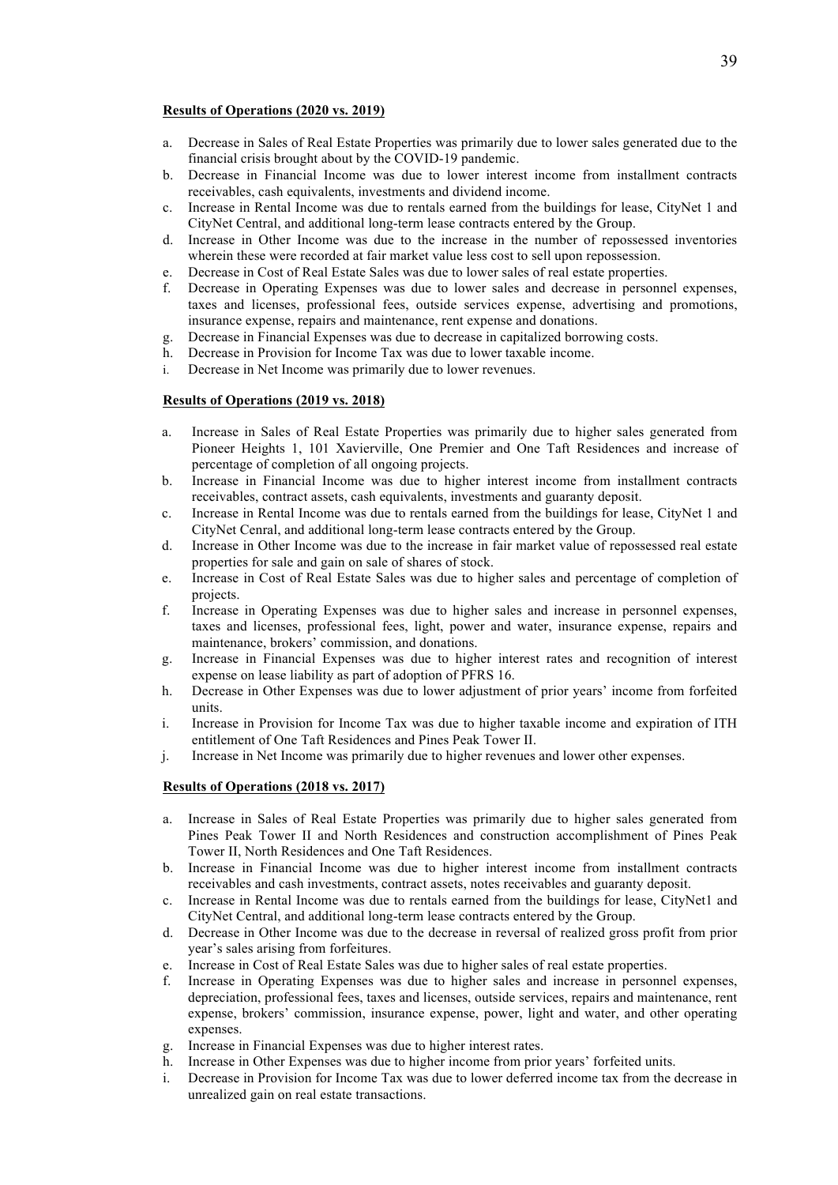**Results of Operations (2020 vs. 2019)**

a. Decrease in Sales of Real Estate Properties was primarily due to lower sales generated due to the financial crisis brought about by the COVID-19 pandemic.
b. Decrease in Financial Income was due to lower interest income from installment contracts receivables, cash equivalents, investments and dividend income.
c. Increase in Rental Income was due to rentals earned from the buildings for lease, CityNet 1 and CityNet Central, and additional long-term lease contracts entered by the Group.
d. Increase in Other Income was due to the increase in the number of repossessed inventories wherein these were recorded at fair market value less cost to sell upon repossession.
e. Decrease in Cost of Real Estate Sales was due to lower sales of real estate properties.
f. Decrease in Operating Expenses was due to lower sales and decrease in personnel expenses, taxes and licenses, professional fees, outside services expense, advertising and promotions, insurance expense, repairs and maintenance, rent expense and donations.
g. Decrease in Financial Expenses was due to decrease in capitalized borrowing costs.
h. Decrease in Provision for Income Tax was due to lower taxable income.
i. Decrease in Net Income was primarily due to lower revenues.

**Results of Operations (2019 vs. 2018)**

a. Increase in Sales of Real Estate Properties was primarily due to higher sales generated from Pioneer Heights 1, 101 Xavierville, One Premier and One Taft Residences and increase of percentage of completion of all ongoing projects.
b. Increase in Financial Income was due to higher interest income from installment contracts receivables, contract assets, cash equivalents, investments and guaranty deposit.
c. Increase in Rental Income was due to rentals earned from the buildings for lease, CityNet 1 and CityNet Cenral, and additional long-term lease contracts entered by the Group.
d. Increase in Other Income was due to the increase in fair market value of repossessed real estate properties for sale and gain on sale of shares of stock.
e. Increase in Cost of Real Estate Sales was due to higher sales and percentage of completion of projects.
f. Increase in Operating Expenses was due to higher sales and increase in personnel expenses, taxes and licenses, professional fees, light, power and water, insurance expense, repairs and maintenance, brokers' commission, and donations.
g. Increase in Financial Expenses was due to higher interest rates and recognition of interest expense on lease liability as part of adoption of PFRS 16.
h. Decrease in Other Expenses was due to lower adjustment of prior years' income from forfeited units.
i. Increase in Provision for Income Tax was due to higher taxable income and expiration of ITH entitlement of One Taft Residences and Pines Peak Tower II.
j. Increase in Net Income was primarily due to higher revenues and lower other expenses.

**Results of Operations (2018 vs. 2017)**

a. Increase in Sales of Real Estate Properties was primarily due to higher sales generated from Pines Peak Tower II and North Residences and construction accomplishment of Pines Peak Tower II, North Residences and One Taft Residences.
b. Increase in Financial Income was due to higher interest income from installment contracts receivables and cash investments, contract assets, notes receivables and guaranty deposit.
c. Increase in Rental Income was due to rentals earned from the buildings for lease, CityNet1 and CityNet Central, and additional long-term lease contracts entered by the Group.
d. Decrease in Other Income was due to the decrease in reversal of realized gross profit from prior year's sales arising from forfeitures.
e. Increase in Cost of Real Estate Sales was due to higher sales of real estate properties.
f. Increase in Operating Expenses was due to higher sales and increase in personnel expenses, depreciation, professional fees, taxes and licenses, outside services, repairs and maintenance, rent expense, brokers' commission, insurance expense, power, light and water, and other operating expenses.
g. Increase in Financial Expenses was due to higher interest rates.
h. Increase in Other Expenses was due to higher income from prior years' forfeited units.
i. Decrease in Provision for Income Tax was due to lower deferred income tax from the decrease in unrealized gain on real estate transactions.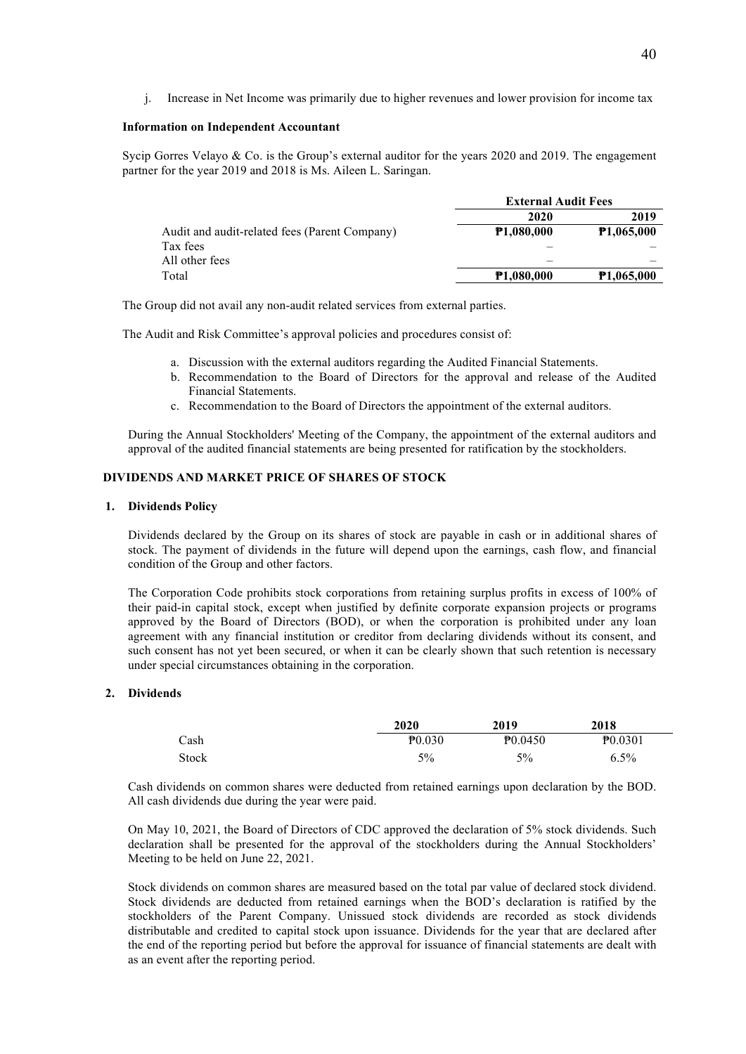j. Increase in Net Income was primarily due to higher revenues and lower provision for income tax

**Information on Independent Accountant**

Sycip Gorres Velayo & Co. is the Group's external auditor for the years 2020 and 2019. The engagement partner for the year 2019 and 2018 is Ms. Aileen L. Saringan.

| | External Audit Fees | |
|---|---|---|
| | **2020** | **2019** |
| Audit and audit-related fees (Parent Company) | **₱1,080,000** | **₱1,065,000** |
| Tax fees | – | – |
| All other fees | – | – |
| Total | **₱1,080,000** | **₱1,065,000** |

The Group did not avail any non-audit related services from external parties.

The Audit and Risk Committee's approval policies and procedures consist of:

a. Discussion with the external auditors regarding the Audited Financial Statements.
b. Recommendation to the Board of Directors for the approval and release of the Audited Financial Statements.
c. Recommendation to the Board of Directors the appointment of the external auditors.

During the Annual Stockholders' Meeting of the Company, the appointment of the external auditors and approval of the audited financial statements are being presented for ratification by the stockholders.

**DIVIDENDS AND MARKET PRICE OF SHARES OF STOCK**

**1. Dividends Policy**

Dividends declared by the Group on its shares of stock are payable in cash or in additional shares of stock. The payment of dividends in the future will depend upon the earnings, cash flow, and financial condition of the Group and other factors.

The Corporation Code prohibits stock corporations from retaining surplus profits in excess of 100% of their paid-in capital stock, except when justified by definite corporate expansion projects or programs approved by the Board of Directors (BOD), or when the corporation is prohibited under any loan agreement with any financial institution or creditor from declaring dividends without its consent, and such consent has not yet been secured, or when it can be clearly shown that such retention is necessary under special circumstances obtaining in the corporation.

**2. Dividends**

| | 2020 | 2019 | 2018 |
|---|---|---|---|
| Cash | ₱0.030 | ₱0.0450 | ₱0.0301 |
| Stock | 5% | 5% | 6.5% |

Cash dividends on common shares were deducted from retained earnings upon declaration by the BOD. All cash dividends due during the year were paid.

On May 10, 2021, the Board of Directors of CDC approved the declaration of 5% stock dividends. Such declaration shall be presented for the approval of the stockholders during the Annual Stockholders' Meeting to be held on June 22, 2021.

Stock dividends on common shares are measured based on the total par value of declared stock dividend. Stock dividends are deducted from retained earnings when the BOD's declaration is ratified by the stockholders of the Parent Company. Unissued stock dividends are recorded as stock dividends distributable and credited to capital stock upon issuance. Dividends for the year that are declared after the end of the reporting period but before the approval for issuance of financial statements are dealt with as an event after the reporting period.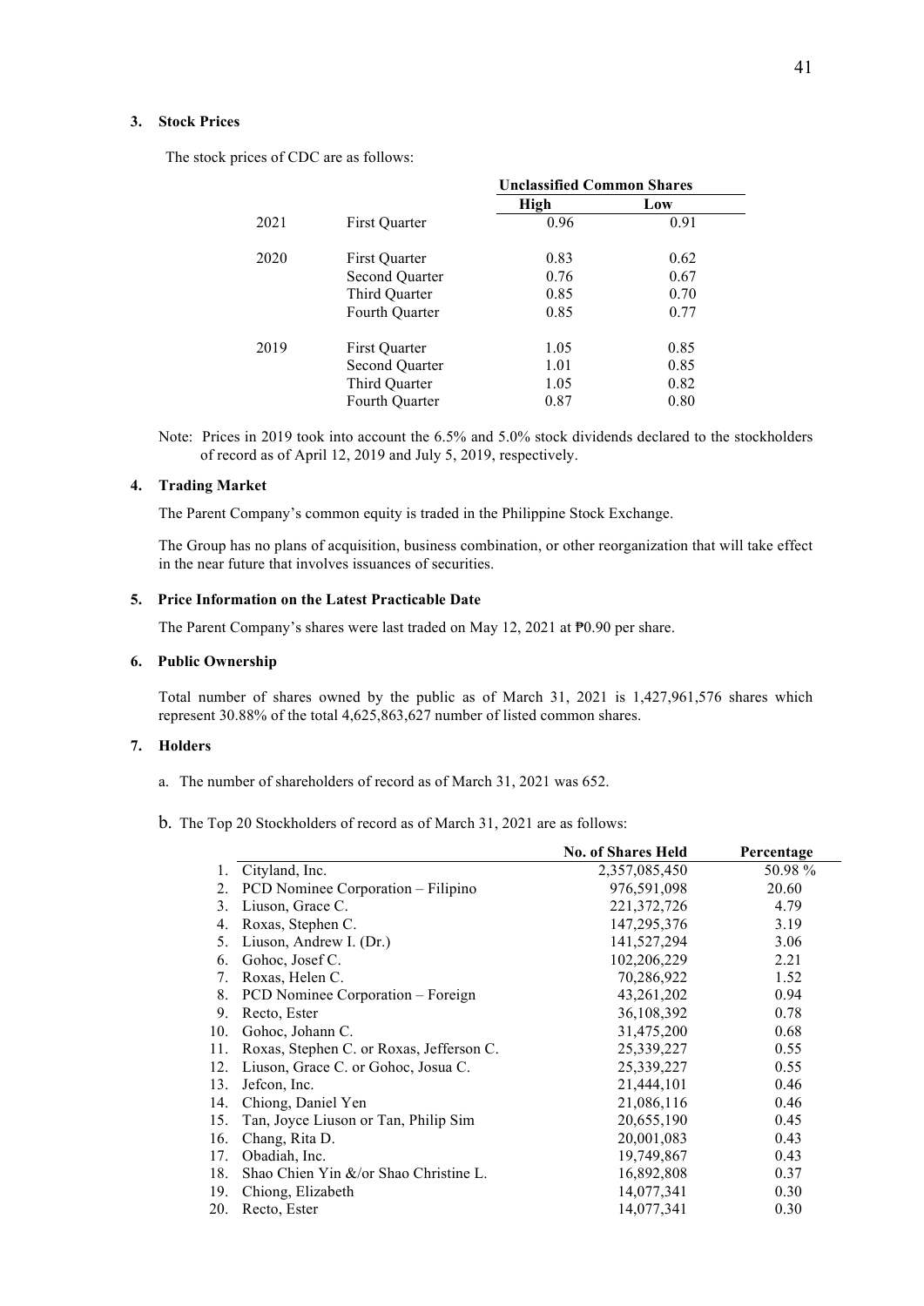### 3. Stock Prices

The stock prices of CDC are as follows:

| | | Unclassified Common Shares | |
|---|---|---|---|
| | | **High** | **Low** |
| 2021 | First Quarter | 0.96 | 0.91 |
| 2020 | First Quarter | 0.83 | 0.62 |
| | Second Quarter | 0.76 | 0.67 |
| | Third Quarter | 0.85 | 0.70 |
| | Fourth Quarter | 0.85 | 0.77 |
| 2019 | First Quarter | 1.05 | 0.85 |
| | Second Quarter | 1.01 | 0.85 |
| | Third Quarter | 1.05 | 0.82 |
| | Fourth Quarter | 0.87 | 0.80 |

Note: Prices in 2019 took into account the 6.5% and 5.0% stock dividends declared to the stockholders of record as of April 12, 2019 and July 5, 2019, respectively.

### 4. Trading Market

The Parent Company's common equity is traded in the Philippine Stock Exchange.

The Group has no plans of acquisition, business combination, or other reorganization that will take effect in the near future that involves issuances of securities.

### 5. Price Information on the Latest Practicable Date

The Parent Company's shares were last traded on May 12, 2021 at ₱0.90 per share.

### 6. Public Ownership

Total number of shares owned by the public as of March 31, 2021 is 1,427,961,576 shares which represent 30.88% of the total 4,625,863,627 number of listed common shares.

### 7. Holders

a. The number of shareholders of record as of March 31, 2021 was 652.

b. The Top 20 Stockholders of record as of March 31, 2021 are as follows:

| | | No. of Shares Held | Percentage |
|---|---|---|---|
| 1. | Cityland, Inc. | 2,357,085,450 | 50.98 % |
| 2. | PCD Nominee Corporation – Filipino | 976,591,098 | 20.60 |
| 3. | Liuson, Grace C. | 221,372,726 | 4.79 |
| 4. | Roxas, Stephen C. | 147,295,376 | 3.19 |
| 5. | Liuson, Andrew I. (Dr.) | 141,527,294 | 3.06 |
| 6. | Gohoc, Josef C. | 102,206,229 | 2.21 |
| 7. | Roxas, Helen C. | 70,286,922 | 1.52 |
| 8. | PCD Nominee Corporation – Foreign | 43,261,202 | 0.94 |
| 9. | Recto, Ester | 36,108,392 | 0.78 |
| 10. | Gohoc, Johann C. | 31,475,200 | 0.68 |
| 11. | Roxas, Stephen C. or Roxas, Jefferson C. | 25,339,227 | 0.55 |
| 12. | Liuson, Grace C. or Gohoc, Josua C. | 25,339,227 | 0.55 |
| 13. | Jefcon, Inc. | 21,444,101 | 0.46 |
| 14. | Chiong, Daniel Yen | 21,086,116 | 0.46 |
| 15. | Tan, Joyce Liuson or Tan, Philip Sim | 20,655,190 | 0.45 |
| 16. | Chang, Rita D. | 20,001,083 | 0.43 |
| 17. | Obadiah, Inc. | 19,749,867 | 0.43 |
| 18. | Shao Chien Yin &/or Shao Christine L. | 16,892,808 | 0.37 |
| 19. | Chiong, Elizabeth | 14,077,341 | 0.30 |
| 20. | Recto, Ester | 14,077,341 | 0.30 |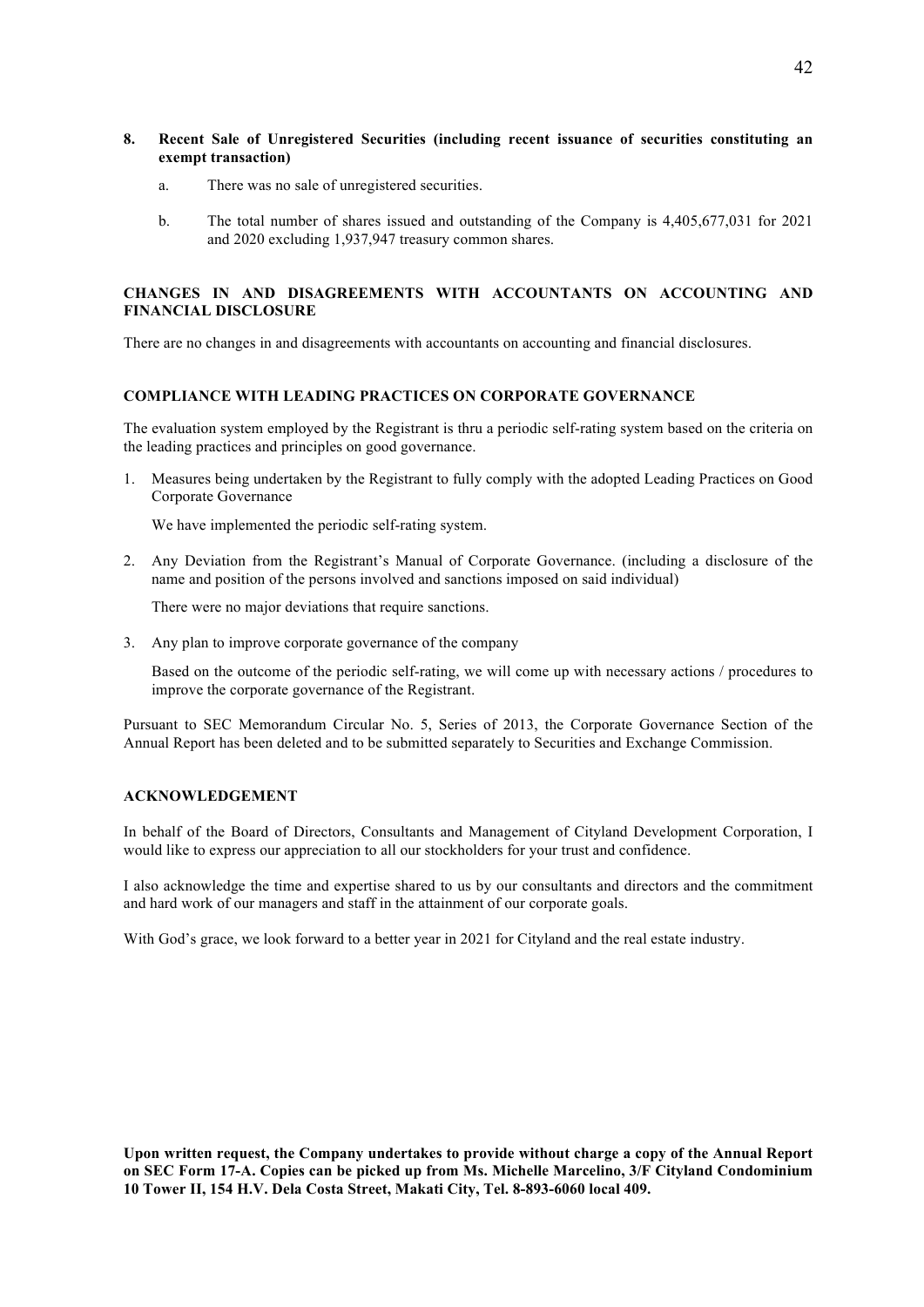**8. Recent Sale of Unregistered Securities (including recent issuance of securities constituting an exempt transaction)**

a. There was no sale of unregistered securities.

b. The total number of shares issued and outstanding of the Company is 4,405,677,031 for 2021 and 2020 excluding 1,937,947 treasury common shares.

## CHANGES IN AND DISAGREEMENTS WITH ACCOUNTANTS ON ACCOUNTING AND FINANCIAL DISCLOSURE

There are no changes in and disagreements with accountants on accounting and financial disclosures.

## COMPLIANCE WITH LEADING PRACTICES ON CORPORATE GOVERNANCE

The evaluation system employed by the Registrant is thru a periodic self-rating system based on the criteria on the leading practices and principles on good governance.

1. Measures being undertaken by the Registrant to fully comply with the adopted Leading Practices on Good Corporate Governance

   We have implemented the periodic self-rating system.

2. Any Deviation from the Registrant's Manual of Corporate Governance. (including a disclosure of the name and position of the persons involved and sanctions imposed on said individual)

   There were no major deviations that require sanctions.

3. Any plan to improve corporate governance of the company

   Based on the outcome of the periodic self-rating, we will come up with necessary actions / procedures to improve the corporate governance of the Registrant.

Pursuant to SEC Memorandum Circular No. 5, Series of 2013, the Corporate Governance Section of the Annual Report has been deleted and to be submitted separately to Securities and Exchange Commission.

## ACKNOWLEDGEMENT

In behalf of the Board of Directors, Consultants and Management of Cityland Development Corporation, I would like to express our appreciation to all our stockholders for your trust and confidence.

I also acknowledge the time and expertise shared to us by our consultants and directors and the commitment and hard work of our managers and staff in the attainment of our corporate goals.

With God's grace, we look forward to a better year in 2021 for Cityland and the real estate industry.

**Upon written request, the Company undertakes to provide without charge a copy of the Annual Report on SEC Form 17-A. Copies can be picked up from Ms. Michelle Marcelino, 3/F Cityland Condominium 10 Tower II, 154 H.V. Dela Costa Street, Makati City, Tel. 8-893-6060 local 409.**